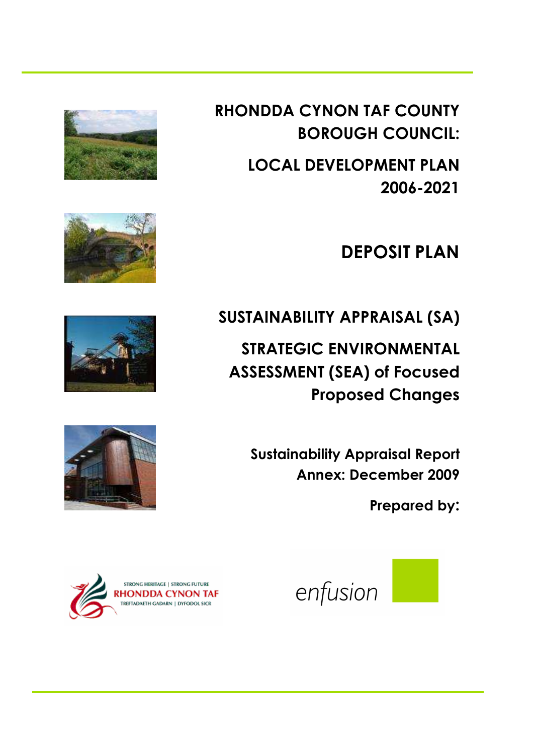# RHONDDA CYNON TAF COUNTY BOROUGH COUNCIL:

## LOCAL DEVELOPMENT PLAN 2006-2021

## DEPOSIT PLAN

## SUSTAINABILITY APPRAISAL (SA)

## STRATEGIC ENVIRONMENTAL ASSESSMENT (SEA) of Focused Proposed Changes

**Sustainability Appraisal Report Annex: December 2009**

**Prepared by:**

STRONG HERITAGE | STRONG FUTURE
RHONDDA CYNON TAF
TREFTADAETH GADARN | DYFODOL SICR

enfusion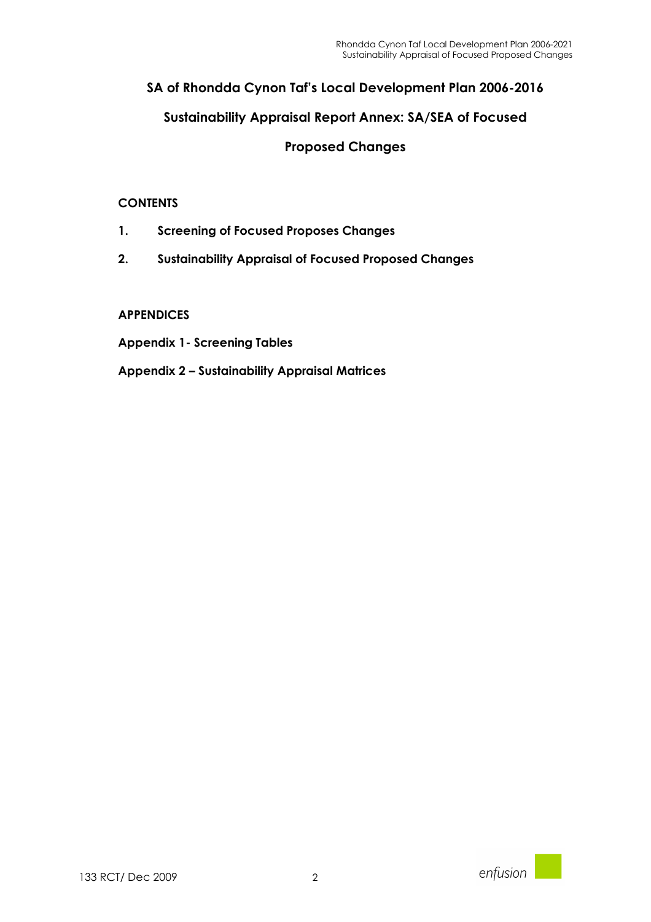# SA of Rhondda Cynon Taf's Local Development Plan 2006-2016

## Sustainability Appraisal Report Annex: SA/SEA of Focused Proposed Changes

**CONTENTS**

1. **Screening of Focused Proposes Changes**
2. **Sustainability Appraisal of Focused Proposed Changes**

**APPENDICES**

**Appendix 1- Screening Tables**

**Appendix 2 – Sustainability Appraisal Matrices**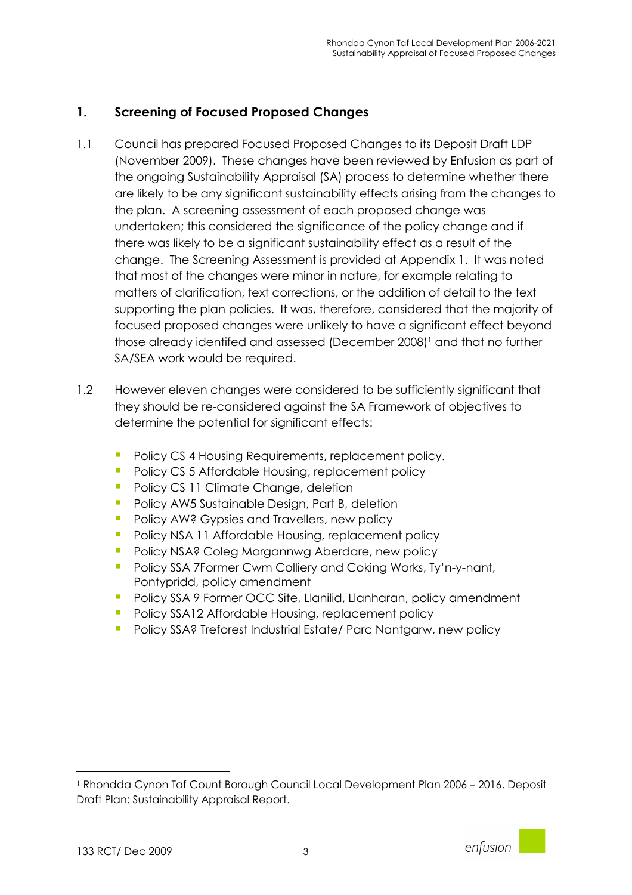## 1. Screening of Focused Proposed Changes

1.1 Council has prepared Focused Proposed Changes to its Deposit Draft LDP (November 2009). These changes have been reviewed by Enfusion as part of the ongoing Sustainability Appraisal (SA) process to determine whether there are likely to be any significant sustainability effects arising from the changes to the plan. A screening assessment of each proposed change was undertaken; this considered the significance of the policy change and if there was likely to be a significant sustainability effect as a result of the change. The Screening Assessment is provided at Appendix 1. It was noted that most of the changes were minor in nature, for example relating to matters of clarification, text corrections, or the addition of detail to the text supporting the plan policies. It was, therefore, considered that the majority of focused proposed changes were unlikely to have a significant effect beyond those already identifed and assessed (December 2008)[1] and that no further SA/SEA work would be required.

1.2 However eleven changes were considered to be sufficiently significant that they should be re-considered against the SA Framework of objectives to determine the potential for significant effects:

- Policy CS 4 Housing Requirements, replacement policy.
- Policy CS 5 Affordable Housing, replacement policy
- Policy CS 11 Climate Change, deletion
- Policy AW5 Sustainable Design, Part B, deletion
- Policy AW? Gypsies and Travellers, new policy
- Policy NSA 11 Affordable Housing, replacement policy
- Policy NSA? Coleg Morgannwg Aberdare, new policy
- Policy SSA 7Former Cwm Colliery and Coking Works, Ty'n-y-nant, Pontypridd, policy amendment
- Policy SSA 9 Former OCC Site, Llanilid, Llanharan, policy amendment
- Policy SSA12 Affordable Housing, replacement policy
- Policy SSA? Treforest Industrial Estate/ Parc Nantgarw, new policy

[1] Rhondda Cynon Taf Count Borough Council Local Development Plan 2006 – 2016. Deposit Draft Plan: Sustainability Appraisal Report.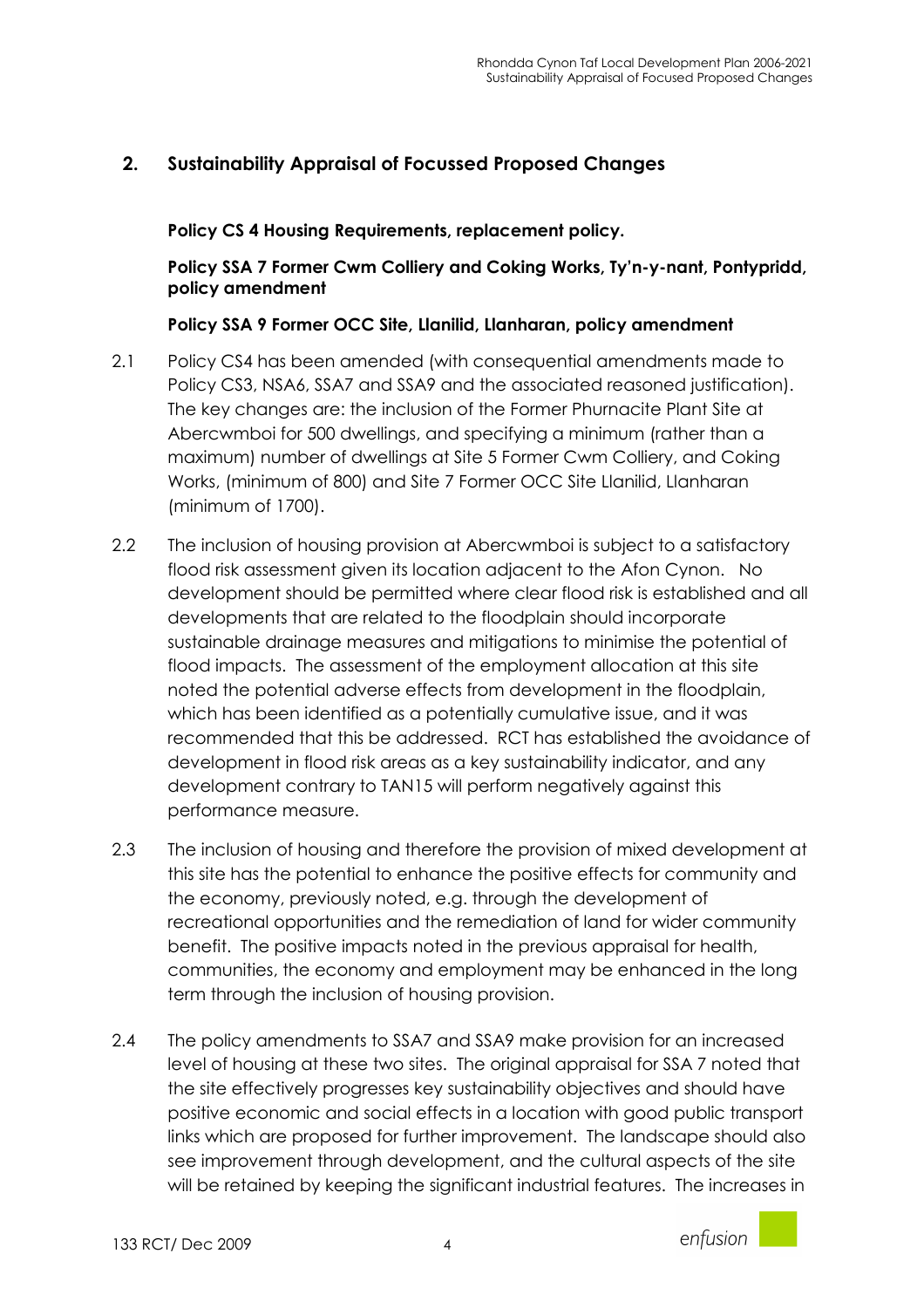## 2. Sustainability Appraisal of Focussed Proposed Changes

**Policy CS 4 Housing Requirements, replacement policy.**

**Policy SSA 7 Former Cwm Colliery and Coking Works, Ty'n-y-nant, Pontypridd, policy amendment**

**Policy SSA 9 Former OCC Site, Llanilid, Llanharan, policy amendment**

2.1 Policy CS4 has been amended (with consequential amendments made to Policy CS3, NSA6, SSA7 and SSA9 and the associated reasoned justification). The key changes are: the inclusion of the Former Phurnacite Plant Site at Abercwmboi for 500 dwellings, and specifying a minimum (rather than a maximum) number of dwellings at Site 5 Former Cwm Colliery, and Coking Works, (minimum of 800) and Site 7 Former OCC Site Llanilid, Llanharan (minimum of 1700).

2.2 The inclusion of housing provision at Abercwmboi is subject to a satisfactory flood risk assessment given its location adjacent to the Afon Cynon. No development should be permitted where clear flood risk is established and all developments that are related to the floodplain should incorporate sustainable drainage measures and mitigations to minimise the potential of flood impacts. The assessment of the employment allocation at this site noted the potential adverse effects from development in the floodplain, which has been identified as a potentially cumulative issue, and it was recommended that this be addressed. RCT has established the avoidance of development in flood risk areas as a key sustainability indicator, and any development contrary to TAN15 will perform negatively against this performance measure.

2.3 The inclusion of housing and therefore the provision of mixed development at this site has the potential to enhance the positive effects for community and the economy, previously noted, e.g. through the development of recreational opportunities and the remediation of land for wider community benefit. The positive impacts noted in the previous appraisal for health, communities, the economy and employment may be enhanced in the long term through the inclusion of housing provision.

2.4 The policy amendments to SSA7 and SSA9 make provision for an increased level of housing at these two sites. The original appraisal for SSA 7 noted that the site effectively progresses key sustainability objectives and should have positive economic and social effects in a location with good public transport links which are proposed for further improvement. The landscape should also see improvement through development, and the cultural aspects of the site will be retained by keeping the significant industrial features. The increases in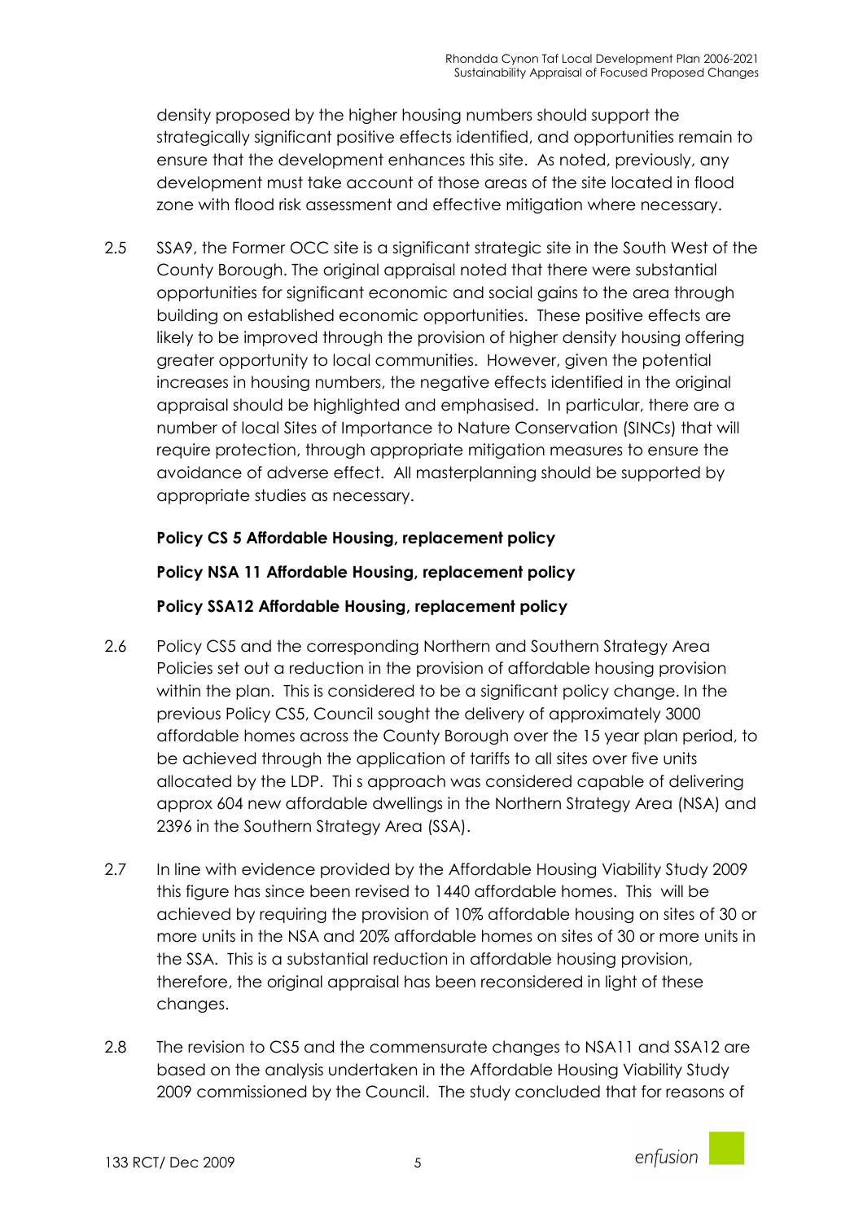density proposed by the higher housing numbers should support the strategically significant positive effects identified, and opportunities remain to ensure that the development enhances this site. As noted, previously, any development must take account of those areas of the site located in flood zone with flood risk assessment and effective mitigation where necessary.

2.5 SSA9, the Former OCC site is a significant strategic site in the South West of the County Borough. The original appraisal noted that there were substantial opportunities for significant economic and social gains to the area through building on established economic opportunities. These positive effects are likely to be improved through the provision of higher density housing offering greater opportunity to local communities. However, given the potential increases in housing numbers, the negative effects identified in the original appraisal should be highlighted and emphasised. In particular, there are a number of local Sites of Importance to Nature Conservation (SINCs) that will require protection, through appropriate mitigation measures to ensure the avoidance of adverse effect. All masterplanning should be supported by appropriate studies as necessary.

**Policy CS 5 Affordable Housing, replacement policy**

**Policy NSA 11 Affordable Housing, replacement policy**

**Policy SSA12 Affordable Housing, replacement policy**

2.6 Policy CS5 and the corresponding Northern and Southern Strategy Area Policies set out a reduction in the provision of affordable housing provision within the plan. This is considered to be a significant policy change. In the previous Policy CS5, Council sought the delivery of approximately 3000 affordable homes across the County Borough over the 15 year plan period, to be achieved through the application of tariffs to all sites over five units allocated by the LDP. Thi s approach was considered capable of delivering approx 604 new affordable dwellings in the Northern Strategy Area (NSA) and 2396 in the Southern Strategy Area (SSA).

2.7 In line with evidence provided by the Affordable Housing Viability Study 2009 this figure has since been revised to 1440 affordable homes. This will be achieved by requiring the provision of 10% affordable housing on sites of 30 or more units in the NSA and 20% affordable homes on sites of 30 or more units in the SSA. This is a substantial reduction in affordable housing provision, therefore, the original appraisal has been reconsidered in light of these changes.

2.8 The revision to CS5 and the commensurate changes to NSA11 and SSA12 are based on the analysis undertaken in the Affordable Housing Viability Study 2009 commissioned by the Council. The study concluded that for reasons of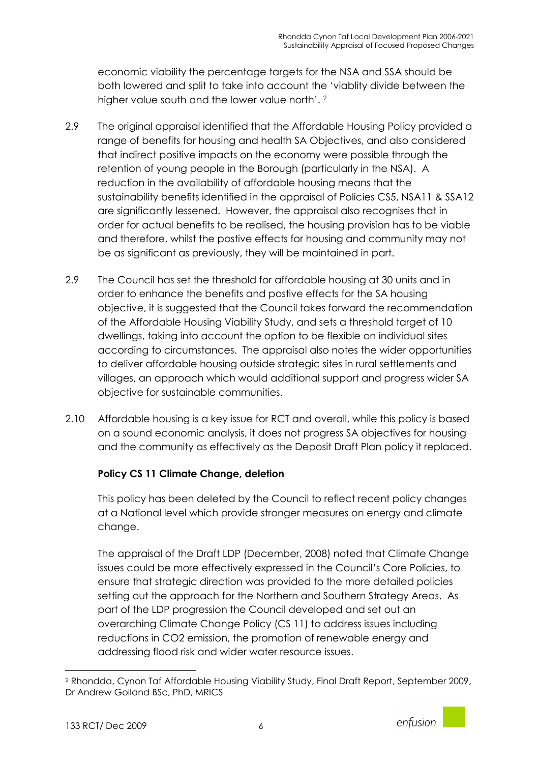economic viability the percentage targets for the NSA and SSA should be both lowered and split to take into account the 'viablity divide between the higher value south and the lower value north'. [2]

2.9 The original appraisal identified that the Affordable Housing Policy provided a range of benefits for housing and health SA Objectives, and also considered that indirect positive impacts on the economy were possible through the retention of young people in the Borough (particularly in the NSA). A reduction in the availability of affordable housing means that the sustainability benefits identified in the appraisal of Policies CS5, NSA11 & SSA12 are significantly lessened. However, the appraisal also recognises that in order for actual benefits to be realised, the housing provision has to be viable and therefore, whilst the postive effects for housing and community may not be as significant as previously, they will be maintained in part.

2.9 The Council has set the threshold for affordable housing at 30 units and in order to enhance the benefits and postive effects for the SA housing objective, it is suggested that the Council takes forward the recommendation of the Affordable Housing Viability Study, and sets a threshold target of 10 dwellings, taking into account the option to be flexible on individual sites according to circumstances. The appraisal also notes the wider opportunities to deliver affordable housing outside strategic sites in rural settlements and villages, an approach which would additional support and progress wider SA objective for sustainable communities.

2.10 Affordable housing is a key issue for RCT and overall, while this policy is based on a sound economic analysis, it does not progress SA objectives for housing and the community as effectively as the Deposit Draft Plan policy it replaced.

**Policy CS 11 Climate Change, deletion**

This policy has been deleted by the Council to reflect recent policy changes at a National level which provide stronger measures on energy and climate change.

The appraisal of the Draft LDP (December, 2008) noted that Climate Change issues could be more effectively expressed in the Council's Core Policies, to ensure that strategic direction was provided to the more detailed policies setting out the approach for the Northern and Southern Strategy Areas. As part of the LDP progression the Council developed and set out an overarching Climate Change Policy (CS 11) to address issues including reductions in $CO_2$ emission, the promotion of renewable energy and addressing flood risk and wider water resource issues.

[2] Rhondda, Cynon Taf Affordable Housing Viability Study, Final Draft Report, September 2009, Dr Andrew Golland BSc, PhD, MRICS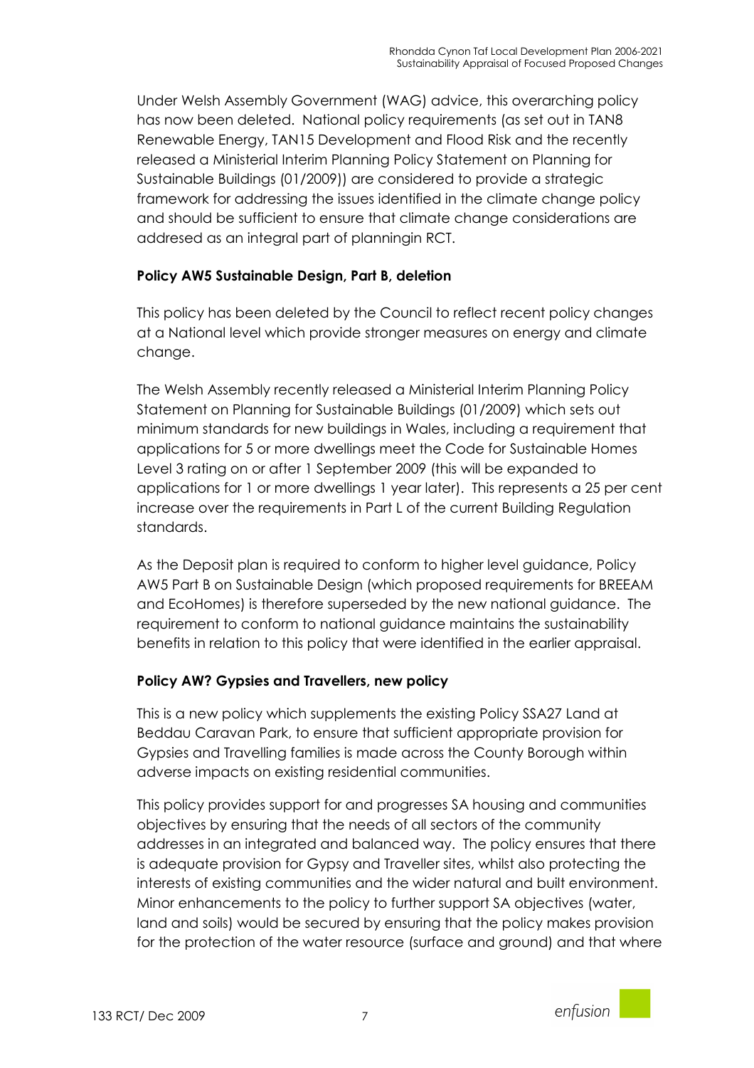Under Welsh Assembly Government (WAG) advice, this overarching policy has now been deleted. National policy requirements (as set out in TAN8 Renewable Energy, TAN15 Development and Flood Risk and the recently released a Ministerial Interim Planning Policy Statement on Planning for Sustainable Buildings (01/2009)) are considered to provide a strategic framework for addressing the issues identified in the climate change policy and should be sufficient to ensure that climate change considerations are addresed as an integral part of planningin RCT.

**Policy AW5 Sustainable Design, Part B, deletion**

This policy has been deleted by the Council to reflect recent policy changes at a National level which provide stronger measures on energy and climate change.

The Welsh Assembly recently released a Ministerial Interim Planning Policy Statement on Planning for Sustainable Buildings (01/2009) which sets out minimum standards for new buildings in Wales, including a requirement that applications for 5 or more dwellings meet the Code for Sustainable Homes Level 3 rating on or after 1 September 2009 (this will be expanded to applications for 1 or more dwellings 1 year later). This represents a 25 per cent increase over the requirements in Part L of the current Building Regulation standards.

As the Deposit plan is required to conform to higher level guidance, Policy AW5 Part B on Sustainable Design (which proposed requirements for BREEAM and EcoHomes) is therefore superseded by the new national guidance. The requirement to conform to national guidance maintains the sustainability benefits in relation to this policy that were identified in the earlier appraisal.

**Policy AW? Gypsies and Travellers, new policy**

This is a new policy which supplements the existing Policy SSA27 Land at Beddau Caravan Park, to ensure that sufficient appropriate provision for Gypsies and Travelling families is made across the County Borough within adverse impacts on existing residential communities.

This policy provides support for and progresses SA housing and communities objectives by ensuring that the needs of all sectors of the community addresses in an integrated and balanced way. The policy ensures that there is adequate provision for Gypsy and Traveller sites, whilst also protecting the interests of existing communities and the wider natural and built environment. Minor enhancements to the policy to further support SA objectives (water, land and soils) would be secured by ensuring that the policy makes provision for the protection of the water resource (surface and ground) and that where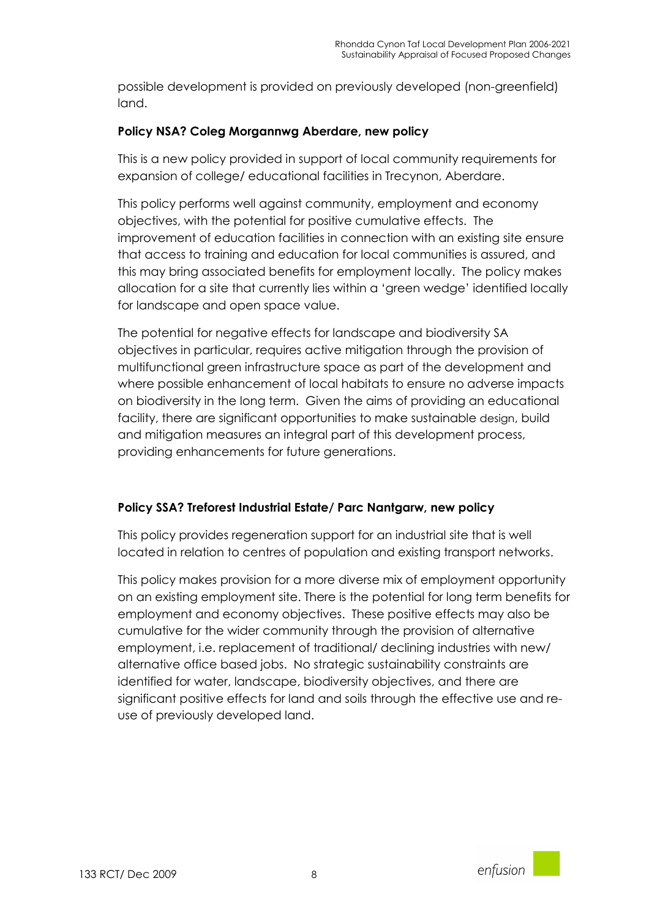possible development is provided on previously developed (non-greenfield) land.

**Policy NSA? Coleg Morgannwg Aberdare, new policy**

This is a new policy provided in support of local community requirements for expansion of college/ educational facilities in Trecynon, Aberdare.

This policy performs well against community, employment and economy objectives, with the potential for positive cumulative effects. The improvement of education facilities in connection with an existing site ensure that access to training and education for local communities is assured, and this may bring associated benefits for employment locally. The policy makes allocation for a site that currently lies within a 'green wedge' identified locally for landscape and open space value.

The potential for negative effects for landscape and biodiversity SA objectives in particular, requires active mitigation through the provision of multifunctional green infrastructure space as part of the development and where possible enhancement of local habitats to ensure no adverse impacts on biodiversity in the long term. Given the aims of providing an educational facility, there are significant opportunities to make sustainable design, build and mitigation measures an integral part of this development process, providing enhancements for future generations.

**Policy SSA? Treforest Industrial Estate/ Parc Nantgarw, new policy**

This policy provides regeneration support for an industrial site that is well located in relation to centres of population and existing transport networks.

This policy makes provision for a more diverse mix of employment opportunity on an existing employment site. There is the potential for long term benefits for employment and economy objectives. These positive effects may also be cumulative for the wider community through the provision of alternative employment, i.e. replacement of traditional/ declining industries with new/ alternative office based jobs. No strategic sustainability constraints are identified for water, landscape, biodiversity objectives, and there are significant positive effects for land and soils through the effective use and re-use of previously developed land.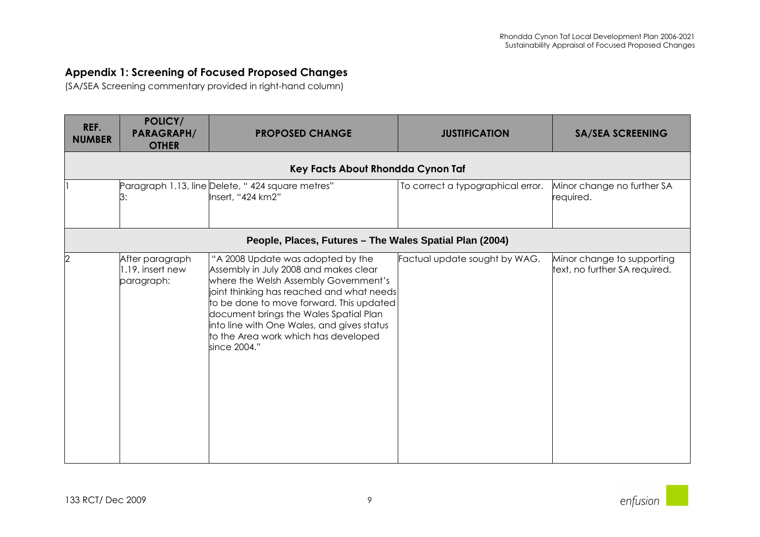## Appendix 1: Screening of Focused Proposed Changes

(SA/SEA Screening commentary provided in right-hand column)

| REF. NUMBER | POLICY/ PARAGRAPH/ OTHER | PROPOSED CHANGE | JUSTIFICATION | SA/SEA SCREENING |
|---|---|---|---|---|
| **Key Facts About Rhondda Cynon Taf** | | | | |
| 1 | Paragraph 1.13, line 3: | Delete, " 424 square metres" Insert, "424 km2" | To correct a typographical error. | Minor change no further SA required. |
| **People, Places, Futures – The Wales Spatial Plan (2004)** | | | | |
| 2 | After paragraph 1.19, insert new paragraph: | "A 2008 Update was adopted by the Assembly in July 2008 and makes clear where the Welsh Assembly Government's joint thinking has reached and what needs to be done to move forward. This updated document brings the Wales Spatial Plan into line with One Wales, and gives status to the Area work which has developed since 2004." | Factual update sought by WAG. | Minor change to supporting text, no further SA required. |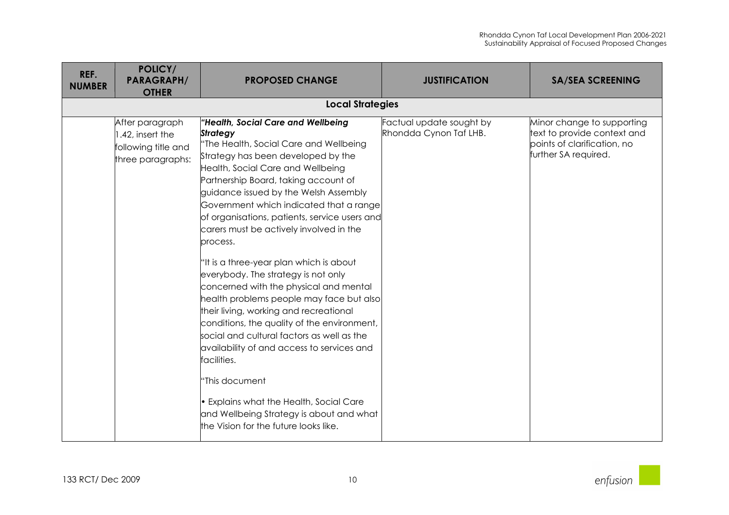| REF. NUMBER | POLICY/ PARAGRAPH/ OTHER | PROPOSED CHANGE | JUSTIFICATION | SA/SEA SCREENING |
|---|---|---|---|---|
| **Local Strategies** | | | | |
| | After paragraph 1.42, insert the following title and three paragraphs: | ***"Health, Social Care and Wellbeing Strategy***<br>"The Health, Social Care and Wellbeing Strategy has been developed by the Health, Social Care and Wellbeing Partnership Board, taking account of guidance issued by the Welsh Assembly Government which indicated that a range of organisations, patients, service users and carers must be actively involved in the process.<br><br>"It is a three-year plan which is about everybody. The strategy is not only concerned with the physical and mental health problems people may face but also their living, working and recreational conditions, the quality of the environment, social and cultural factors as well as the availability of and access to services and facilities.<br><br>"This document<br><br>• Explains what the Health, Social Care and Wellbeing Strategy is about and what the Vision for the future looks like. | Factual update sought by Rhondda Cynon Taf LHB. | Minor change to supporting text to provide context and points of clarification, no further SA required. |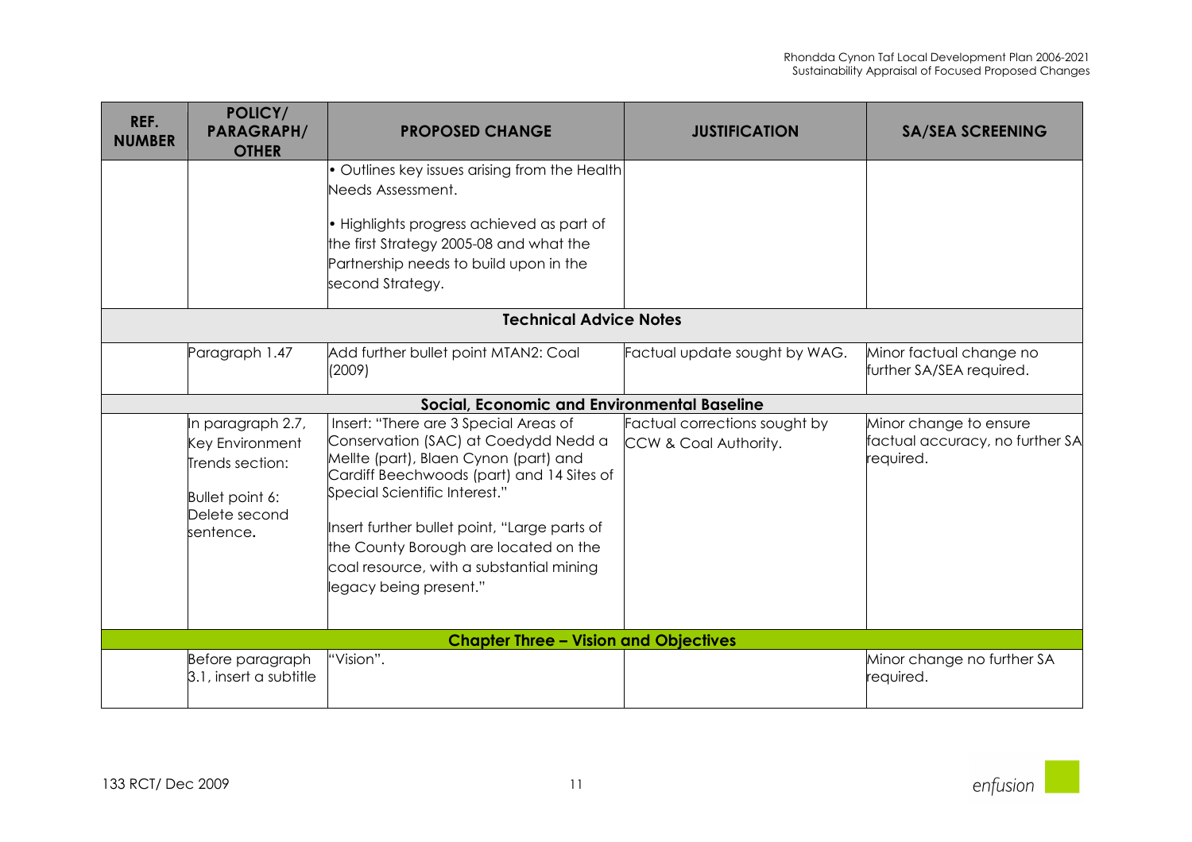| REF. NUMBER | POLICY/ PARAGRAPH/ OTHER | PROPOSED CHANGE | JUSTIFICATION | SA/SEA SCREENING |
|---|---|---|---|---|
| | | • Outlines key issues arising from the Health Needs Assessment.<br><br>• Highlights progress achieved as part of the first Strategy 2005-08 and what the Partnership needs to build upon in the second Strategy. | | |
| **Technical Advice Notes** | | | | |
| | Paragraph 1.47 | Add further bullet point MTAN2: Coal (2009) | Factual update sought by WAG. | Minor factual change no further SA/SEA required. |
| **Social, Economic and Environmental Baseline** | | | | |
| | In paragraph 2.7, Key Environment Trends section:<br><br>Bullet point 6: Delete second sentence. | Insert: "There are 3 Special Areas of Conservation (SAC) at Coedydd Nedd a Mellte (part), Blaen Cynon (part) and Cardiff Beechwoods (part) and 14 Sites of Special Scientific Interest."<br><br>Insert further bullet point, "Large parts of the County Borough are located on the coal resource, with a substantial mining legacy being present." | Factual corrections sought by CCW & Coal Authority. | Minor change to ensure factual accuracy, no further SA required. |
| **Chapter Three – Vision and Objectives** | | | | |
| | Before paragraph 3.1, insert a subtitle | "Vision". | | Minor change no further SA required. |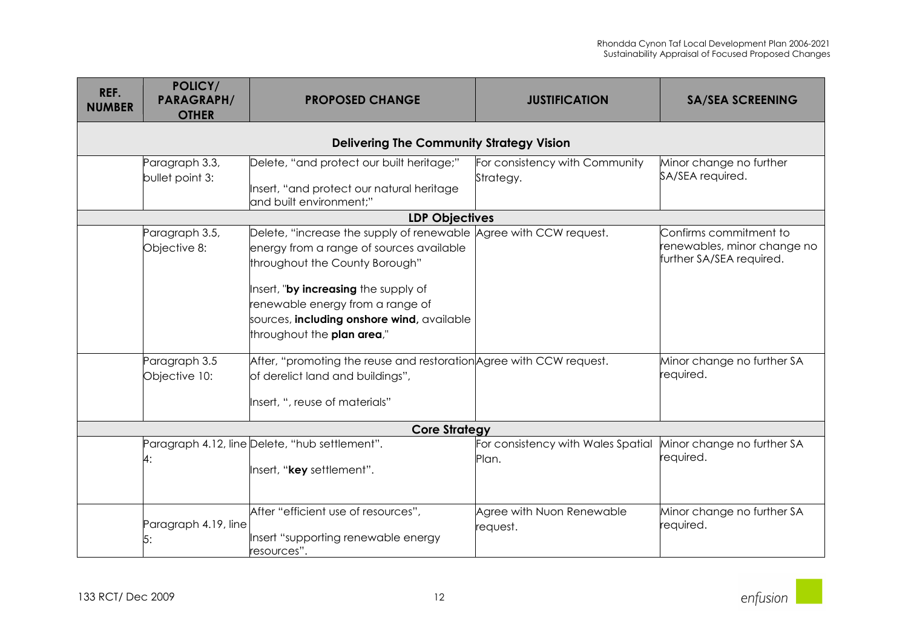| REF. NUMBER | POLICY/ PARAGRAPH/ OTHER | PROPOSED CHANGE | JUSTIFICATION | SA/SEA SCREENING |
|---|---|---|---|---|
| **Delivering The Community Strategy Vision** | | | | |
| | Paragraph 3.3, bullet point 3: | Delete, "and protect our built heritage;"<br><br>Insert, "and protect our natural heritage and built environment;" | For consistency with Community Strategy. | Minor change no further SA/SEA required. |
| **LDP Objectives** | | | | |
| | Paragraph 3.5, Objective 8: | Delete, "increase the supply of renewable energy from a range of sources available throughout the County Borough"<br><br>Insert, "**by increasing** the supply of renewable energy from a range of sources, **including onshore wind,** available throughout the **plan area**," | Agree with CCW request. | Confirms commitment to renewables, minor change no further SA/SEA required. |
| | Paragraph 3.5 Objective 10: | After, "promoting the reuse and restoration of derelict land and buildings",<br><br>Insert, ", reuse of materials" | Agree with CCW request. | Minor change no further SA required. |
| **Core Strategy** | | | | |
| | Paragraph 4.12, line 4: | Delete, "hub settlement".<br><br>Insert, "**key** settlement". | For consistency with Wales Spatial Plan. | Minor change no further SA required. |
| | Paragraph 4.19, line 5: | After "efficient use of resources",<br><br>Insert "supporting renewable energy resources". | Agree with Nuon Renewable request. | Minor change no further SA required. |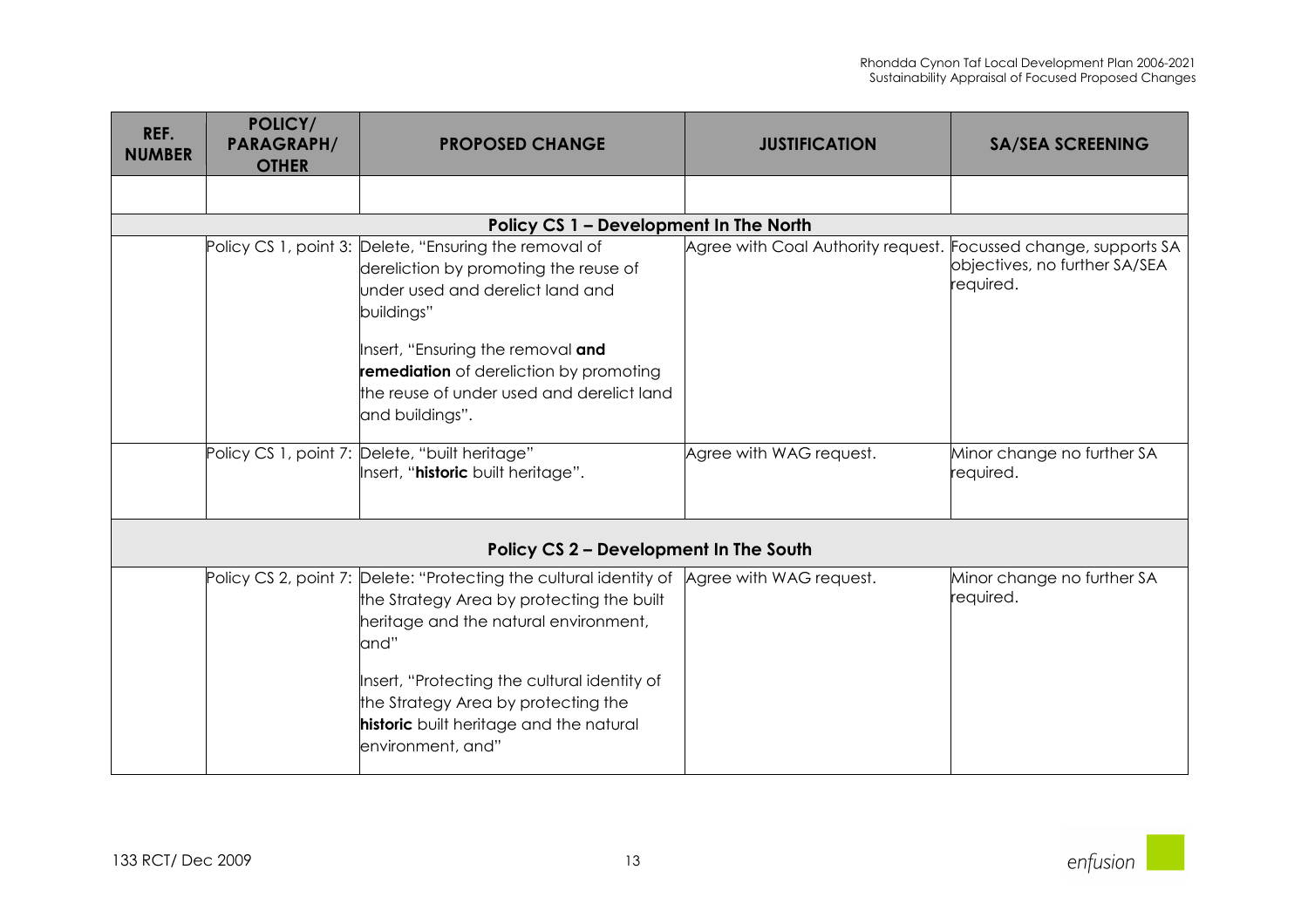| REF. NUMBER | POLICY/ PARAGRAPH/ OTHER | PROPOSED CHANGE | JUSTIFICATION | SA/SEA SCREENING |
|---|---|---|---|---|
| | | | | |
| | | **Policy CS 1 – Development In The North** | | |
| | Policy CS 1, point 3: | Delete, "Ensuring the removal of dereliction by promoting the reuse of under used and derelict land and buildings"<br><br>Insert, "Ensuring the removal **and remediation** of dereliction by promoting the reuse of under used and derelict land and buildings". | Agree with Coal Authority request. | Focussed change, supports SA objectives, no further SA/SEA required. |
| | Policy CS 1, point 7: | Delete, "built heritage"<br>Insert, "**historic** built heritage". | Agree with WAG request. | Minor change no further SA required. |
| | | **Policy CS 2 – Development In The South** | | |
| | Policy CS 2, point 7: | Delete: "Protecting the cultural identity of the Strategy Area by protecting the built heritage and the natural environment, and"<br><br>Insert, "Protecting the cultural identity of the Strategy Area by protecting the **historic** built heritage and the natural environment, and" | Agree with WAG request. | Minor change no further SA required. |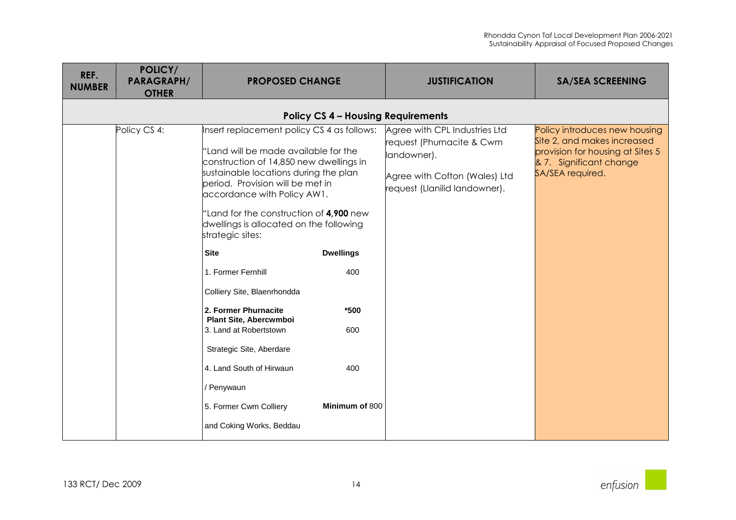| REF. NUMBER | POLICY/ PARAGRAPH/ OTHER | PROPOSED CHANGE | JUSTIFICATION | SA/SEA SCREENING |
|---|---|---|---|---|
| **Policy CS 4 – Housing Requirements** | | | | |
| | Policy CS 4: | Insert replacement policy CS 4 as follows:<br><br>"Land will be made available for the construction of 14,850 new dwellings in sustainable locations during the plan period. Provision will be met in accordance with Policy AW1.<br><br>"Land for the construction of **4,900** new dwellings is allocated on the following strategic sites:<br><br>**Site** — **Dwellings**<br>1. Former Fernhill Colliery Site, Blaenrhondda — 400<br>**2. Former Phurnacite Plant Site, Abercwmboi** — **\*500**<br>3. Land at Robertstown Strategic Site, Aberdare — 600<br>4. Land South of Hirwaun / Penywaun — 400<br>5. Former Cwm Colliery and Coking Works, Beddau — **Minimum of** 800 | Agree with CPL Industries Ltd request (Phurnacite & Cwm landowner).<br><br>Agree with Cofton (Wales) Ltd request (Llanilid landowner). | Policy introduces new housing Site 2, and makes increased provision for housing at Sites 5 & 7. Significant change SA/SEA required. |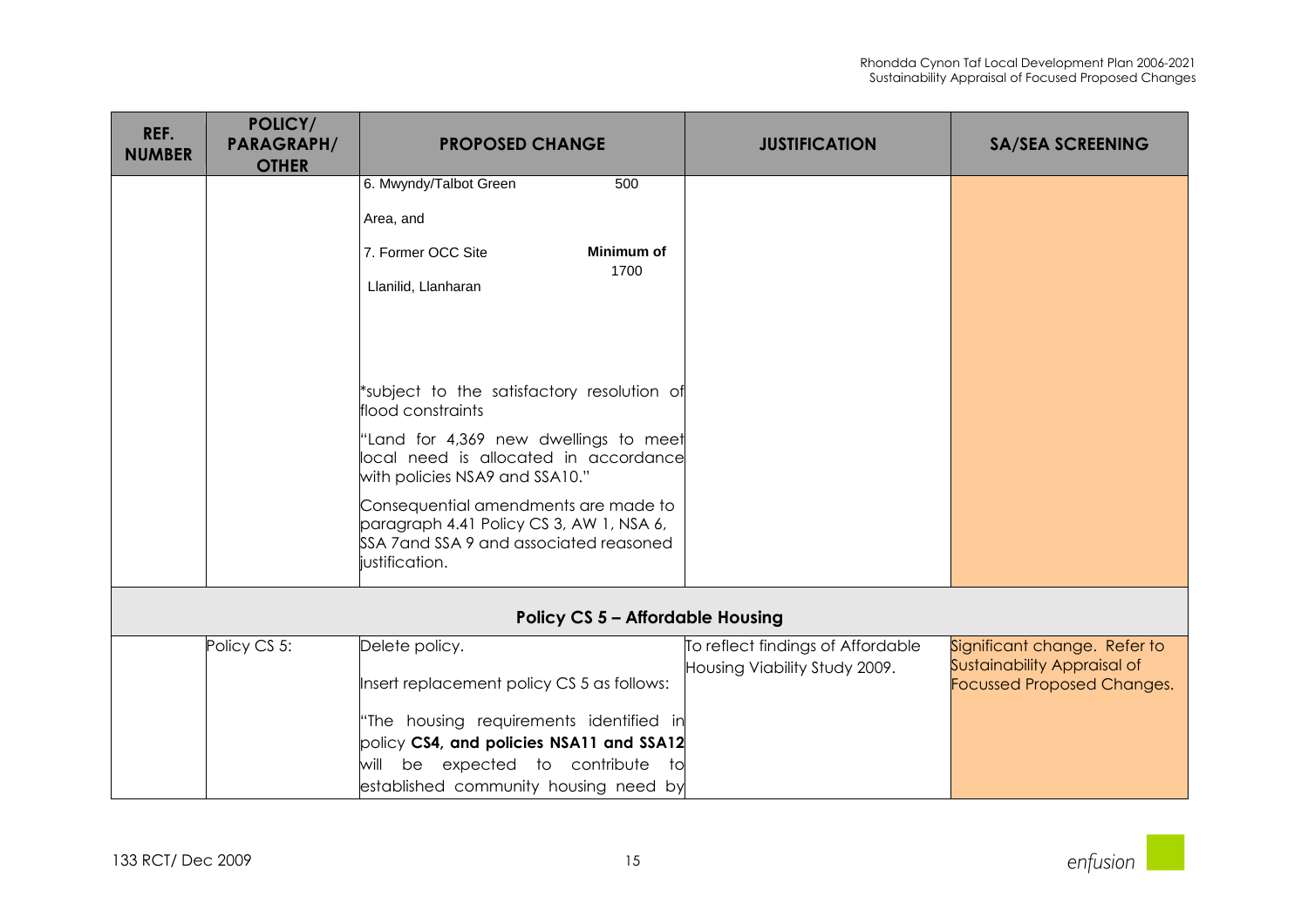| REF. NUMBER | POLICY/ PARAGRAPH/ OTHER | PROPOSED CHANGE | JUSTIFICATION | SA/SEA SCREENING |
|---|---|---|---|---|
| | | 6. Mwyndy/Talbot Green Area, and 500<br><br>7. Former OCC Site Llanilid, Llanharan **Minimum of** 1700<br><br>*subject to the satisfactory resolution of flood constraints<br><br>"Land for 4,369 new dwellings to meet local need is allocated in accordance with policies NSA9 and SSA10."<br><br>Consequential amendments are made to paragraph 4.41 Policy CS 3, AW 1, NSA 6, SSA 7and SSA 9 and associated reasoned justification. | | |
| **Policy CS 5 – Affordable Housing** | | | | |
| | Policy CS 5: | Delete policy.<br><br>Insert replacement policy CS 5 as follows:<br><br>"The housing requirements identified in policy **CS4, and policies NSA11 and SSA12** will be expected to contribute to established community housing need by | To reflect findings of Affordable Housing Viability Study 2009. | Significant change. Refer to Sustainability Appraisal of Focussed Proposed Changes. |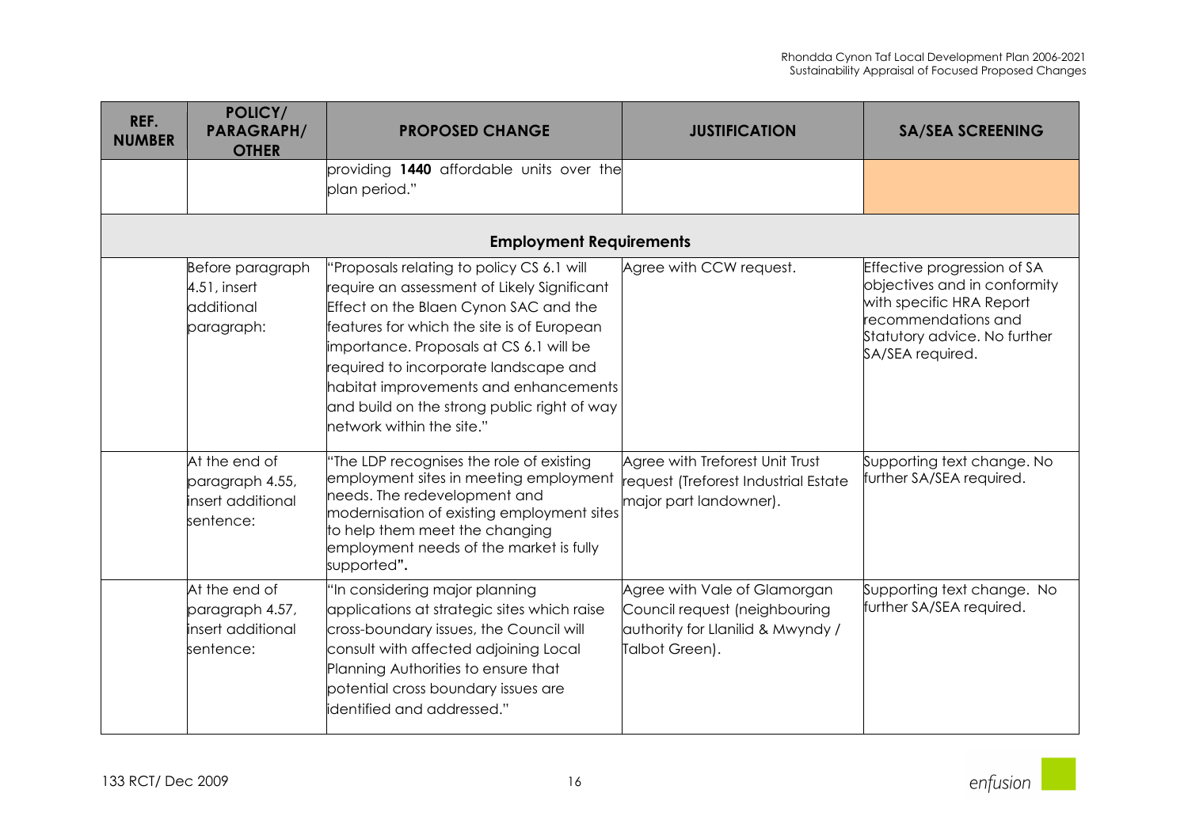| REF. NUMBER | POLICY/ PARAGRAPH/ OTHER | PROPOSED CHANGE | JUSTIFICATION | SA/SEA SCREENING |
|---|---|---|---|---|
| | | providing **1440** affordable units over the plan period." | | |
| | | **Employment Requirements** | | |
| | Before paragraph 4.51, insert additional paragraph: | "Proposals relating to policy CS 6.1 will require an assessment of Likely Significant Effect on the Blaen Cynon SAC and the features for which the site is of European importance. Proposals at CS 6.1 will be required to incorporate landscape and habitat improvements and enhancements and build on the strong public right of way network within the site." | Agree with CCW request. | Effective progression of SA objectives and in conformity with specific HRA Report recommendations and Statutory advice. No further SA/SEA required. |
| | At the end of paragraph 4.55, insert additional sentence: | "The LDP recognises the role of existing employment sites in meeting employment needs. The redevelopment and modernisation of existing employment sites to help them meet the changing employment needs of the market is fully supported**".** | Agree with Treforest Unit Trust request (Treforest Industrial Estate major part landowner). | Supporting text change. No further SA/SEA required. |
| | At the end of paragraph 4.57, insert additional sentence: | "In considering major planning applications at strategic sites which raise cross-boundary issues, the Council will consult with affected adjoining Local Planning Authorities to ensure that potential cross boundary issues are identified and addressed." | Agree with Vale of Glamorgan Council request (neighbouring authority for Llanilid & Mwyndy / Talbot Green). | Supporting text change. No further SA/SEA required. |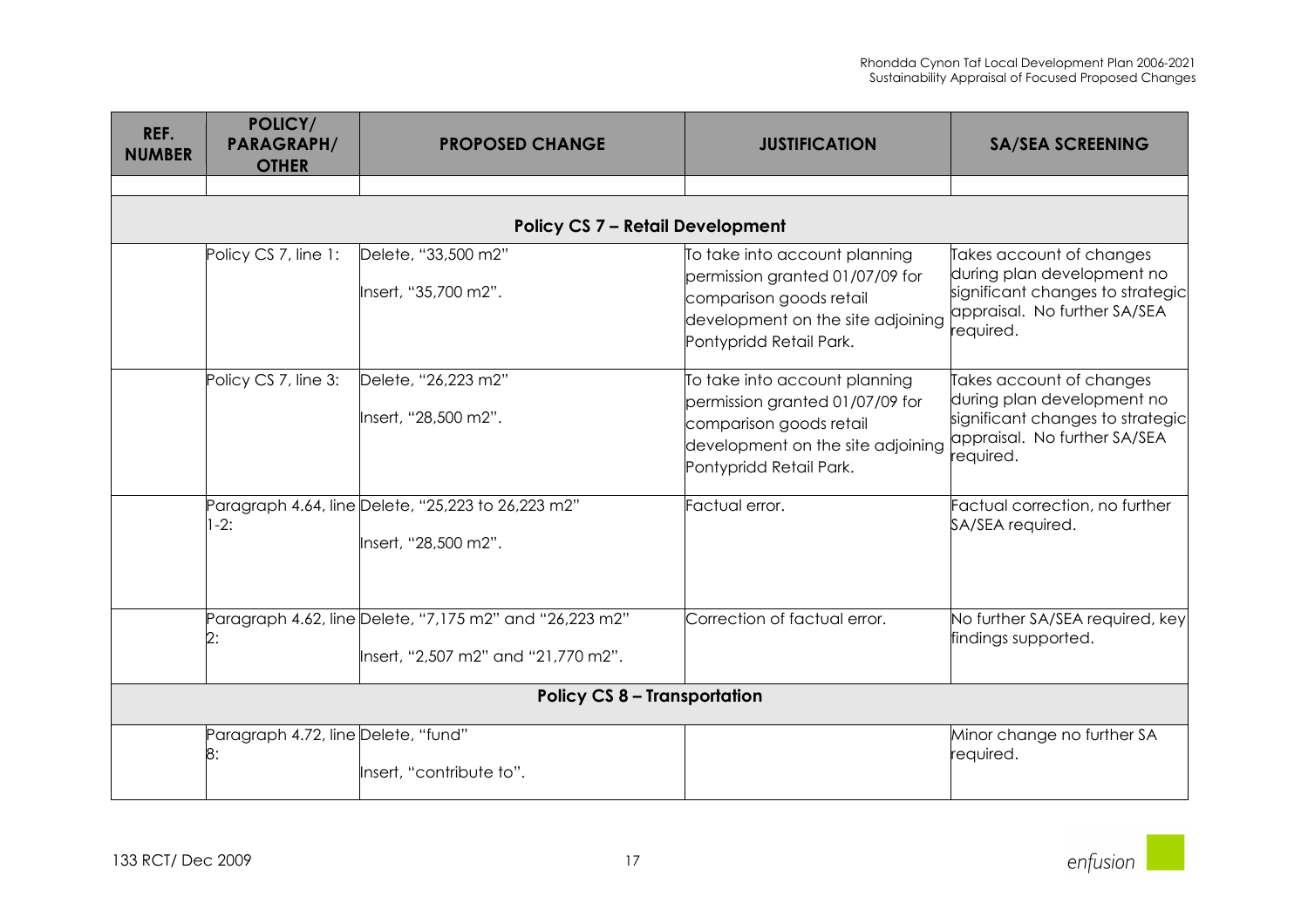| REF. NUMBER | POLICY/ PARAGRAPH/ OTHER | PROPOSED CHANGE | JUSTIFICATION | SA/SEA SCREENING |
|---|---|---|---|---|
| | | | | |
| | | **Policy CS 7 – Retail Development** | | |
| | Policy CS 7, line 1: | Delete, "33,500 m2"<br><br>Insert, "35,700 m2". | To take into account planning permission granted 01/07/09 for comparison goods retail development on the site adjoining Pontypridd Retail Park. | Takes account of changes during plan development no significant changes to strategic appraisal. No further SA/SEA required. |
| | Policy CS 7, line 3: | Delete, "26,223 m2"<br><br>Insert, "28,500 m2". | To take into account planning permission granted 01/07/09 for comparison goods retail development on the site adjoining Pontypridd Retail Park. | Takes account of changes during plan development no significant changes to strategic appraisal. No further SA/SEA required. |
| | Paragraph 4.64, line 1-2: | Delete, "25,223 to 26,223 m2"<br><br>Insert, "28,500 m2". | Factual error. | Factual correction, no further SA/SEA required. |
| | Paragraph 4.62, line 2: | Delete, "7,175 m2" and "26,223 m2"<br><br>Insert, "2,507 m2" and "21,770 m2". | Correction of factual error. | No further SA/SEA required, key findings supported. |
| | | **Policy CS 8 – Transportation** | | |
| | Paragraph 4.72, line 8: | Delete, "fund"<br><br>Insert, "contribute to". | | Minor change no further SA required. |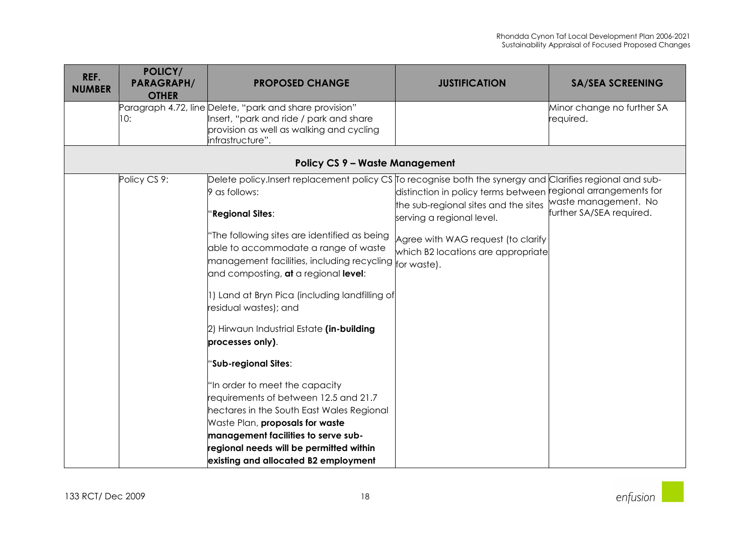| REF. NUMBER | POLICY/ PARAGRAPH/ OTHER | PROPOSED CHANGE | JUSTIFICATION | SA/SEA SCREENING |
|---|---|---|---|---|
| | Paragraph 4.72, line 10: | Delete, "park and share provision" Insert, "park and ride / park and share provision as well as walking and cycling infrastructure". | | Minor change no further SA required. |
| | | **Policy CS 9 – Waste Management** | | |
| | Policy CS 9: | Delete policy.Insert replacement policy CS 9 as follows:<br><br>"**Regional Sites**:<br><br>"The following sites are identified as being able to accommodate a range of waste management facilities, including recycling and composting, **at** a regional **level**:<br><br>1) Land at Bryn Pica (including landfilling of residual wastes); and<br><br>2) Hirwaun Industrial Estate **(in-building processes only)**.<br><br>"**Sub-regional Sites**:<br><br>"In order to meet the capacity requirements of between 12.5 and 21.7 hectares in the South East Wales Regional Waste Plan, **proposals for waste management facilities to serve sub-regional needs will be permitted within existing and allocated B2 employment** | To recognise both the synergy and distinction in policy terms between the sub-regional sites and the sites serving a regional level.<br><br>Agree with WAG request (to clarify which B2 locations are appropriate for waste). | Clarifies regional and sub-regional arrangements for waste management. No further SA/SEA required. |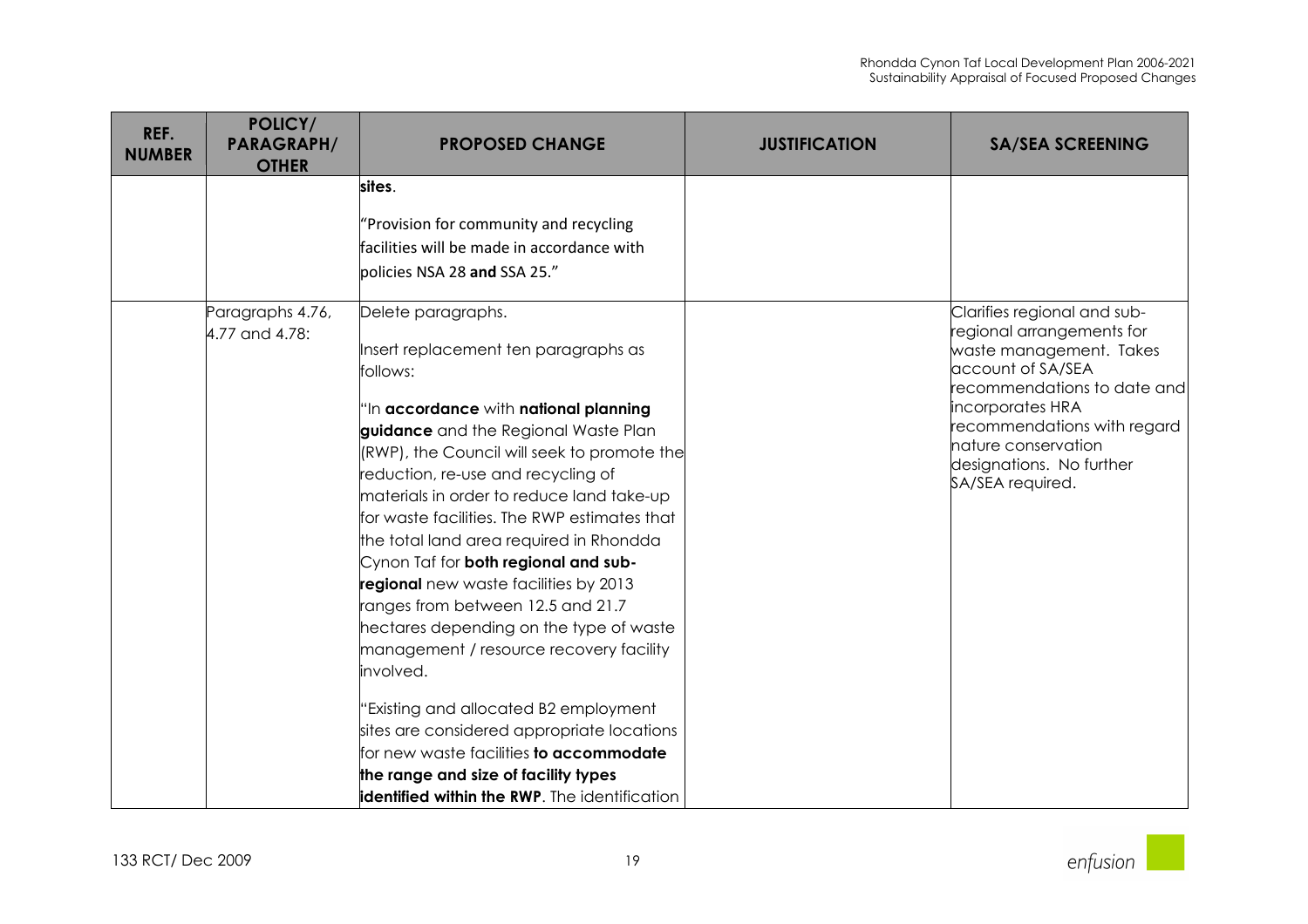| REF. NUMBER | POLICY/ PARAGRAPH/ OTHER | PROPOSED CHANGE | JUSTIFICATION | SA/SEA SCREENING |
|---|---|---|---|---|
| | | **sites**.<br><br>"Provision for community and recycling facilities will be made in accordance with policies NSA 28 **and** SSA 25." | | |
| | Paragraphs 4.76, 4.77 and 4.78: | Delete paragraphs.<br><br>Insert replacement ten paragraphs as follows:<br><br>"In **accordance** with **national planning guidance** and the Regional Waste Plan (RWP), the Council will seek to promote the reduction, re-use and recycling of materials in order to reduce land take-up for waste facilities. The RWP estimates that the total land area required in Rhondda Cynon Taf for **both regional and sub-regional** new waste facilities by 2013 ranges from between 12.5 and 21.7 hectares depending on the type of waste management / resource recovery facility involved.<br><br>"Existing and allocated B2 employment sites are considered appropriate locations for new waste facilities **to accommodate the range and size of facility types identified within the RWP**. The identification | | Clarifies regional and sub-regional arrangements for waste management. Takes account of SA/SEA recommendations to date and incorporates HRA recommendations with regard nature conservation designations. No further SA/SEA required. |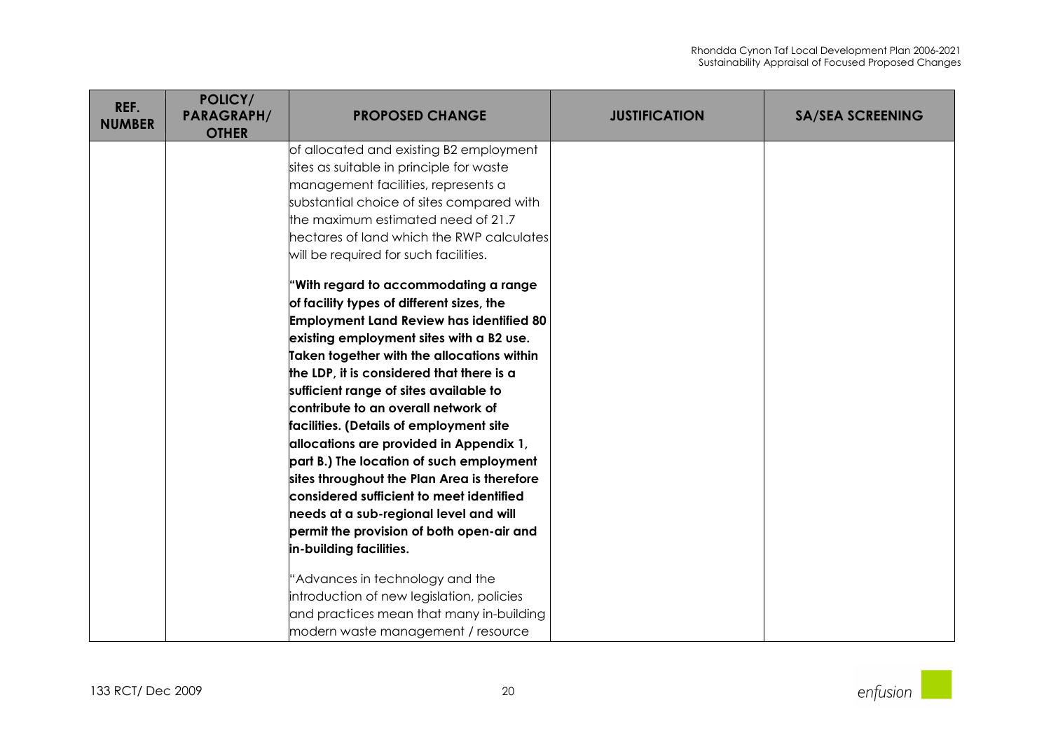| REF. NUMBER | POLICY/ PARAGRAPH/ OTHER | PROPOSED CHANGE | JUSTIFICATION | SA/SEA SCREENING |
|---|---|---|---|---|
| | | of allocated and existing B2 employment sites as suitable in principle for waste management facilities, represents a substantial choice of sites compared with the maximum estimated need of 21.7 hectares of land which the RWP calculates will be required for such facilities.<br><br>**"With regard to accommodating a range of facility types of different sizes, the Employment Land Review has identified 80 existing employment sites with a B2 use. Taken together with the allocations within the LDP, it is considered that there is a sufficient range of sites available to contribute to an overall network of facilities. (Details of employment site allocations are provided in Appendix 1, part B.) The location of such employment sites throughout the Plan Area is therefore considered sufficient to meet identified needs at a sub-regional level and will permit the provision of both open-air and in-building facilities.**<br><br>"Advances in technology and the introduction of new legislation, policies and practices mean that many in-building modern waste management / resource | | |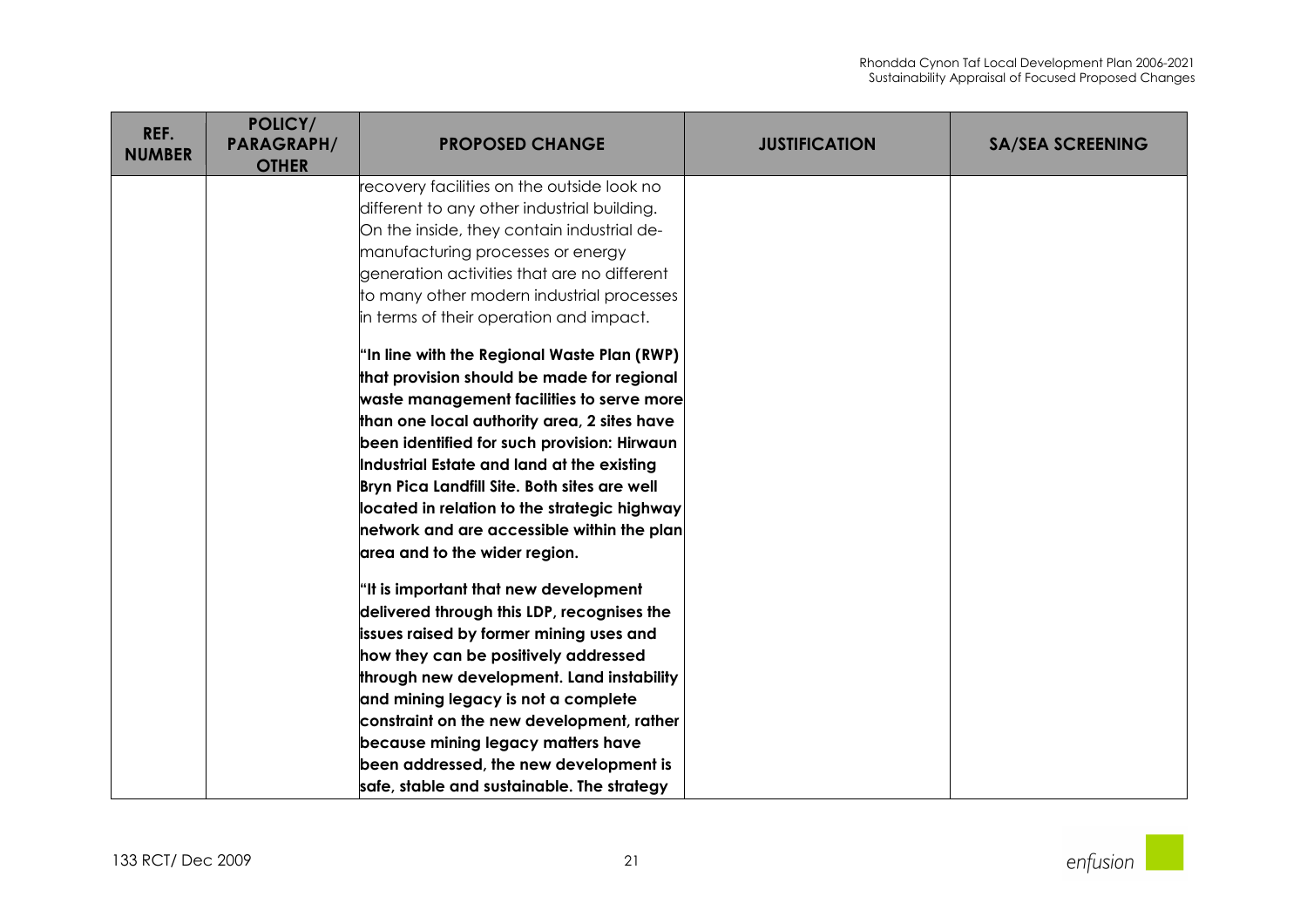| REF. NUMBER | POLICY/ PARAGRAPH/ OTHER | PROPOSED CHANGE | JUSTIFICATION | SA/SEA SCREENING |
|---|---|---|---|---|
| | | recovery facilities on the outside look no different to any other industrial building. On the inside, they contain industrial de-manufacturing processes or energy generation activities that are no different to many other modern industrial processes in terms of their operation and impact.<br><br>**"In line with the Regional Waste Plan (RWP) that provision should be made for regional waste management facilities to serve more than one local authority area, 2 sites have been identified for such provision: Hirwaun Industrial Estate and land at the existing Bryn Pica Landfill Site. Both sites are well located in relation to the strategic highway network and are accessible within the plan area and to the wider region.**<br><br>**"It is important that new development delivered through this LDP, recognises the issues raised by former mining uses and how they can be positively addressed through new development. Land instability and mining legacy is not a complete constraint on the new development, rather because mining legacy matters have been addressed, the new development is safe, stable and sustainable. The strategy** | | |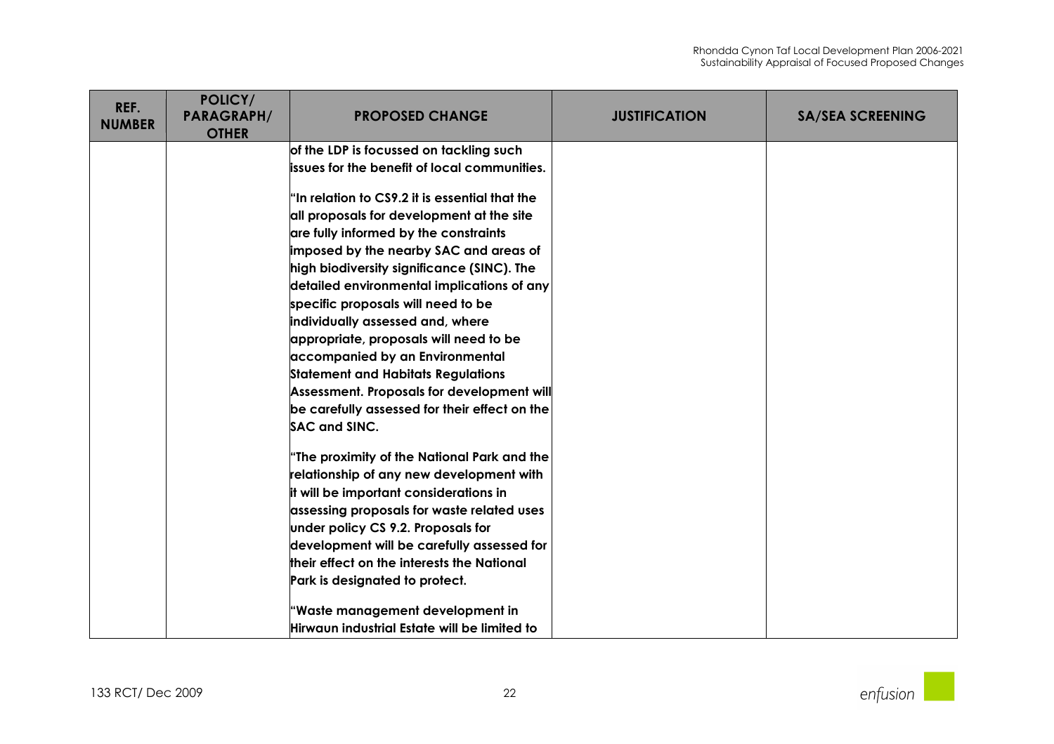| REF. NUMBER | POLICY/ PARAGRAPH/ OTHER | PROPOSED CHANGE | JUSTIFICATION | SA/SEA SCREENING |
|---|---|---|---|---|
| | | **of the LDP is focussed on tackling such issues for the benefit of local communities.**<br><br>**"In relation to CS9.2 it is essential that the all proposals for development at the site are fully informed by the constraints imposed by the nearby SAC and areas of high biodiversity significance (SINC). The detailed environmental implications of any specific proposals will need to be individually assessed and, where appropriate, proposals will need to be accompanied by an Environmental Statement and Habitats Regulations Assessment. Proposals for development will be carefully assessed for their effect on the SAC and SINC.**<br><br>**"The proximity of the National Park and the relationship of any new development with it will be important considerations in assessing proposals for waste related uses under policy CS 9.2. Proposals for development will be carefully assessed for their effect on the interests the National Park is designated to protect.**<br><br>**"Waste management development in Hirwaun industrial Estate will be limited to** | | |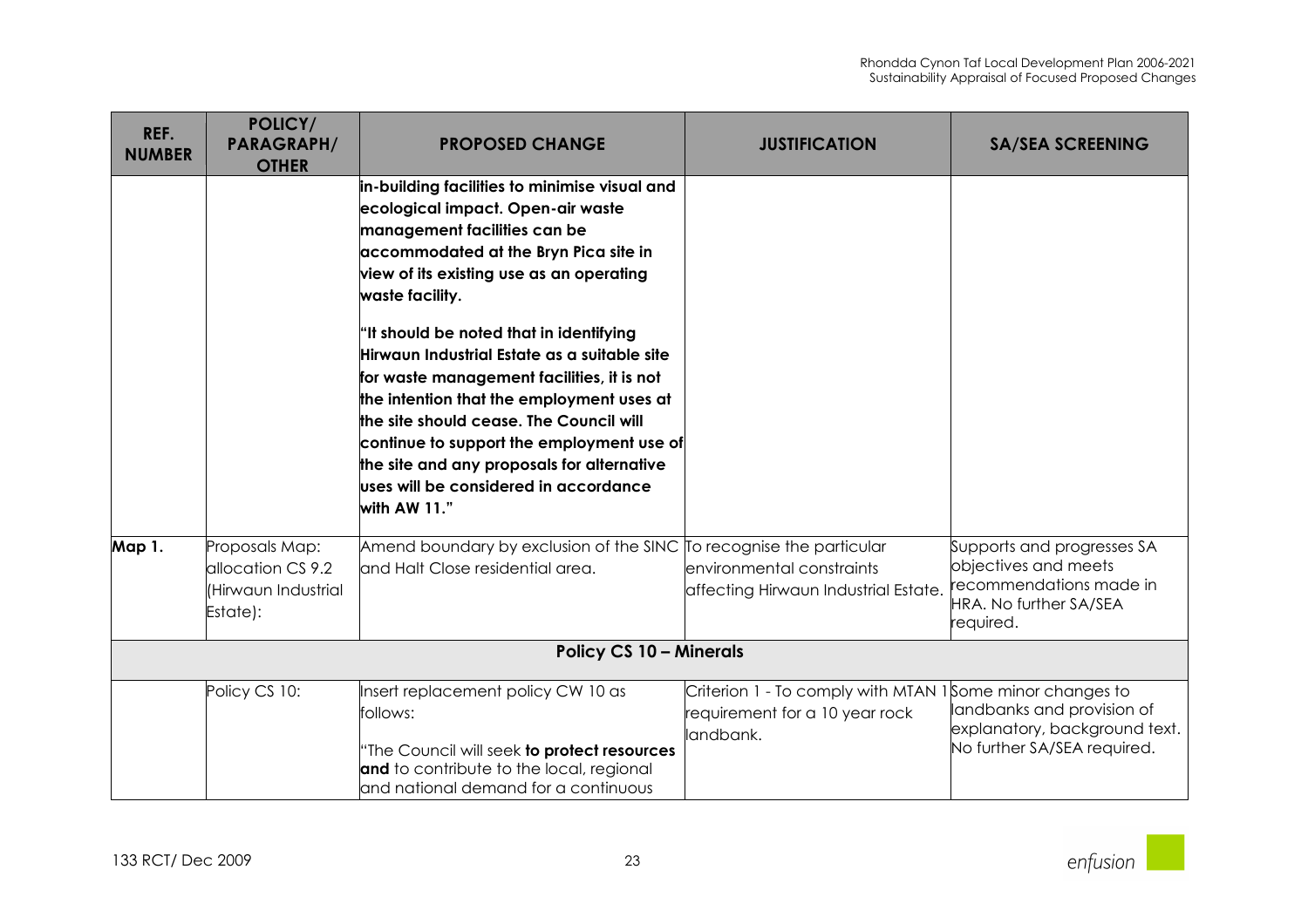| REF. NUMBER | POLICY/ PARAGRAPH/ OTHER | PROPOSED CHANGE | JUSTIFICATION | SA/SEA SCREENING |
|---|---|---|---|---|
| | | **in-building facilities to minimise visual and ecological impact. Open-air waste management facilities can be accommodated at the Bryn Pica site in view of its existing use as an operating waste facility.**<br><br>**"It should be noted that in identifying Hirwaun Industrial Estate as a suitable site for waste management facilities, it is not the intention that the employment uses at the site should cease. The Council will continue to support the employment use of the site and any proposals for alternative uses will be considered in accordance with AW 11."** | | |
| **Map 1.** | Proposals Map: allocation CS 9.2 (Hirwaun Industrial Estate): | Amend boundary by exclusion of the SINC and Halt Close residential area. | To recognise the particular environmental constraints affecting Hirwaun Industrial Estate. | Supports and progresses SA objectives and meets recommendations made in HRA. No further SA/SEA required. |
| | | **Policy CS 10 – Minerals** | | |
| | Policy CS 10: | Insert replacement policy CW 10 as follows:<br><br>"The Council will seek **to protect resources and** to contribute to the local, regional and national demand for a continuous | Criterion 1 - To comply with MTAN 1 requirement for a 10 year rock landbank. | Some minor changes to landbanks and provision of explanatory, background text. No further SA/SEA required. |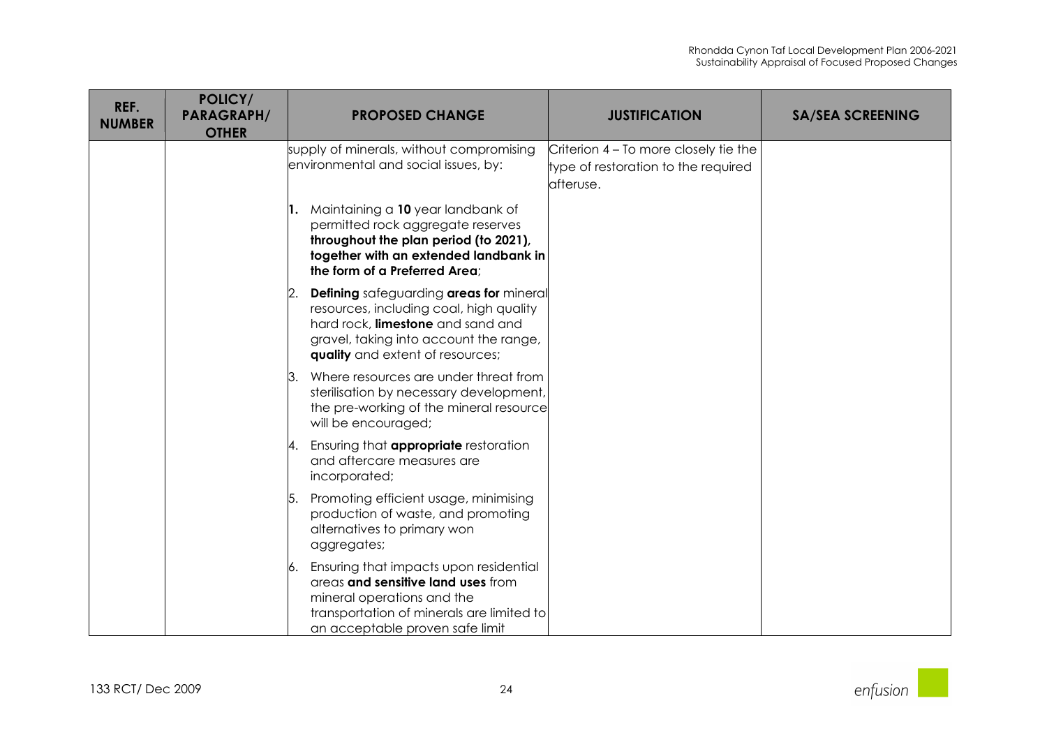| REF. NUMBER | POLICY/ PARAGRAPH/ OTHER | PROPOSED CHANGE | JUSTIFICATION | SA/SEA SCREENING |
|---|---|---|---|---|
| | | supply of minerals, without compromising environmental and social issues, by:<br><br>**1.** Maintaining a **10** year landbank of permitted rock aggregate reserves **throughout the plan period (to 2021), together with an extended landbank in the form of a Preferred Area**;<br><br>2. **Defining** safeguarding **areas for** mineral resources, including coal, high quality hard rock, **limestone** and sand and gravel, taking into account the range, **quality** and extent of resources;<br><br>3. Where resources are under threat from sterilisation by necessary development, the pre-working of the mineral resource will be encouraged;<br><br>4. Ensuring that **appropriate** restoration and aftercare measures are incorporated;<br><br>5. Promoting efficient usage, minimising production of waste, and promoting alternatives to primary won aggregates;<br><br>6. Ensuring that impacts upon residential areas **and sensitive land uses** from mineral operations and the transportation of minerals are limited to an acceptable proven safe limit | Criterion 4 – To more closely tie the type of restoration to the required afteruse. | |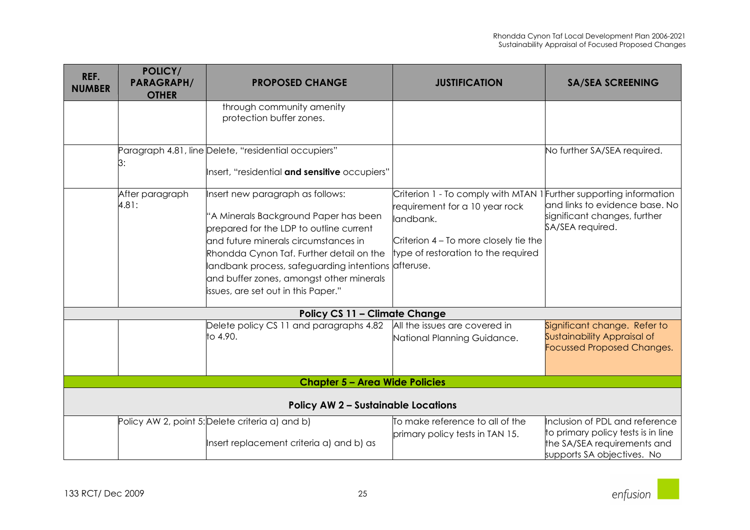| REF. NUMBER | POLICY/ PARAGRAPH/ OTHER | PROPOSED CHANGE | JUSTIFICATION | SA/SEA SCREENING |
|---|---|---|---|---|
| | | through community amenity protection buffer zones. | | |
| | Paragraph 4.81, line 3: | Delete, "residential occupiers"<br><br>Insert, "residential **and sensitive** occupiers" | | No further SA/SEA required. |
| | After paragraph 4.81: | Insert new paragraph as follows:<br><br>"A Minerals Background Paper has been prepared for the LDP to outline current and future minerals circumstances in Rhondda Cynon Taf. Further detail on the landbank process, safeguarding intentions and buffer zones, amongst other minerals issues, are set out in this Paper." | Criterion 1 - To comply with MTAN 1 requirement for a 10 year rock landbank.<br><br>Criterion 4 – To more closely tie the type of restoration to the required afteruse. | Further supporting information and links to evidence base. No significant changes, further SA/SEA required. |
| | | **Policy CS 11 – Climate Change** | | |
| | | Delete policy CS 11 and paragraphs 4.82 to 4.90. | All the issues are covered in National Planning Guidance. | Significant change. Refer to Sustainability Appraisal of Focussed Proposed Changes. |
| | | **Chapter 5 – Area Wide Policies** | | |
| | | **Policy AW 2 – Sustainable Locations** | | |
| | Policy AW 2, point 5: | Delete criteria a) and b)<br><br>Insert replacement criteria a) and b) as | To make reference to all of the primary policy tests in TAN 15. | Inclusion of PDL and reference to primary policy tests is in line the SA/SEA requirements and supports SA objectives. No |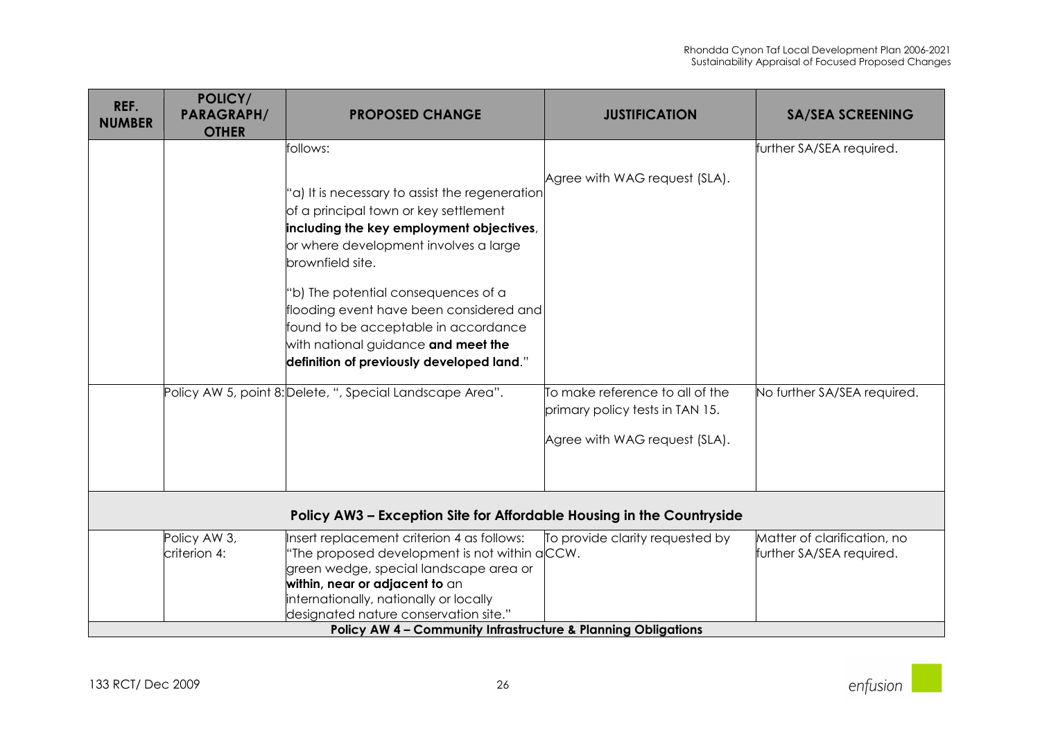| REF. NUMBER | POLICY/ PARAGRAPH/ OTHER | PROPOSED CHANGE | JUSTIFICATION | SA/SEA SCREENING |
|---|---|---|---|---|
| | | follows:<br><br>"a) It is necessary to assist the regeneration of a principal town or key settlement **including the key employment objectives**, or where development involves a large brownfield site.<br><br>"b) The potential consequences of a flooding event have been considered and found to be acceptable in accordance with national guidance **and meet the definition of previously developed land**." | Agree with WAG request (SLA). | further SA/SEA required. |
| | | Policy AW 5, point 8: Delete, ", Special Landscape Area". | To make reference to all of the primary policy tests in TAN 15.<br><br>Agree with WAG request (SLA). | No further SA/SEA required. |
| **Policy AW3 – Exception Site for Affordable Housing in the Countryside** | | | | |
| | Policy AW 3, criterion 4: | Insert replacement criterion 4 as follows: "The proposed development is not within a green wedge, special landscape area or **within, near or adjacent to** an internationally, nationally or locally designated nature conservation site." | To provide clarity requested by CCW. | Matter of clarification, no further SA/SEA required. |
| **Policy AW 4 – Community Infrastructure & Planning Obligations** | | | | |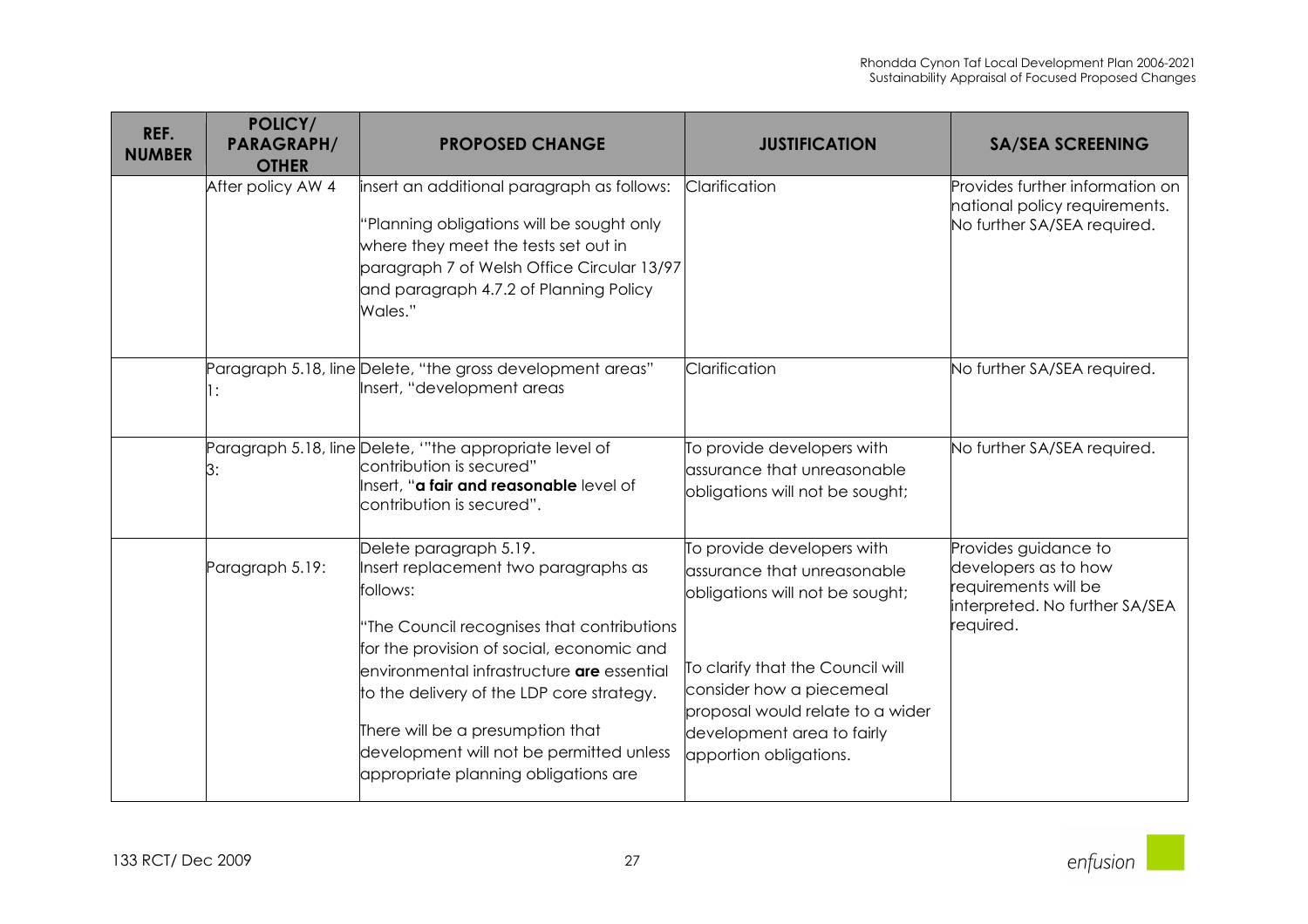| REF. NUMBER | POLICY/ PARAGRAPH/ OTHER | PROPOSED CHANGE | JUSTIFICATION | SA/SEA SCREENING |
|---|---|---|---|---|
| | After policy AW 4 | insert an additional paragraph as follows:<br><br>"Planning obligations will be sought only where they meet the tests set out in paragraph 7 of Welsh Office Circular 13/97 and paragraph 4.7.2 of Planning Policy Wales." | Clarification | Provides further information on national policy requirements. No further SA/SEA required. |
| | Paragraph 5.18, line 1: | Delete, "the gross development areas"<br>Insert, "development areas | Clarification | No further SA/SEA required. |
| | Paragraph 5.18, line 3: | Delete, '"the appropriate level of contribution is secured"<br>Insert, "**a fair and reasonable** level of contribution is secured". | To provide developers with assurance that unreasonable obligations will not be sought; | No further SA/SEA required. |
| | Paragraph 5.19: | Delete paragraph 5.19.<br>Insert replacement two paragraphs as follows:<br><br>"The Council recognises that contributions for the provision of social, economic and environmental infrastructure **are** essential to the delivery of the LDP core strategy.<br><br>There will be a presumption that development will not be permitted unless appropriate planning obligations are | To provide developers with assurance that unreasonable obligations will not be sought;<br><br>To clarify that the Council will consider how a piecemeal proposal would relate to a wider development area to fairly apportion obligations. | Provides guidance to developers as to how requirements will be interpreted. No further SA/SEA required. |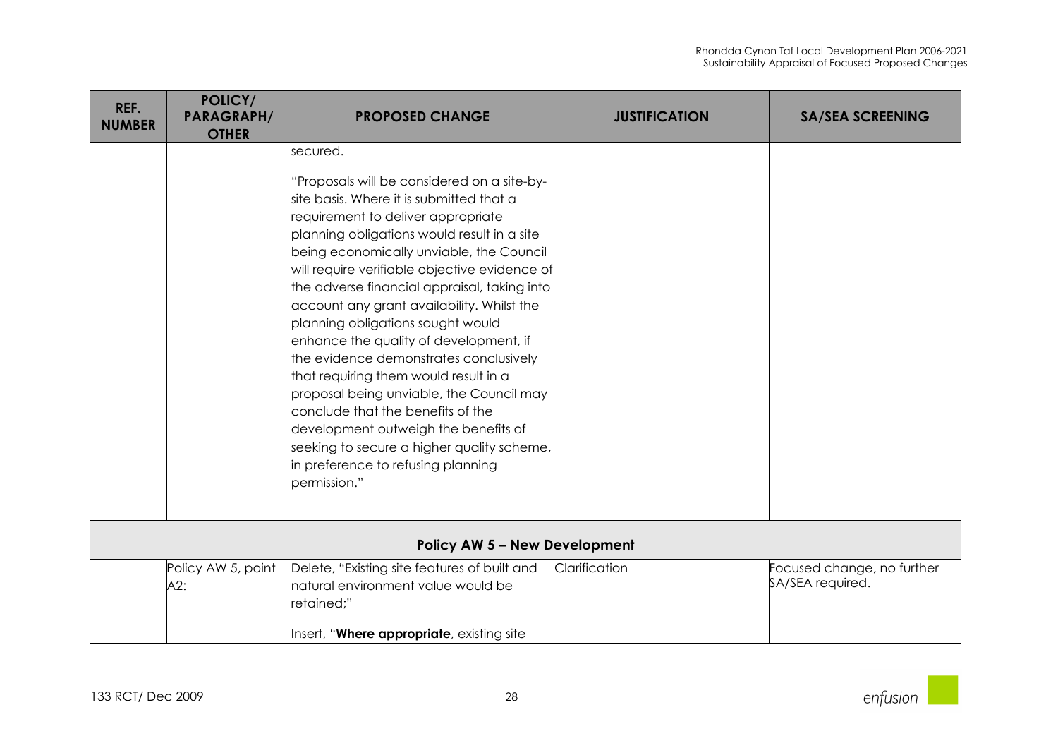| REF. NUMBER | POLICY/ PARAGRAPH/ OTHER | PROPOSED CHANGE | JUSTIFICATION | SA/SEA SCREENING |
|---|---|---|---|---|
| | | secured.<br><br>"Proposals will be considered on a site-by-site basis. Where it is submitted that a requirement to deliver appropriate planning obligations would result in a site being economically unviable, the Council will require verifiable objective evidence of the adverse financial appraisal, taking into account any grant availability. Whilst the planning obligations sought would enhance the quality of development, if the evidence demonstrates conclusively that requiring them would result in a proposal being unviable, the Council may conclude that the benefits of the development outweigh the benefits of seeking to secure a higher quality scheme, in preference to refusing planning permission." | | |
| | | **Policy AW 5 – New Development** | | |
| | Policy AW 5, point A2: | Delete, "Existing site features of built and natural environment value would be retained;"<br><br>Insert, "**Where appropriate**, existing site | Clarification | Focused change, no further SA/SEA required. |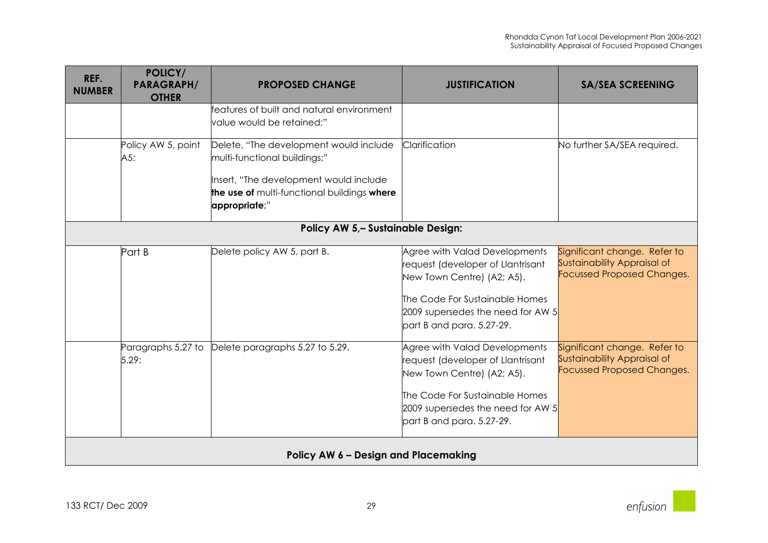| REF. NUMBER | POLICY/ PARAGRAPH/ OTHER | PROPOSED CHANGE | JUSTIFICATION | SA/SEA SCREENING |
|---|---|---|---|---|
| | | features of built and natural environment value would be retained;" | | |
| | Policy AW 5, point A5: | Delete, "The development would include multi-functional buildings;"<br><br>Insert, "The development would include **the use of** multi-functional buildings **where appropriate**;" | Clarification | No further SA/SEA required. |
| **Policy AW 5,– Sustainable Design:** | | | | |
| | Part B | Delete policy AW 5, part B. | Agree with Valad Developments request (developer of Llantrisant New Town Centre) (A2; A5).<br><br>The Code For Sustainable Homes 2009 supersedes the need for AW 5 part B and para. 5.27-29. | Significant change. Refer to Sustainability Appraisal of Focussed Proposed Changes. |
| | Paragraphs 5.27 to 5.29: | Delete paragraphs 5.27 to 5.29. | Agree with Valad Developments request (developer of Llantrisant New Town Centre) (A2; A5).<br><br>The Code For Sustainable Homes 2009 supersedes the need for AW 5 part B and para. 5.27-29. | Significant change. Refer to Sustainability Appraisal of Focussed Proposed Changes. |
| **Policy AW 6 – Design and Placemaking** | | | | |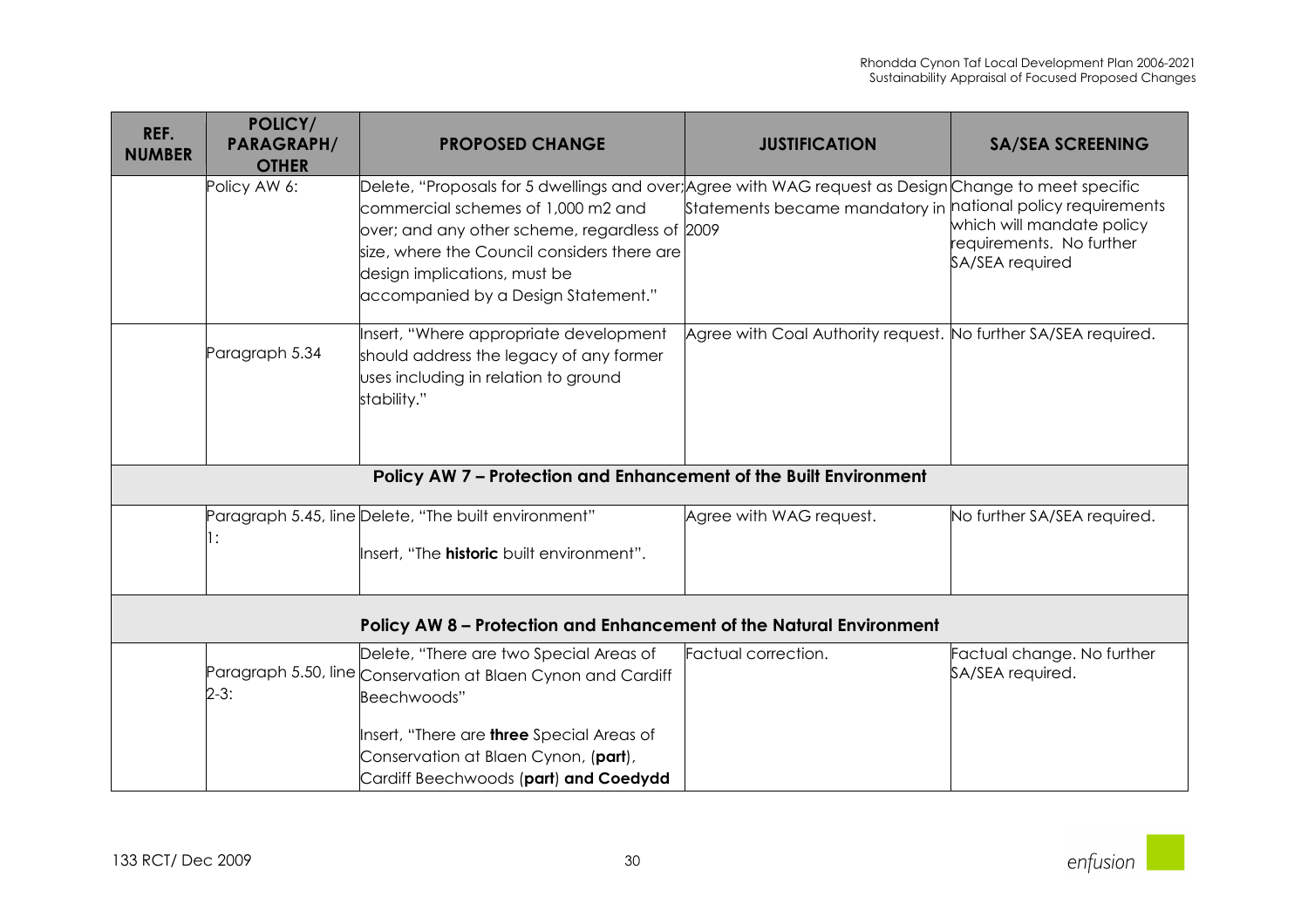| REF. NUMBER | POLICY/ PARAGRAPH/ OTHER | PROPOSED CHANGE | JUSTIFICATION | SA/SEA SCREENING |
|---|---|---|---|---|
| | Policy AW 6: | Delete, "Proposals for 5 dwellings and over; commercial schemes of 1,000 m2 and over; and any other scheme, regardless of size, where the Council considers there are design implications, must be accompanied by a Design Statement." | Agree with WAG request as Design Statements became mandatory in 2009 | Change to meet specific national policy requirements which will mandate policy requirements. No further SA/SEA required |
| | Paragraph 5.34 | Insert, "Where appropriate development should address the legacy of any former uses including in relation to ground stability." | Agree with Coal Authority request. | No further SA/SEA required. |
| **Policy AW 7 – Protection and Enhancement of the Built Environment** | | | | |
| | Paragraph 5.45, line 1: | Delete, "The built environment"<br><br>Insert, "The **historic** built environment". | Agree with WAG request. | No further SA/SEA required. |
| **Policy AW 8 – Protection and Enhancement of the Natural Environment** | | | | |
| | Paragraph 5.50, line 2-3: | Delete, "There are two Special Areas of Conservation at Blaen Cynon and Cardiff Beechwoods"<br><br>Insert, "There are **three** Special Areas of Conservation at Blaen Cynon, (**part**), Cardiff Beechwoods (**part**) **and Coedydd** | Factual correction. | Factual change. No further SA/SEA required. |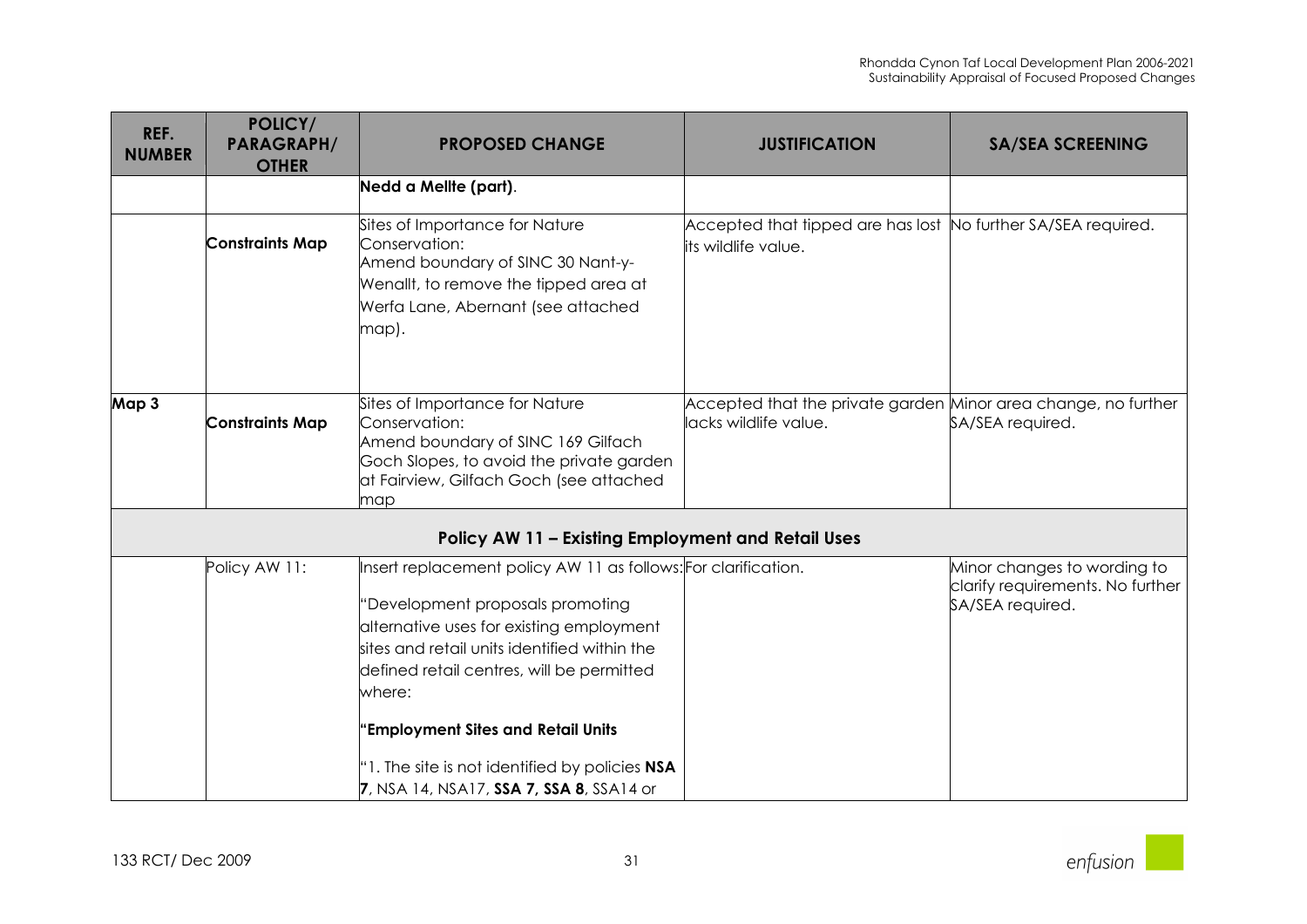| REF. NUMBER | POLICY/ PARAGRAPH/ OTHER | PROPOSED CHANGE | JUSTIFICATION | SA/SEA SCREENING |
|---|---|---|---|---|
| | | **Nedd a Mellte (part)**. | | |
| | **Constraints Map** | Sites of Importance for Nature Conservation: Amend boundary of SINC 30 Nant-y-Wenallt, to remove the tipped area at Werfa Lane, Abernant (see attached map). | Accepted that tipped are has lost its wildlife value. | No further SA/SEA required. |
| **Map 3** | **Constraints Map** | Sites of Importance for Nature Conservation: Amend boundary of SINC 169 Gilfach Goch Slopes, to avoid the private garden at Fairview, Gilfach Goch (see attached map | Accepted that the private garden lacks wildlife value. | Minor area change, no further SA/SEA required. |
| **Policy AW 11 – Existing Employment and Retail Uses** | | | | |
| | Policy AW 11: | Insert replacement policy AW 11 as follows:<br><br>"Development proposals promoting alternative uses for existing employment sites and retail units identified within the defined retail centres, will be permitted where:<br><br>"**Employment Sites and Retail Units**<br><br>"1. The site is not identified by policies **NSA 7**, NSA 14, NSA17, **SSA 7, SSA 8**, SSA14 or | For clarification. | Minor changes to wording to clarify requirements. No further SA/SEA required. |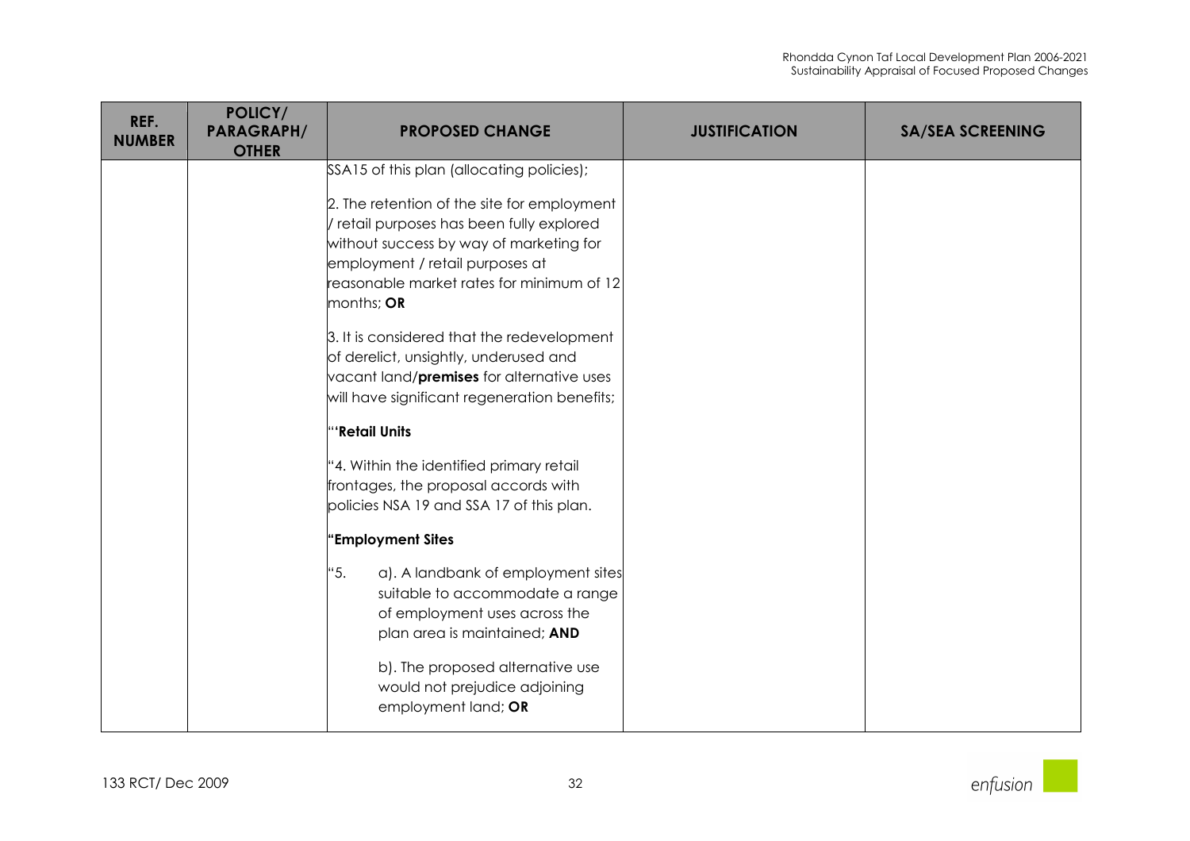| REF. NUMBER | POLICY/ PARAGRAPH/ OTHER | PROPOSED CHANGE | JUSTIFICATION | SA/SEA SCREENING |
|---|---|---|---|---|
| | | SSA15 of this plan (allocating policies);<br><br>2. The retention of the site for employment / retail purposes has been fully explored without success by way of marketing for employment / retail purposes at reasonable market rates for minimum of 12 months; **OR**<br><br>3. It is considered that the redevelopment of derelict, unsightly, underused and vacant land/**premises** for alternative uses will have significant regeneration benefits;<br><br>"'**Retail Units**<br><br>"4. Within the identified primary retail frontages, the proposal accords with policies NSA 19 and SSA 17 of this plan.<br><br>"**Employment Sites**<br><br>"5. a). A landbank of employment sites suitable to accommodate a range of employment uses across the plan area is maintained; **AND**<br><br>b). The proposed alternative use would not prejudice adjoining employment land; **OR** | | |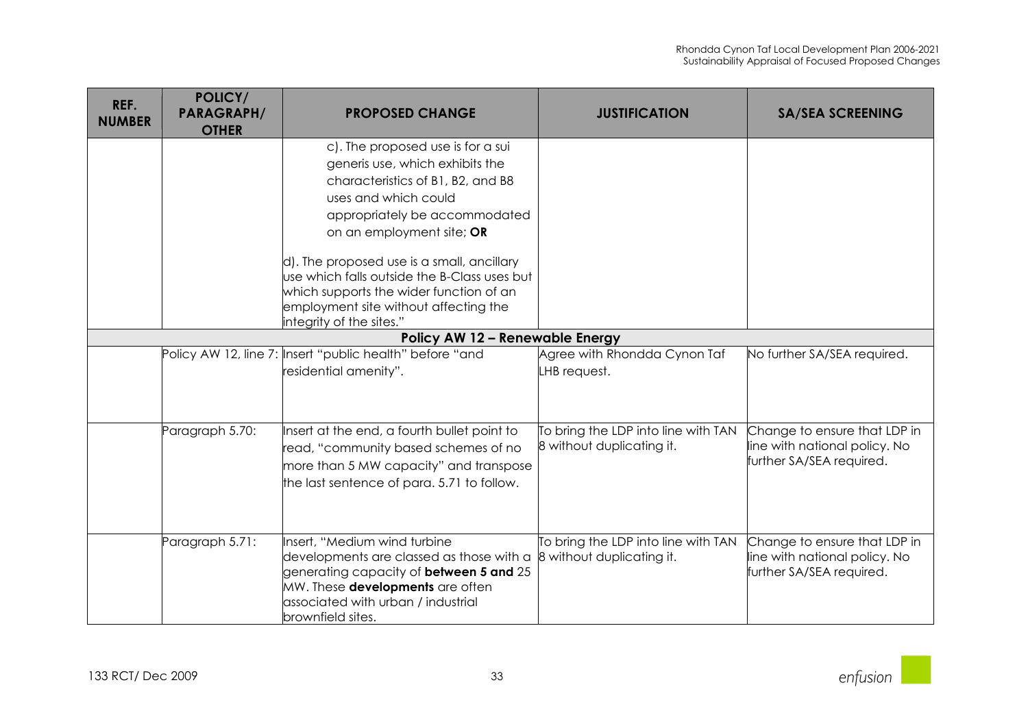| REF. NUMBER | POLICY/ PARAGRAPH/ OTHER | PROPOSED CHANGE | JUSTIFICATION | SA/SEA SCREENING |
|---|---|---|---|---|
| | | c). The proposed use is for a sui generis use, which exhibits the characteristics of B1, B2, and B8 uses and which could appropriately be accommodated on an employment site; **OR**<br><br>d). The proposed use is a small, ancillary use which falls outside the B-Class uses but which supports the wider function of an employment site without affecting the integrity of the sites." | | |
| | | **Policy AW 12 – Renewable Energy** | | |
| | Policy AW 12, line 7: | Insert "public health" before "and residential amenity". | Agree with Rhondda Cynon Taf LHB request. | No further SA/SEA required. |
| | Paragraph 5.70: | Insert at the end, a fourth bullet point to read, "community based schemes of no more than 5 MW capacity" and transpose the last sentence of para. 5.71 to follow. | To bring the LDP into line with TAN 8 without duplicating it. | Change to ensure that LDP in line with national policy. No further SA/SEA required. |
| | Paragraph 5.71: | Insert, "Medium wind turbine developments are classed as those with a generating capacity of **between 5 and** 25 MW. These **developments** are often associated with urban / industrial brownfield sites. | To bring the LDP into line with TAN 8 without duplicating it. | Change to ensure that LDP in line with national policy. No further SA/SEA required. |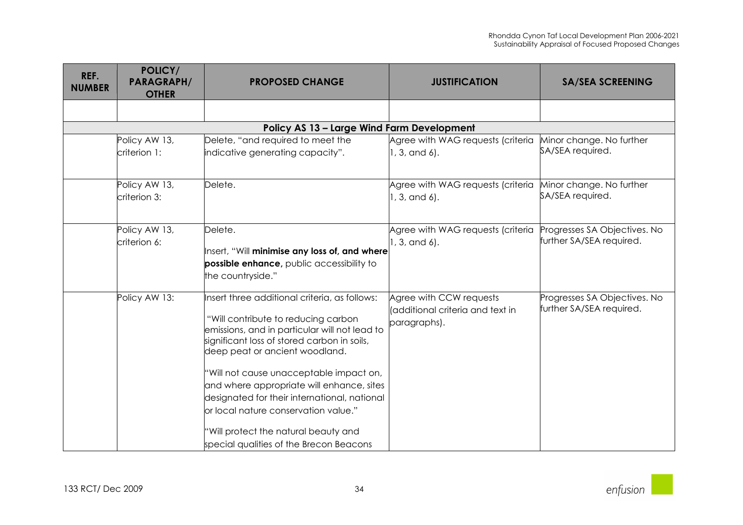| REF. NUMBER | POLICY/ PARAGRAPH/ OTHER | PROPOSED CHANGE | JUSTIFICATION | SA/SEA SCREENING |
|---|---|---|---|---|
| | | | | |
| **Policy AS 13 – Large Wind Farm Development** | | | | |
| | Policy AW 13, criterion 1: | Delete, "and required to meet the indicative generating capacity". | Agree with WAG requests (criteria 1, 3, and 6). | Minor change. No further SA/SEA required. |
| | Policy AW 13, criterion 3: | Delete. | Agree with WAG requests (criteria 1, 3, and 6). | Minor change. No further SA/SEA required. |
| | Policy AW 13, criterion 6: | Delete.<br><br>Insert, "Will **minimise any loss of, and where possible enhance,** public accessibility to the countryside." | Agree with WAG requests (criteria 1, 3, and 6). | Progresses SA Objectives. No further SA/SEA required. |
| | Policy AW 13: | Insert three additional criteria, as follows:<br><br>"Will contribute to reducing carbon emissions, and in particular will not lead to significant loss of stored carbon in soils, deep peat or ancient woodland.<br><br>"Will not cause unacceptable impact on, and where appropriate will enhance, sites designated for their international, national or local nature conservation value."<br><br>"Will protect the natural beauty and special qualities of the Brecon Beacons | Agree with CCW requests (additional criteria and text in paragraphs). | Progresses SA Objectives. No further SA/SEA required. |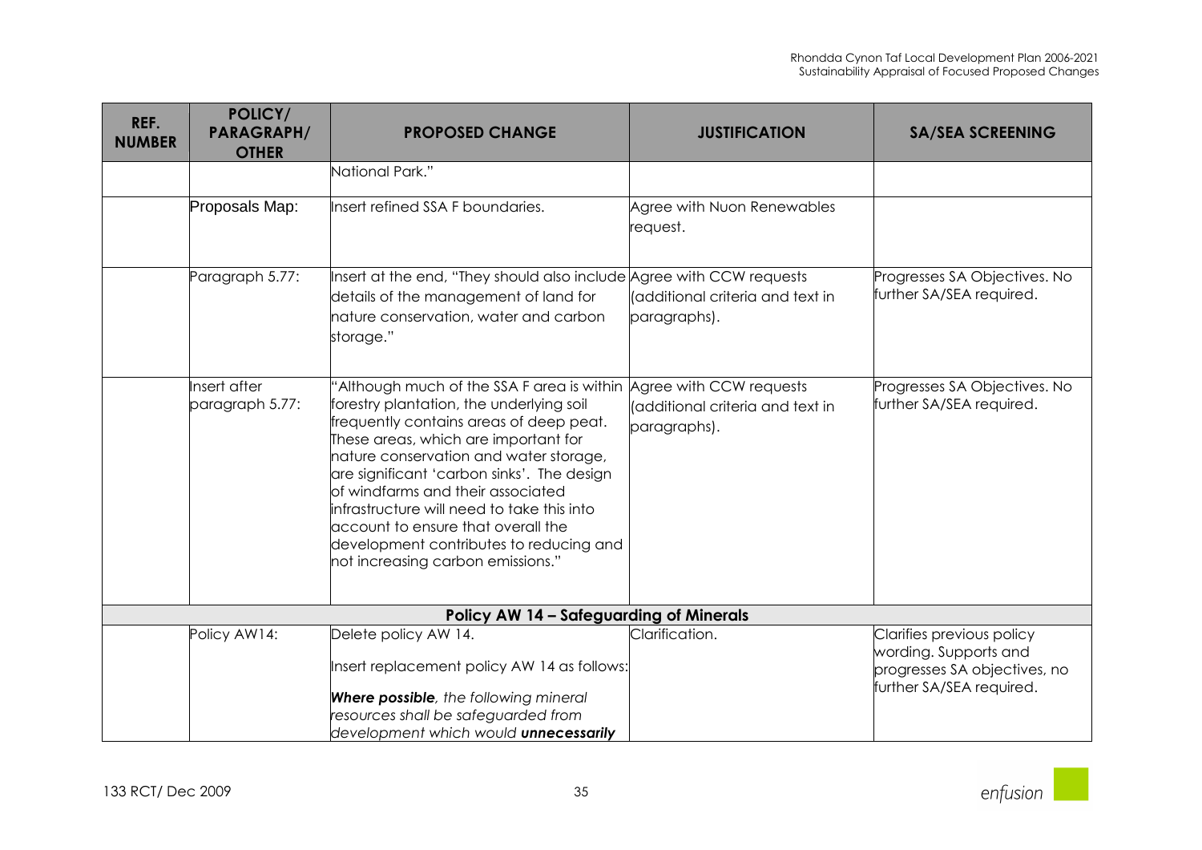| REF. NUMBER | POLICY/ PARAGRAPH/ OTHER | PROPOSED CHANGE | JUSTIFICATION | SA/SEA SCREENING |
|---|---|---|---|---|
| | | National Park." | | |
| | Proposals Map: | Insert refined SSA F boundaries. | Agree with Nuon Renewables request. | |
| | Paragraph 5.77: | Insert at the end, "They should also include details of the management of land for nature conservation, water and carbon storage." | Agree with CCW requests (additional criteria and text in paragraphs). | Progresses SA Objectives. No further SA/SEA required. |
| | Insert after paragraph 5.77: | "Although much of the SSA F area is within forestry plantation, the underlying soil frequently contains areas of deep peat. These areas, which are important for nature conservation and water storage, are significant 'carbon sinks'. The design of windfarms and their associated infrastructure will need to take this into account to ensure that overall the development contributes to reducing and not increasing carbon emissions." | Agree with CCW requests (additional criteria and text in paragraphs). | Progresses SA Objectives. No further SA/SEA required. |
| | | **Policy AW 14 – Safeguarding of Minerals** | | |
| | Policy AW14: | Delete policy AW 14.<br><br>Insert replacement policy AW 14 as follows:<br><br>***Where possible**, the following mineral resources shall be safeguarded from development which would **unnecessarily*** | Clarification. | Clarifies previous policy wording. Supports and progresses SA objectives, no further SA/SEA required. |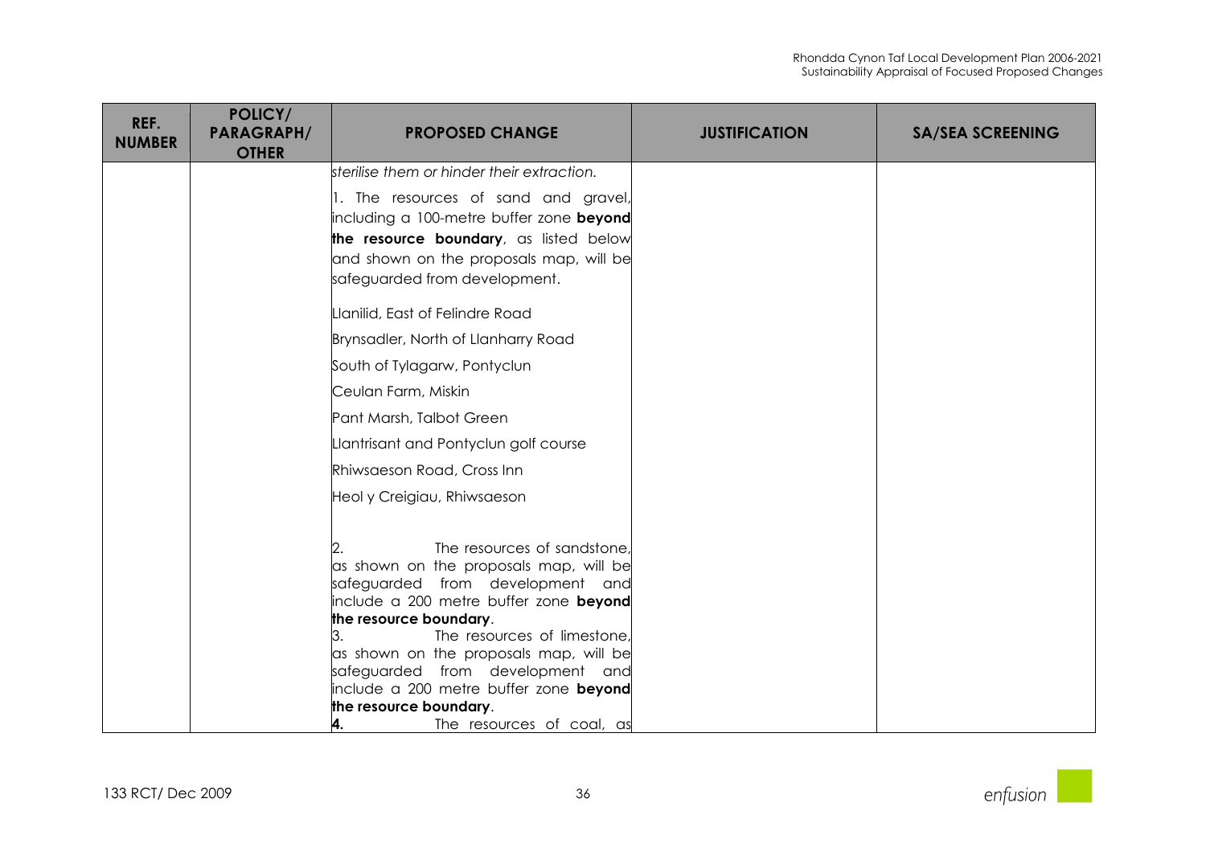| REF. NUMBER | POLICY/ PARAGRAPH/ OTHER | PROPOSED CHANGE | JUSTIFICATION | SA/SEA SCREENING |
|---|---|---|---|---|
| | | *sterilise them or hinder their extraction.*<br><br>1. The resources of sand and gravel, including a 100-metre buffer zone **beyond the resource boundary**, as listed below and shown on the proposals map, will be safeguarded from development.<br><br>Llanilid, East of Felindre Road<br><br>Brynsadler, North of Llanharry Road<br><br>South of Tylagarw, Pontyclun<br><br>Ceulan Farm, Miskin<br><br>Pant Marsh, Talbot Green<br><br>Llantrisant and Pontyclun golf course<br><br>Rhiwsaeson Road, Cross Inn<br><br>Heol y Creigiau, Rhiwsaeson<br><br>2. The resources of sandstone, as shown on the proposals map, will be safeguarded from development and include a 200 metre buffer zone **beyond the resource boundary**.<br>3. The resources of limestone, as shown on the proposals map, will be safeguarded from development and include a 200 metre buffer zone **beyond the resource boundary**.<br>**4.** The resources of coal, as | | |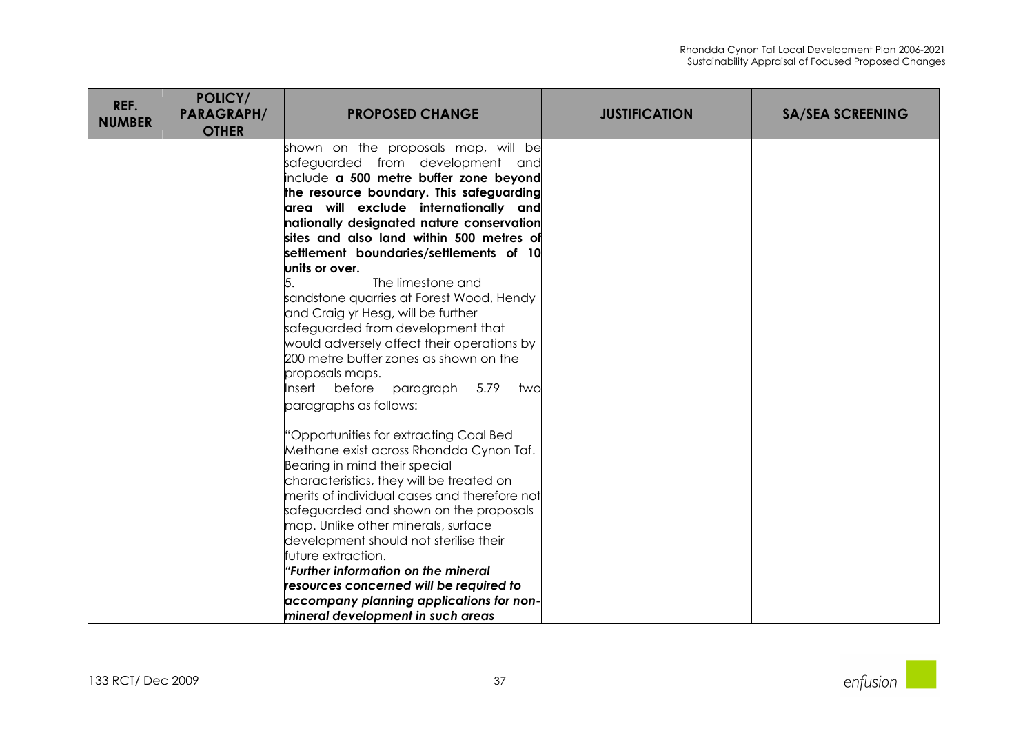| REF. NUMBER | POLICY/ PARAGRAPH/ OTHER | PROPOSED CHANGE | JUSTIFICATION | SA/SEA SCREENING |
|---|---|---|---|---|
| | | shown on the proposals map, will be safeguarded from development and include **a 500 metre buffer zone beyond the resource boundary. This safeguarding area will exclude internationally and nationally designated nature conservation sites and also land within 500 metres of settlement boundaries/settlements of 10 units or over.**<br>5. The limestone and sandstone quarries at Forest Wood, Hendy and Craig yr Hesg, will be further safeguarded from development that would adversely affect their operations by 200 metre buffer zones as shown on the proposals maps.<br>Insert before paragraph 5.79 two paragraphs as follows:<br><br>"Opportunities for extracting Coal Bed Methane exist across Rhondda Cynon Taf. Bearing in mind their special characteristics, they will be treated on merits of individual cases and therefore not safeguarded and shown on the proposals map. Unlike other minerals, surface development should not sterilise their future extraction.<br>***"Further information on the mineral resources concerned will be required to accompany planning applications for non-mineral development in such areas*** | | |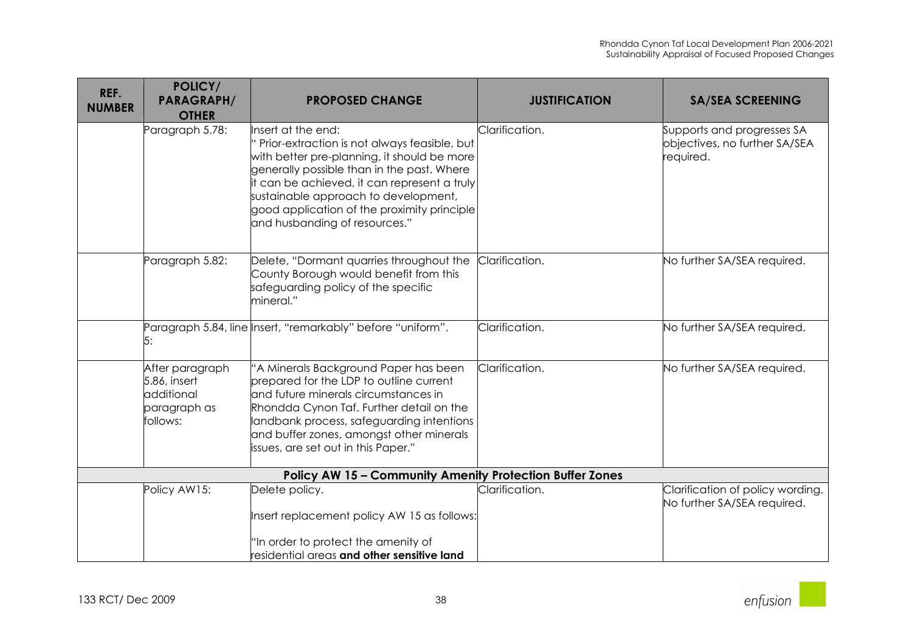| REF. NUMBER | POLICY/ PARAGRAPH/ OTHER | PROPOSED CHANGE | JUSTIFICATION | SA/SEA SCREENING |
|---|---|---|---|---|
| | Paragraph 5.78: | Insert at the end: " Prior-extraction is not always feasible, but with better pre-planning, it should be more generally possible than in the past. Where it can be achieved, it can represent a truly sustainable approach to development, good application of the proximity principle and husbanding of resources." | Clarification. | Supports and progresses SA objectives, no further SA/SEA required. |
| | Paragraph 5.82: | Delete, "Dormant quarries throughout the County Borough would benefit from this safeguarding policy of the specific mineral." | Clarification. | No further SA/SEA required. |
| | Paragraph 5.84, line 5: | Insert, "remarkably" before "uniform". | Clarification. | No further SA/SEA required. |
| | After paragraph 5.86, insert additional paragraph as follows: | "A Minerals Background Paper has been prepared for the LDP to outline current and future minerals circumstances in Rhondda Cynon Taf. Further detail on the landbank process, safeguarding intentions and buffer zones, amongst other minerals issues, are set out in this Paper." | Clarification. | No further SA/SEA required. |
| | | **Policy AW 15 – Community Amenity Protection Buffer Zones** | | |
| | Policy AW15: | Delete policy.<br><br>Insert replacement policy AW 15 as follows:<br><br>"In order to protect the amenity of residential areas **and other sensitive land** | Clarification. | Clarification of policy wording. No further SA/SEA required. |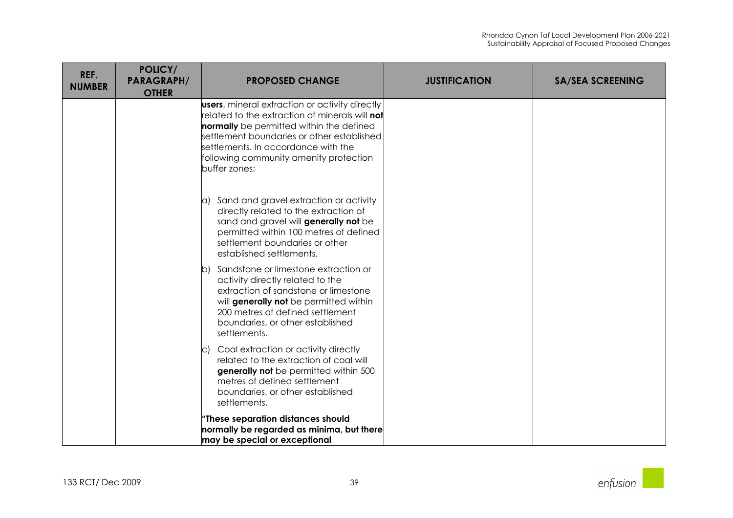| REF. NUMBER | POLICY/ PARAGRAPH/ OTHER | PROPOSED CHANGE | JUSTIFICATION | SA/SEA SCREENING |
|---|---|---|---|---|
| | | **users**, mineral extraction or activity directly related to the extraction of minerals will **not normally** be permitted within the defined settlement boundaries or other established settlements. In accordance with the following community amenity protection buffer zones:<br><br>a) Sand and gravel extraction or activity directly related to the extraction of sand and gravel will **generally not** be permitted within 100 metres of defined settlement boundaries or other established settlements.<br><br>b) Sandstone or limestone extraction or activity directly related to the extraction of sandstone or limestone will **generally not** be permitted within 200 metres of defined settlement boundaries, or other established settlements.<br><br>c) Coal extraction or activity directly related to the extraction of coal will **generally not** be permitted within 500 metres of defined settlement boundaries, or other established settlements.<br><br>**"These separation distances should normally be regarded as minima, but there may be special or exceptional** | | |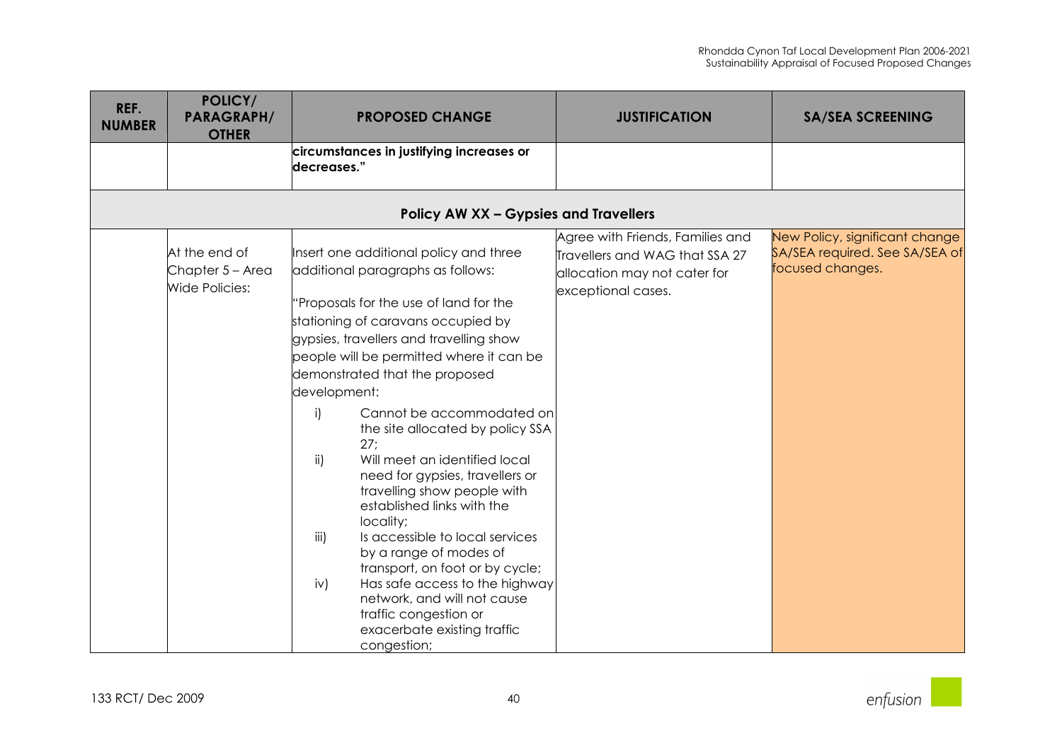| REF. NUMBER | POLICY/ PARAGRAPH/ OTHER | PROPOSED CHANGE | JUSTIFICATION | SA/SEA SCREENING |
|---|---|---|---|---|
| | | **circumstances in justifying increases or decreases."** | | |
| **Policy AW XX – Gypsies and Travellers** | | | | |
| | At the end of Chapter 5 – Area Wide Policies: | Insert one additional policy and three additional paragraphs as follows:<br><br>"Proposals for the use of land for the stationing of caravans occupied by gypsies, travellers and travelling show people will be permitted where it can be demonstrated that the proposed development:<br><br>i) Cannot be accommodated on the site allocated by policy SSA 27;<br>ii) Will meet an identified local need for gypsies, travellers or travelling show people with established links with the locality;<br>iii) Is accessible to local services by a range of modes of transport, on foot or by cycle;<br>iv) Has safe access to the highway network, and will not cause traffic congestion or exacerbate existing traffic congestion; | Agree with Friends, Families and Travellers and WAG that SSA 27 allocation may not cater for exceptional cases. | New Policy, significant change SA/SEA required. See SA/SEA of focused changes. |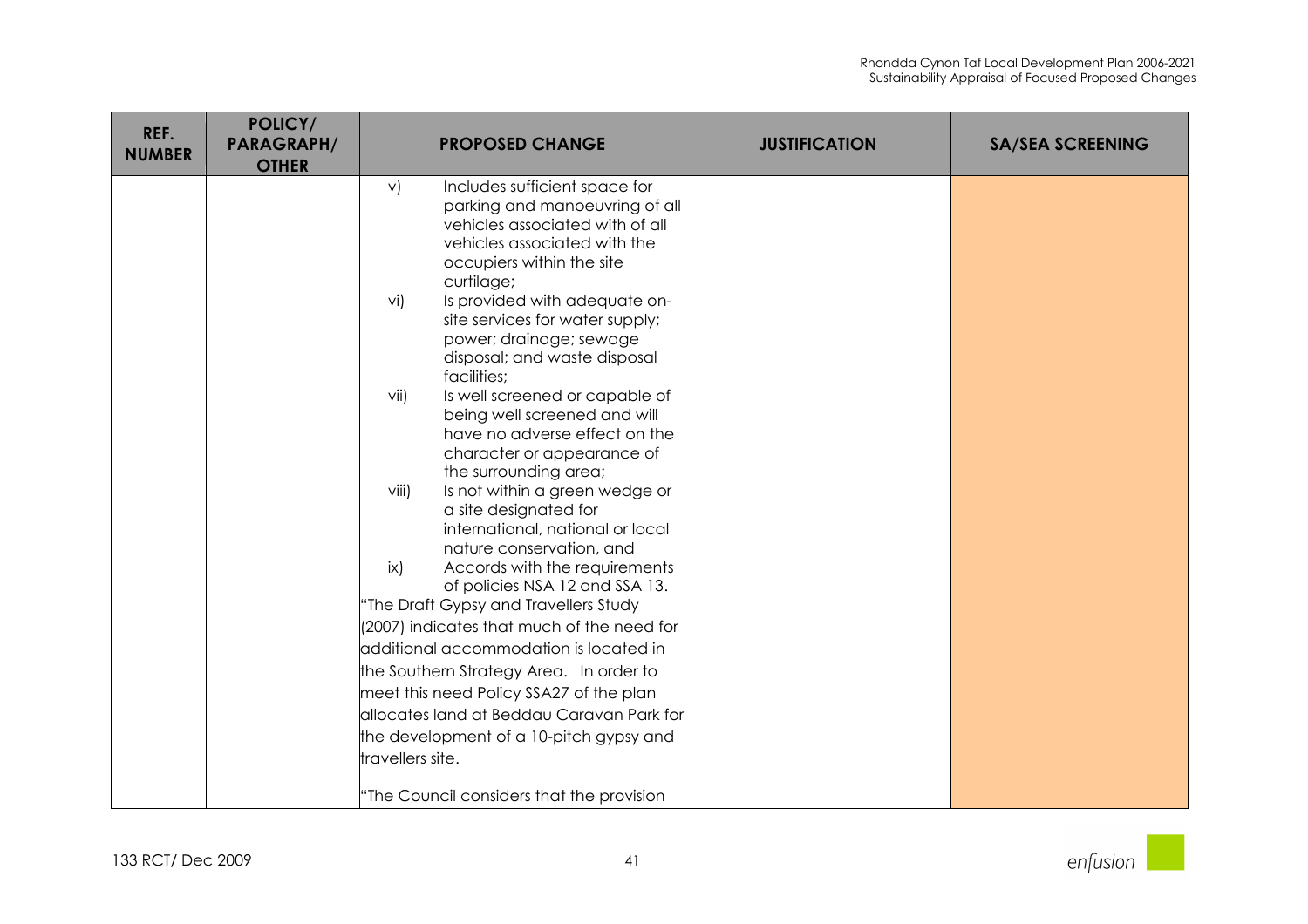| REF. NUMBER | POLICY/ PARAGRAPH/ OTHER | PROPOSED CHANGE | JUSTIFICATION | SA/SEA SCREENING |
|---|---|---|---|---|
| | | v) Includes sufficient space for parking and manoeuvring of all vehicles associated with of all vehicles associated with the occupiers within the site curtilage;<br>vi) Is provided with adequate on-site services for water supply; power; drainage; sewage disposal; and waste disposal facilities;<br>vii) Is well screened or capable of being well screened and will have no adverse effect on the character or appearance of the surrounding area;<br>viii) Is not within a green wedge or a site designated for international, national or local nature conservation, and<br>ix) Accords with the requirements of policies NSA 12 and SSA 13.<br>"The Draft Gypsy and Travellers Study (2007) indicates that much of the need for additional accommodation is located in the Southern Strategy Area. In order to meet this need Policy SSA27 of the plan allocates land at Beddau Caravan Park for the development of a 10-pitch gypsy and travellers site.<br><br>"The Council considers that the provision | | |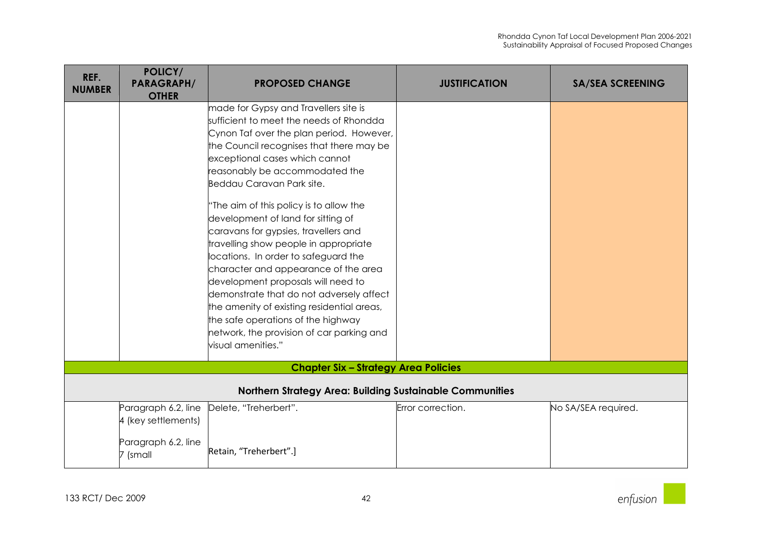| REF. NUMBER | POLICY/ PARAGRAPH/ OTHER | PROPOSED CHANGE | JUSTIFICATION | SA/SEA SCREENING |
|---|---|---|---|---|
| | | made for Gypsy and Travellers site is sufficient to meet the needs of Rhondda Cynon Taf over the plan period. However, the Council recognises that there may be exceptional cases which cannot reasonably be accommodated the Beddau Caravan Park site.<br><br>"The aim of this policy is to allow the development of land for sitting of caravans for gypsies, travellers and travelling show people in appropriate locations. In order to safeguard the character and appearance of the area development proposals will need to demonstrate that do not adversely affect the amenity of existing residential areas, the safe operations of the highway network, the provision of car parking and visual amenities." | | |
| **Chapter Six – Strategy Area Policies** | | | | |
| **Northern Strategy Area: Building Sustainable Communities** | | | | |
| | Paragraph 6.2, line 4 (key settlements)<br><br>Paragraph 6.2, line 7 (small | Delete, "Treherbert".<br><br>Retain, "Treherbert".] | Error correction. | No SA/SEA required. |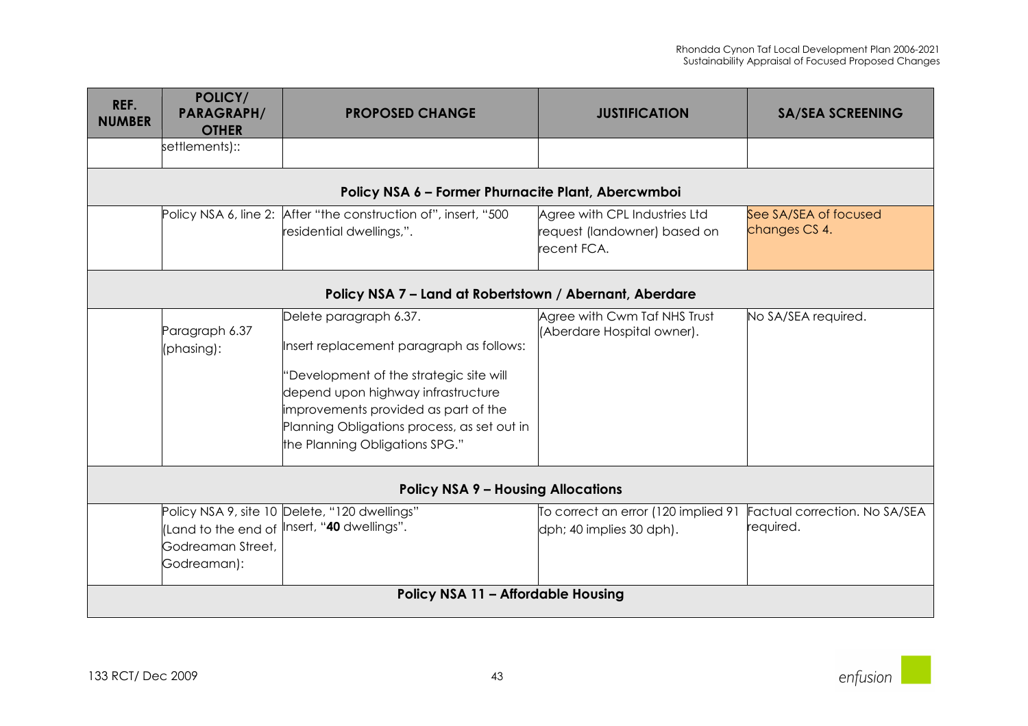| REF. NUMBER | POLICY/ PARAGRAPH/ OTHER | PROPOSED CHANGE | JUSTIFICATION | SA/SEA SCREENING |
|---|---|---|---|---|
| | settlements):: | | | |
| | | **Policy NSA 6 – Former Phurnacite Plant, Abercwmboi** | | |
| | Policy NSA 6, line 2: | After "the construction of", insert, "500 residential dwellings,". | Agree with CPL Industries Ltd request (landowner) based on recent FCA. | See SA/SEA of focused changes CS 4. |
| | | **Policy NSA 7 – Land at Robertstown / Abernant, Aberdare** | | |
| | Paragraph 6.37 (phasing): | Delete paragraph 6.37.<br><br>Insert replacement paragraph as follows:<br><br>"Development of the strategic site will depend upon highway infrastructure improvements provided as part of the Planning Obligations process, as set out in the Planning Obligations SPG." | Agree with Cwm Taf NHS Trust (Aberdare Hospital owner). | No SA/SEA required. |
| | | **Policy NSA 9 – Housing Allocations** | | |
| | Policy NSA 9, site 10 (Land to the end of Godreaman Street, Godreaman): | Delete, "120 dwellings"<br>Insert, "**40** dwellings". | To correct an error (120 implied 91 dph; 40 implies 30 dph). | Factual correction. No SA/SEA required. |
| | | **Policy NSA 11 – Affordable Housing** | | |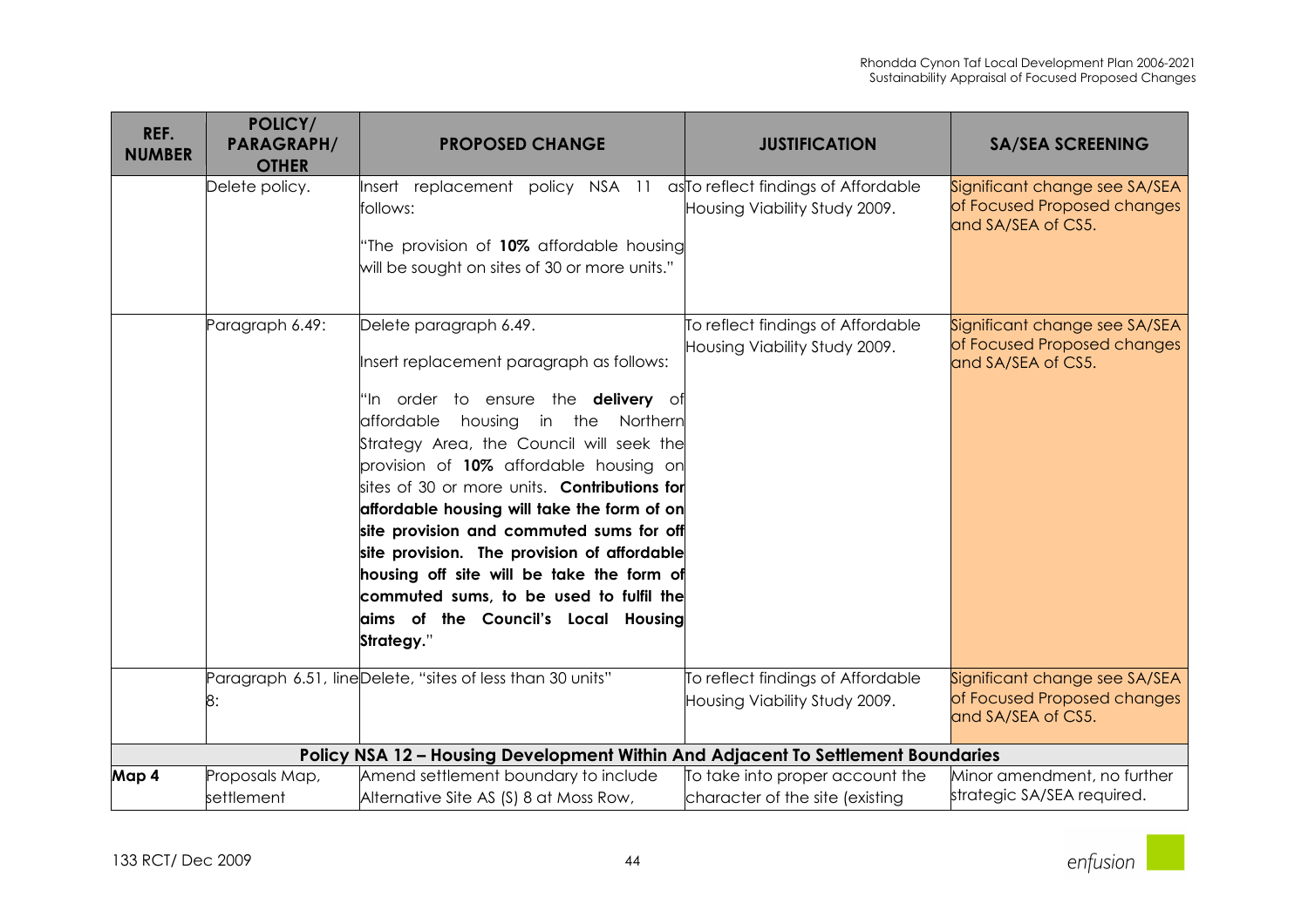| REF. NUMBER | POLICY/ PARAGRAPH/ OTHER | PROPOSED CHANGE | JUSTIFICATION | SA/SEA SCREENING |
|---|---|---|---|---|
| | Delete policy. | Insert replacement policy NSA 11 as follows:<br><br>"The provision of **10%** affordable housing will be sought on sites of 30 or more units." | To reflect findings of Affordable Housing Viability Study 2009. | Significant change see SA/SEA of Focused Proposed changes and SA/SEA of CS5. |
| | Paragraph 6.49: | Delete paragraph 6.49.<br><br>Insert replacement paragraph as follows:<br><br>"In order to ensure the **delivery** of affordable housing in the Northern Strategy Area, the Council will seek the provision of **10%** affordable housing on sites of 30 or more units. **Contributions for affordable housing will take the form of on site provision and commuted sums for off site provision. The provision of affordable housing off site will be take the form of commuted sums, to be used to fulfil the aims of the Council's Local Housing Strategy.**" | To reflect findings of Affordable Housing Viability Study 2009. | Significant change see SA/SEA of Focused Proposed changes and SA/SEA of CS5. |
| | Paragraph 6.51, line 8: | Delete, "sites of less than 30 units" | To reflect findings of Affordable Housing Viability Study 2009. | Significant change see SA/SEA of Focused Proposed changes and SA/SEA of CS5. |
| **Policy NSA 12 – Housing Development Within And Adjacent To Settlement Boundaries** | | | | |
| **Map 4** | Proposals Map, settlement | Amend settlement boundary to include Alternative Site AS (S) 8 at Moss Row, | To take into proper account the character of the site (existing | Minor amendment, no further strategic SA/SEA required. |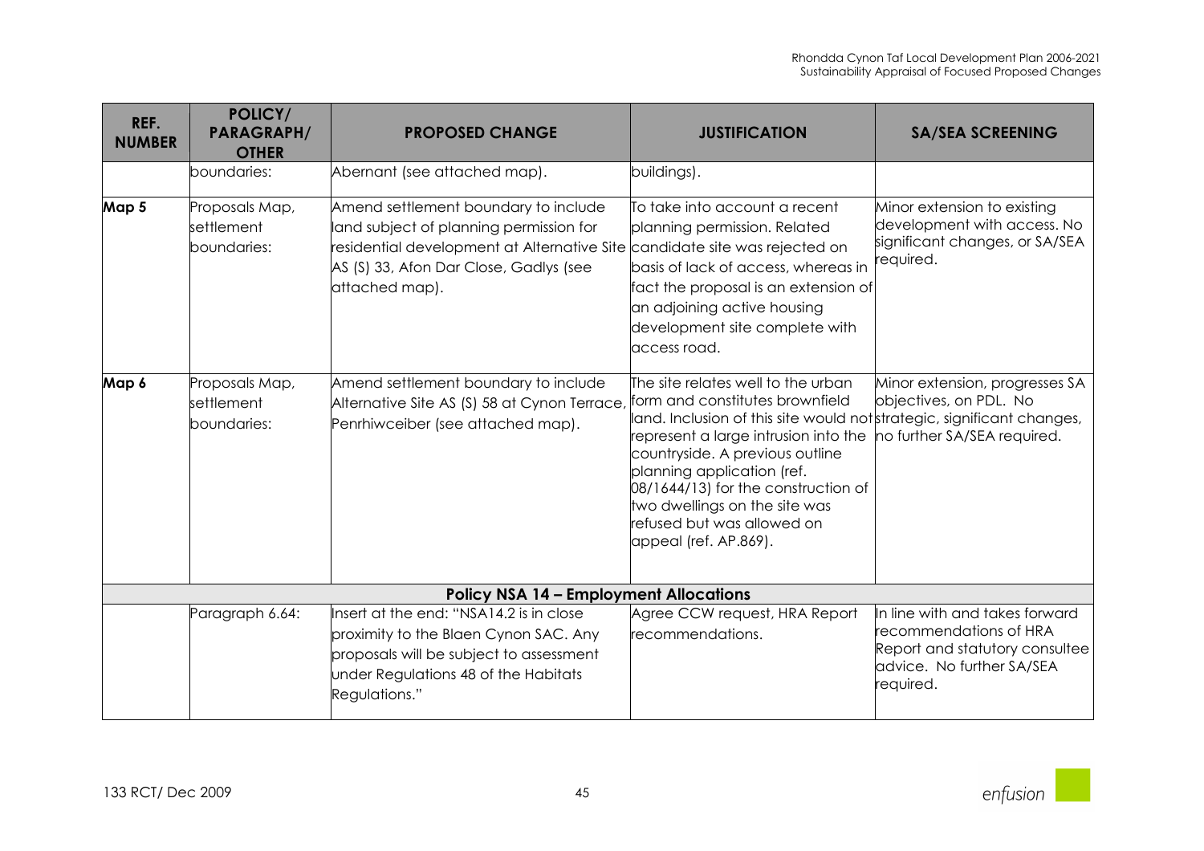| REF. NUMBER | POLICY/ PARAGRAPH/ OTHER | PROPOSED CHANGE | JUSTIFICATION | SA/SEA SCREENING |
|---|---|---|---|---|
| | boundaries: | Abernant (see attached map). | buildings). | |
| **Map 5** | Proposals Map, settlement boundaries: | Amend settlement boundary to include land subject of planning permission for residential development at Alternative Site AS (S) 33, Afon Dar Close, Gadlys (see attached map). | To take into account a recent planning permission. Related candidate site was rejected on basis of lack of access, whereas in fact the proposal is an extension of an adjoining active housing development site complete with access road. | Minor extension to existing development with access. No significant changes, or SA/SEA required. |
| **Map 6** | Proposals Map, settlement boundaries: | Amend settlement boundary to include Alternative Site AS (S) 58 at Cynon Terrace, Penrhiwceiber (see attached map). | The site relates well to the urban form and constitutes brownfield land. Inclusion of this site would not represent a large intrusion into the countryside. A previous outline planning application (ref. 08/1644/13) for the construction of two dwellings on the site was refused but was allowed on appeal (ref. AP.869). | Minor extension, progresses SA objectives, on PDL. No strategic, significant changes, no further SA/SEA required. |
| | | **Policy NSA 14 – Employment Allocations** | | |
| | Paragraph 6.64: | Insert at the end: "NSA14.2 is in close proximity to the Blaen Cynon SAC. Any proposals will be subject to assessment under Regulations 48 of the Habitats Regulations." | Agree CCW request, HRA Report recommendations. | In line with and takes forward recommendations of HRA Report and statutory consultee advice. No further SA/SEA required. |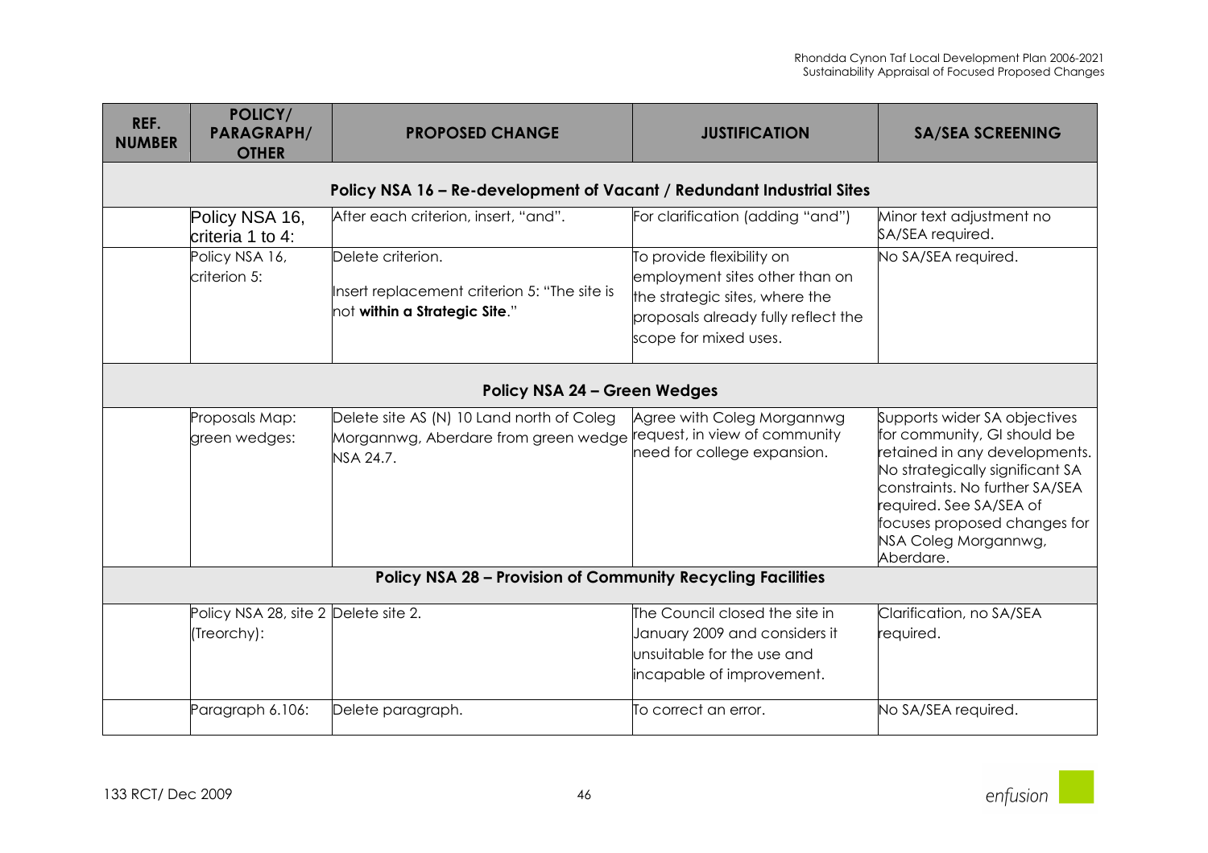| REF. NUMBER | POLICY/ PARAGRAPH/ OTHER | PROPOSED CHANGE | JUSTIFICATION | SA/SEA SCREENING |
|---|---|---|---|---|
| **Policy NSA 16 – Re-development of Vacant / Redundant Industrial Sites** | | | | |
| | Policy NSA 16, criteria 1 to 4: | After each criterion, insert, "and". | For clarification (adding "and") | Minor text adjustment no SA/SEA required. |
| | Policy NSA 16, criterion 5: | Delete criterion. Insert replacement criterion 5: "The site is not **within a Strategic Site**." | To provide flexibility on employment sites other than on the strategic sites, where the proposals already fully reflect the scope for mixed uses. | No SA/SEA required. |
| **Policy NSA 24 – Green Wedges** | | | | |
| | Proposals Map: green wedges: | Delete site AS (N) 10 Land north of Coleg Morgannwg, Aberdare from green wedge NSA 24.7. | Agree with Coleg Morgannwg request, in view of community need for college expansion. | Supports wider SA objectives for community, GI should be retained in any developments. No strategically significant SA constraints. No further SA/SEA required. See SA/SEA of focuses proposed changes for NSA Coleg Morgannwg, Aberdare. |
| **Policy NSA 28 – Provision of Community Recycling Facilities** | | | | |
| | Policy NSA 28, site 2 (Treorchy): | Delete site 2. | The Council closed the site in January 2009 and considers it unsuitable for the use and incapable of improvement. | Clarification, no SA/SEA required. |
| | Paragraph 6.106: | Delete paragraph. | To correct an error. | No SA/SEA required. |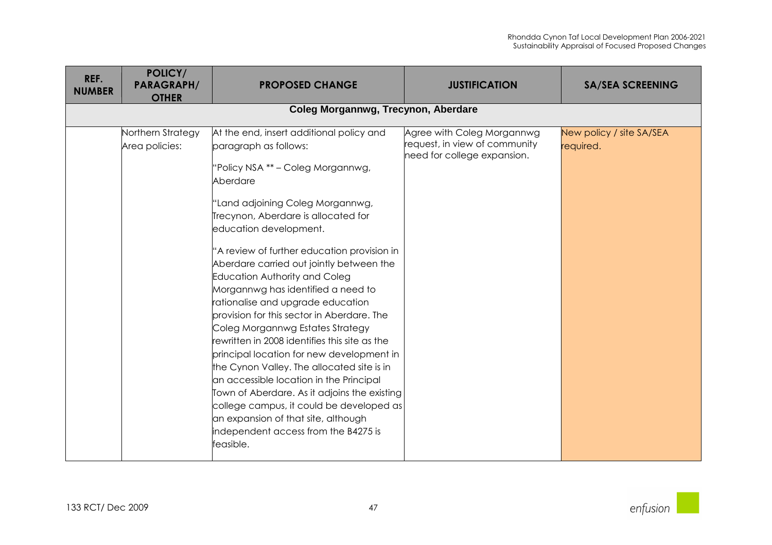| REF. NUMBER | POLICY/ PARAGRAPH/ OTHER | PROPOSED CHANGE | JUSTIFICATION | SA/SEA SCREENING |
|---|---|---|---|---|
| **Coleg Morgannwg, Trecynon, Aberdare** | | | | |
| | Northern Strategy Area policies: | At the end, insert additional policy and paragraph as follows:<br><br>"Policy NSA ** – Coleg Morgannwg, Aberdare<br><br>"Land adjoining Coleg Morgannwg, Trecynon, Aberdare is allocated for education development.<br><br>"A review of further education provision in Aberdare carried out jointly between the Education Authority and Coleg Morgannwg has identified a need to rationalise and upgrade education provision for this sector in Aberdare. The Coleg Morgannwg Estates Strategy rewritten in 2008 identifies this site as the principal location for new development in the Cynon Valley. The allocated site is in an accessible location in the Principal Town of Aberdare. As it adjoins the existing college campus, it could be developed as an expansion of that site, although independent access from the B4275 is feasible. | Agree with Coleg Morgannwg request, in view of community need for college expansion. | New policy / site SA/SEA required. |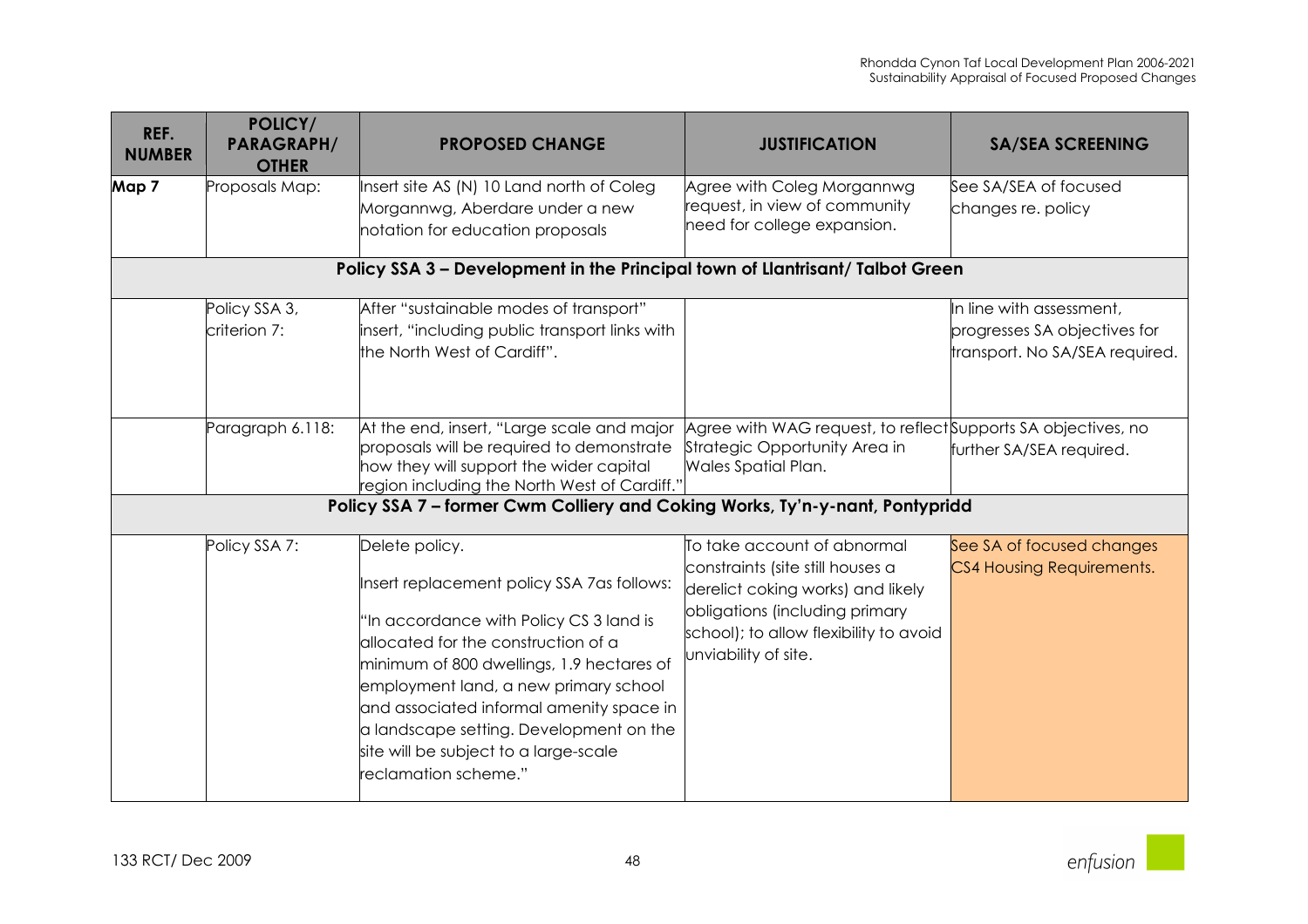| REF. NUMBER | POLICY/ PARAGRAPH/ OTHER | PROPOSED CHANGE | JUSTIFICATION | SA/SEA SCREENING |
|---|---|---|---|---|
| **Map 7** | Proposals Map: | Insert site AS (N) 10 Land north of Coleg Morgannwg, Aberdare under a new notation for education proposals | Agree with Coleg Morgannwg request, in view of community need for college expansion. | See SA/SEA of focused changes re. policy |
| **Policy SSA 3 – Development in the Principal town of Llantrisant/ Talbot Green** | | | | |
| | Policy SSA 3, criterion 7: | After "sustainable modes of transport" insert, "including public transport links with the North West of Cardiff". | | In line with assessment, progresses SA objectives for transport. No SA/SEA required. |
| | Paragraph 6.118: | At the end, insert, "Large scale and major proposals will be required to demonstrate how they will support the wider capital region including the North West of Cardiff." | Agree with WAG request, to reflect Strategic Opportunity Area in Wales Spatial Plan. | Supports SA objectives, no further SA/SEA required. |
| **Policy SSA 7 – former Cwm Colliery and Coking Works, Ty'n-y-nant, Pontypridd** | | | | |
| | Policy SSA 7: | Delete policy.<br><br>Insert replacement policy SSA 7as follows:<br><br>"In accordance with Policy CS 3 land is allocated for the construction of a minimum of 800 dwellings, 1.9 hectares of employment land, a new primary school and associated informal amenity space in a landscape setting. Development on the site will be subject to a large-scale reclamation scheme." | To take account of abnormal constraints (site still houses a derelict coking works) and likely obligations (including primary school); to allow flexibility to avoid unviability of site. | See SA of focused changes CS4 Housing Requirements. |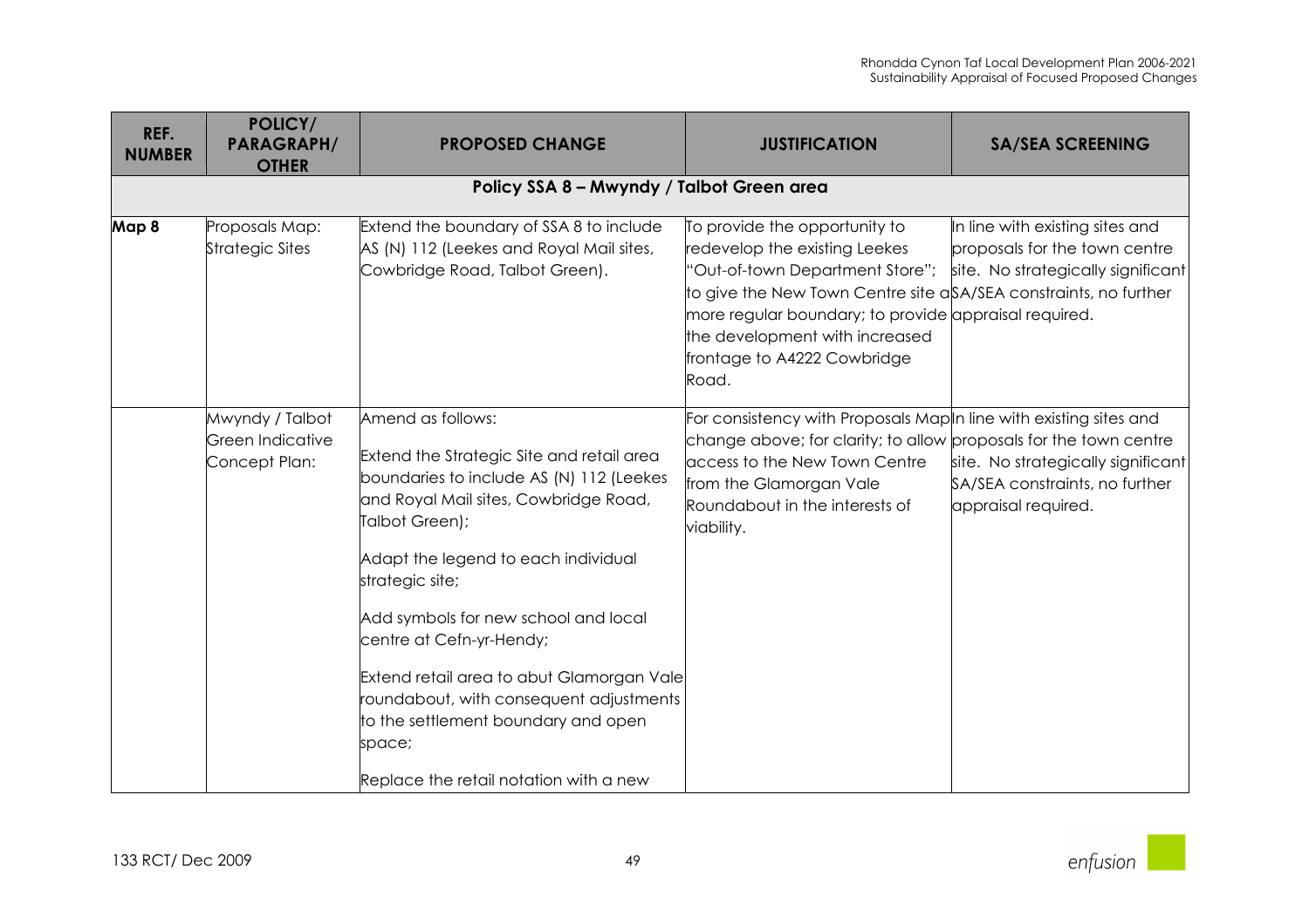| REF. NUMBER | POLICY/ PARAGRAPH/ OTHER | PROPOSED CHANGE | JUSTIFICATION | SA/SEA SCREENING |
|---|---|---|---|---|
| **Policy SSA 8 – Mwyndy / Talbot Green area** | | | | |
| **Map 8** | Proposals Map: Strategic Sites | Extend the boundary of SSA 8 to include AS (N) 112 (Leekes and Royal Mail sites, Cowbridge Road, Talbot Green). | To provide the opportunity to redevelop the existing Leekes "Out-of-town Department Store"; to give the New Town Centre site a more regular boundary; to provide the development with increased frontage to A4222 Cowbridge Road. | In line with existing sites and proposals for the town centre site. No strategically significant SA/SEA constraints, no further appraisal required. |
| | Mwyndy / Talbot Green Indicative Concept Plan: | Amend as follows:<br><br>Extend the Strategic Site and retail area boundaries to include AS (N) 112 (Leekes and Royal Mail sites, Cowbridge Road, Talbot Green);<br><br>Adapt the legend to each individual strategic site;<br><br>Add symbols for new school and local centre at Cefn-yr-Hendy;<br><br>Extend retail area to abut Glamorgan Vale roundabout, with consequent adjustments to the settlement boundary and open space;<br><br>Replace the retail notation with a new | For consistency with Proposals Map change above; for clarity; to allow access to the New Town Centre from the Glamorgan Vale Roundabout in the interests of viability. | In line with existing sites and proposals for the town centre site. No strategically significant SA/SEA constraints, no further appraisal required. |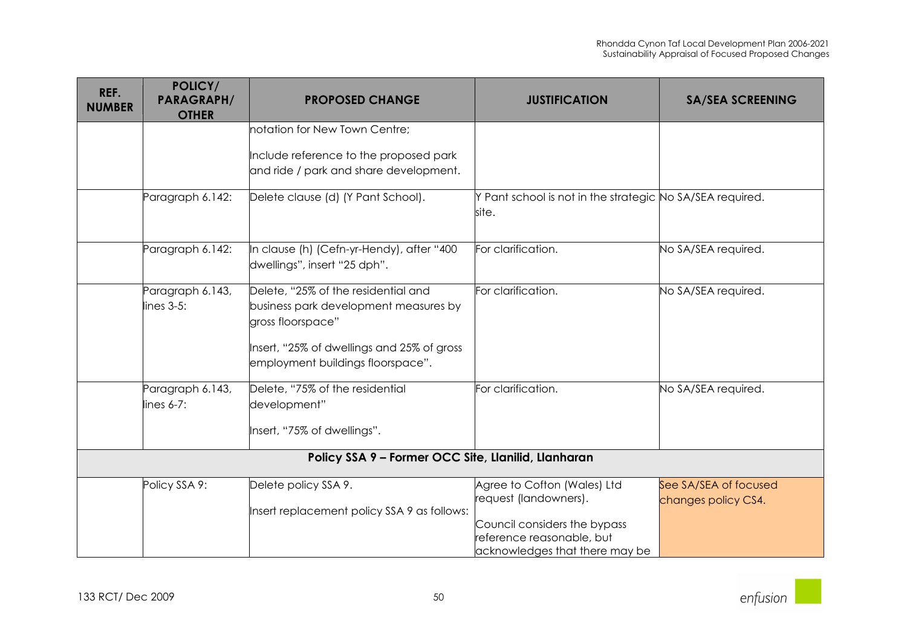| REF. NUMBER | POLICY/ PARAGRAPH/ OTHER | PROPOSED CHANGE | JUSTIFICATION | SA/SEA SCREENING |
|---|---|---|---|---|
| | | notation for New Town Centre;<br><br>Include reference to the proposed park and ride / park and share development. | | |
| | Paragraph 6.142: | Delete clause (d) (Y Pant School). | Y Pant school is not in the strategic site. | No SA/SEA required. |
| | Paragraph 6.142: | In clause (h) (Cefn-yr-Hendy), after "400 dwellings", insert "25 dph". | For clarification. | No SA/SEA required. |
| | Paragraph 6.143, lines 3-5: | Delete, "25% of the residential and business park development measures by gross floorspace"<br><br>Insert, "25% of dwellings and 25% of gross employment buildings floorspace". | For clarification. | No SA/SEA required. |
| | Paragraph 6.143, lines 6-7: | Delete, "75% of the residential development"<br><br>Insert, "75% of dwellings". | For clarification. | No SA/SEA required. |
| **Policy SSA 9 – Former OCC Site, Llanilid, Llanharan** | | | | |
| | Policy SSA 9: | Delete policy SSA 9.<br><br>Insert replacement policy SSA 9 as follows: | Agree to Cofton (Wales) Ltd request (landowners).<br><br>Council considers the bypass reference reasonable, but acknowledges that there may be | See SA/SEA of focused changes policy CS4. |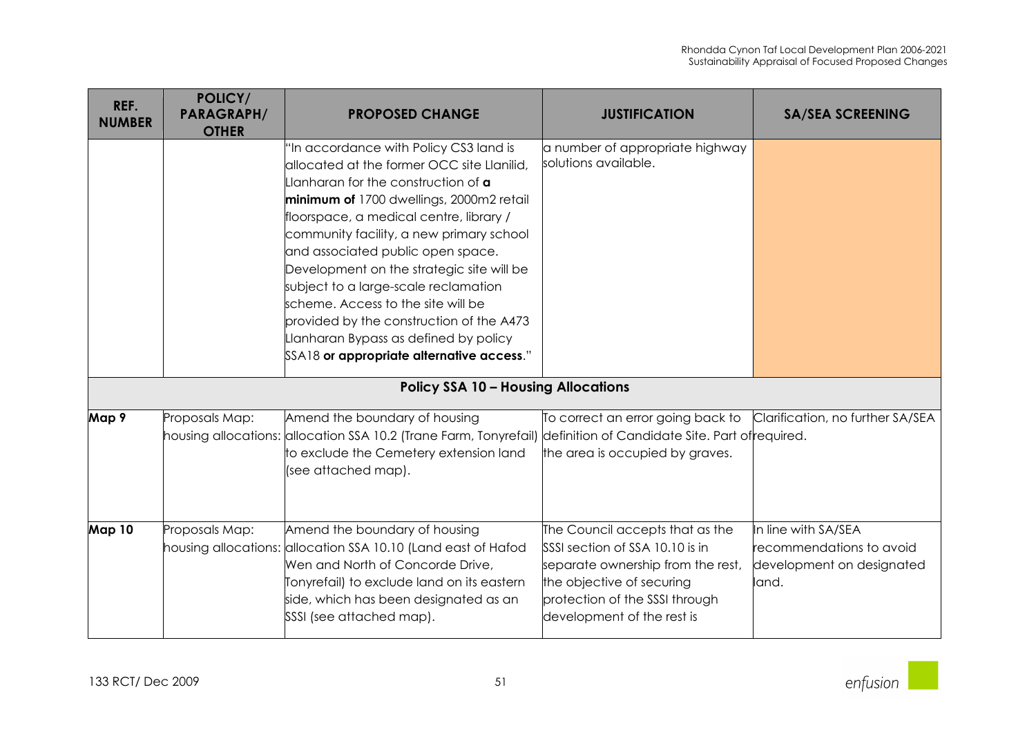| REF. NUMBER | POLICY/ PARAGRAPH/ OTHER | PROPOSED CHANGE | JUSTIFICATION | SA/SEA SCREENING |
|---|---|---|---|---|
| | | "In accordance with Policy CS3 land is allocated at the former OCC site Llanilid, Llanharan for the construction of **a minimum of** 1700 dwellings, 2000m2 retail floorspace, a medical centre, library / community facility, a new primary school and associated public open space. Development on the strategic site will be subject to a large-scale reclamation scheme. Access to the site will be provided by the construction of the A473 Llanharan Bypass as defined by policy SSA18 **or appropriate alternative access**." | a number of appropriate highway solutions available. | |
| **Policy SSA 10 – Housing Allocations** | | | | |
| **Map 9** | Proposals Map: housing allocations: | Amend the boundary of housing allocation SSA 10.2 (Trane Farm, Tonyrefail) to exclude the Cemetery extension land (see attached map). | To correct an error going back to definition of Candidate Site. Part of the area is occupied by graves. | Clarification, no further SA/SEA required. |
| **Map 10** | Proposals Map: housing allocations: | Amend the boundary of housing allocation SSA 10.10 (Land east of Hafod Wen and North of Concorde Drive, Tonyrefail) to exclude land on its eastern side, which has been designated as an SSSI (see attached map). | The Council accepts that as the SSSI section of SSA 10.10 is in separate ownership from the rest, the objective of securing protection of the SSSI through development of the rest is | In line with SA/SEA recommendations to avoid development on designated land. |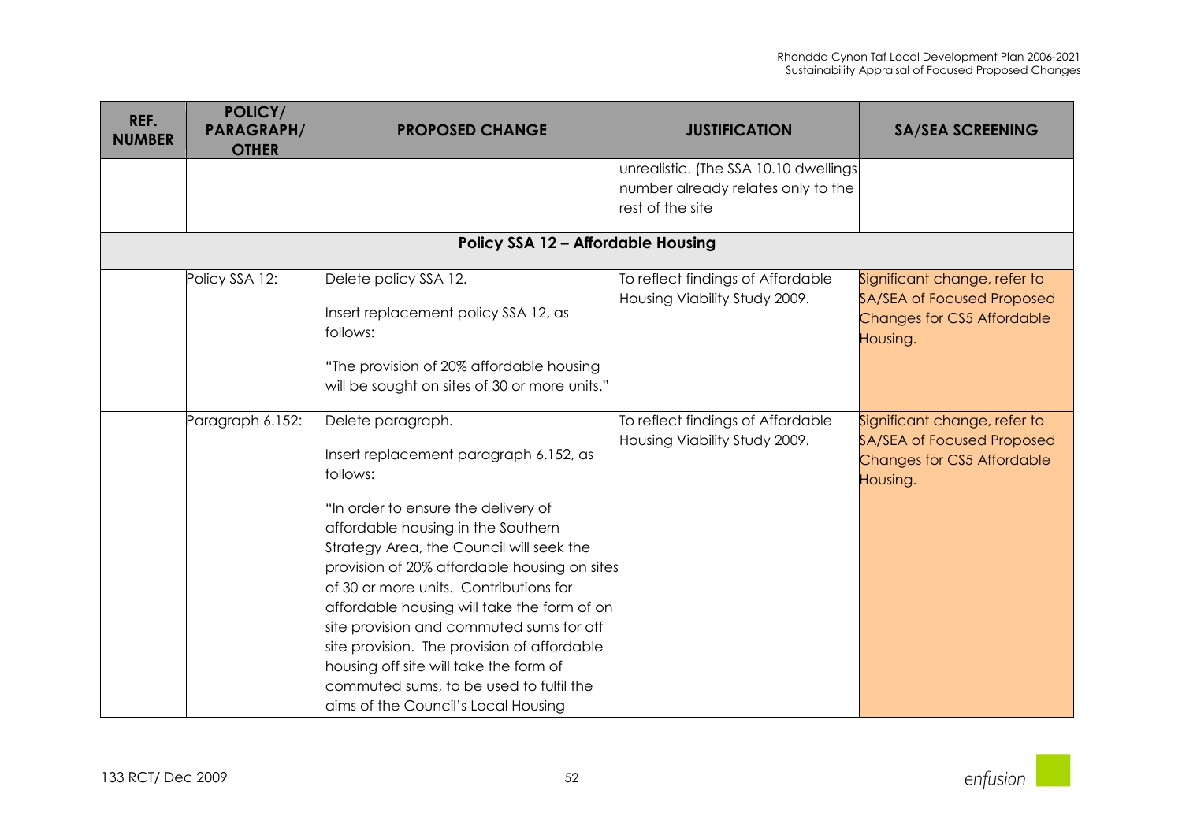| REF. NUMBER | POLICY/ PARAGRAPH/ OTHER | PROPOSED CHANGE | JUSTIFICATION | SA/SEA SCREENING |
|---|---|---|---|---|
| | | | unrealistic. (The SSA 10.10 dwellings number already relates only to the rest of the site | |
| **Policy SSA 12 – Affordable Housing** | | | | |
| | Policy SSA 12: | Delete policy SSA 12.<br><br>Insert replacement policy SSA 12, as follows:<br><br>"The provision of 20% affordable housing will be sought on sites of 30 or more units." | To reflect findings of Affordable Housing Viability Study 2009. | Significant change, refer to SA/SEA of Focused Proposed Changes for CS5 Affordable Housing. |
| | Paragraph 6.152: | Delete paragraph.<br><br>Insert replacement paragraph 6.152, as follows:<br><br>"In order to ensure the delivery of affordable housing in the Southern Strategy Area, the Council will seek the provision of 20% affordable housing on sites of 30 or more units. Contributions for affordable housing will take the form of on site provision and commuted sums for off site provision. The provision of affordable housing off site will take the form of commuted sums, to be used to fulfil the aims of the Council's Local Housing | To reflect findings of Affordable Housing Viability Study 2009. | Significant change, refer to SA/SEA of Focused Proposed Changes for CS5 Affordable Housing. |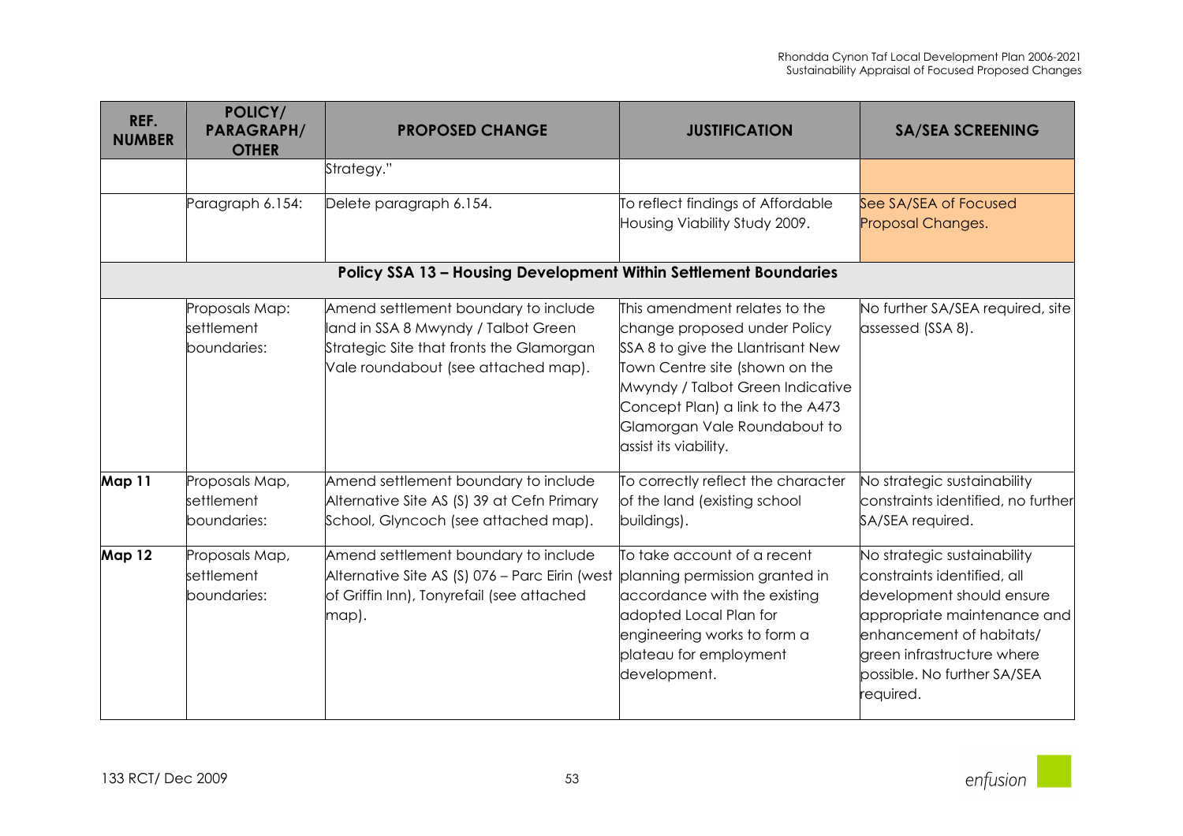| REF. NUMBER | POLICY/ PARAGRAPH/ OTHER | PROPOSED CHANGE | JUSTIFICATION | SA/SEA SCREENING |
|---|---|---|---|---|
| | | Strategy." | | |
| | Paragraph 6.154: | Delete paragraph 6.154. | To reflect findings of Affordable Housing Viability Study 2009. | See SA/SEA of Focused Proposal Changes. |
| **Policy SSA 13 – Housing Development Within Settlement Boundaries** | | | | |
| | Proposals Map: settlement boundaries: | Amend settlement boundary to include land in SSA 8 Mwyndy / Talbot Green Strategic Site that fronts the Glamorgan Vale roundabout (see attached map). | This amendment relates to the change proposed under Policy SSA 8 to give the Llantrisant New Town Centre site (shown on the Mwyndy / Talbot Green Indicative Concept Plan) a link to the A473 Glamorgan Vale Roundabout to assist its viability. | No further SA/SEA required, site assessed (SSA 8). |
| **Map 11** | Proposals Map, settlement boundaries: | Amend settlement boundary to include Alternative Site AS (S) 39 at Cefn Primary School, Glyncoch (see attached map). | To correctly reflect the character of the land (existing school buildings). | No strategic sustainability constraints identified, no further SA/SEA required. |
| **Map 12** | Proposals Map, settlement boundaries: | Amend settlement boundary to include Alternative Site AS (S) 076 – Parc Eirin (west of Griffin Inn), Tonyrefail (see attached map). | To take account of a recent planning permission granted in accordance with the existing adopted Local Plan for engineering works to form a plateau for employment development. | No strategic sustainability constraints identified, all development should ensure appropriate maintenance and enhancement of habitats/ green infrastructure where possible. No further SA/SEA required. |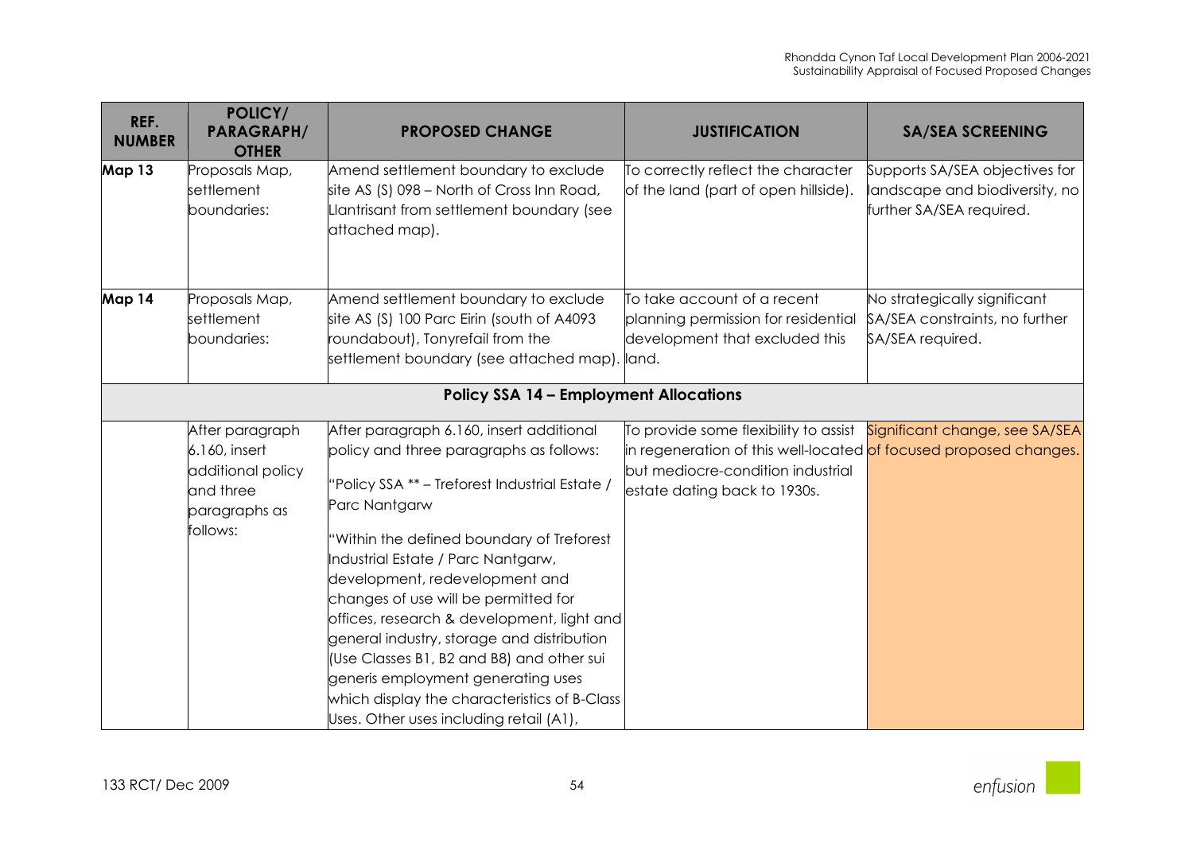| REF. NUMBER | POLICY/ PARAGRAPH/ OTHER | PROPOSED CHANGE | JUSTIFICATION | SA/SEA SCREENING |
|---|---|---|---|---|
| **Map 13** | Proposals Map, settlement boundaries: | Amend settlement boundary to exclude site AS (S) 098 – North of Cross Inn Road, Llantrisant from settlement boundary (see attached map). | To correctly reflect the character of the land (part of open hillside). | Supports SA/SEA objectives for landscape and biodiversity, no further SA/SEA required. |
| **Map 14** | Proposals Map, settlement boundaries: | Amend settlement boundary to exclude site AS (S) 100 Parc Eirin (south of A4093 roundabout), Tonyrefail from the settlement boundary (see attached map). | To take account of a recent planning permission for residential development that excluded this land. | No strategically significant SA/SEA constraints, no further SA/SEA required. |
| | | **Policy SSA 14 – Employment Allocations** | | |
| | After paragraph 6.160, insert additional policy and three paragraphs as follows: | After paragraph 6.160, insert additional policy and three paragraphs as follows:<br><br>"Policy SSA ** – Treforest Industrial Estate / Parc Nantgarw<br><br>"Within the defined boundary of Treforest Industrial Estate / Parc Nantgarw, development, redevelopment and changes of use will be permitted for offices, research & development, light and general industry, storage and distribution (Use Classes B1, B2 and B8) and other sui generis employment generating uses which display the characteristics of B-Class Uses. Other uses including retail (A1), | To provide some flexibility to assist in regeneration of this well-located but mediocre-condition industrial estate dating back to 1930s. | Significant change, see SA/SEA of focused proposed changes. |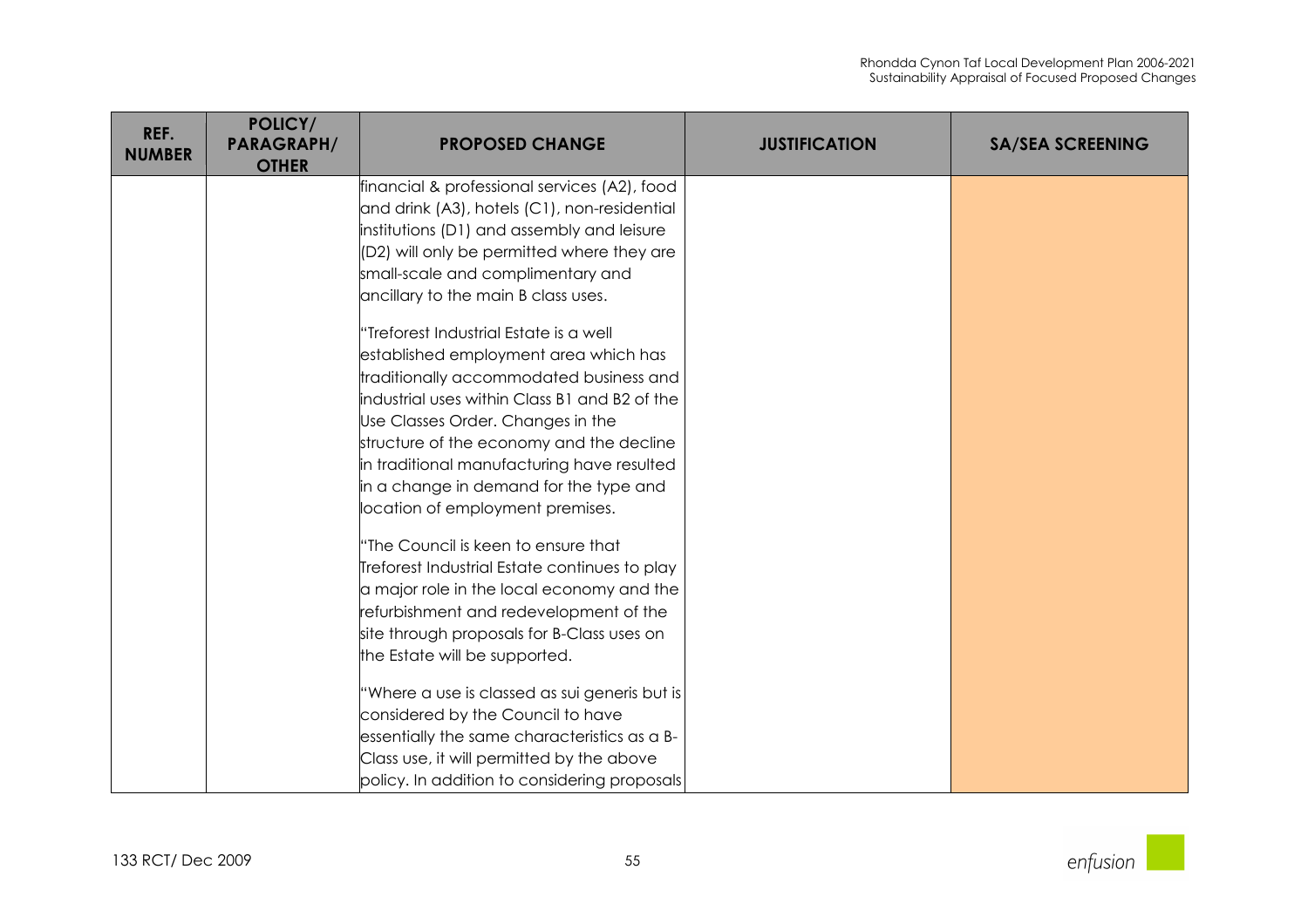| REF. NUMBER | POLICY/ PARAGRAPH/ OTHER | PROPOSED CHANGE | JUSTIFICATION | SA/SEA SCREENING |
|---|---|---|---|---|
| | | financial & professional services (A2), food and drink (A3), hotels (C1), non-residential institutions (D1) and assembly and leisure (D2) will only be permitted where they are small-scale and complimentary and ancillary to the main B class uses.<br><br>"Treforest Industrial Estate is a well established employment area which has traditionally accommodated business and industrial uses within Class B1 and B2 of the Use Classes Order. Changes in the structure of the economy and the decline in traditional manufacturing have resulted in a change in demand for the type and location of employment premises.<br><br>"The Council is keen to ensure that Treforest Industrial Estate continues to play a major role in the local economy and the refurbishment and redevelopment of the site through proposals for B-Class uses on the Estate will be supported.<br><br>"Where a use is classed as sui generis but is considered by the Council to have essentially the same characteristics as a B-Class use, it will permitted by the above policy. In addition to considering proposals | | |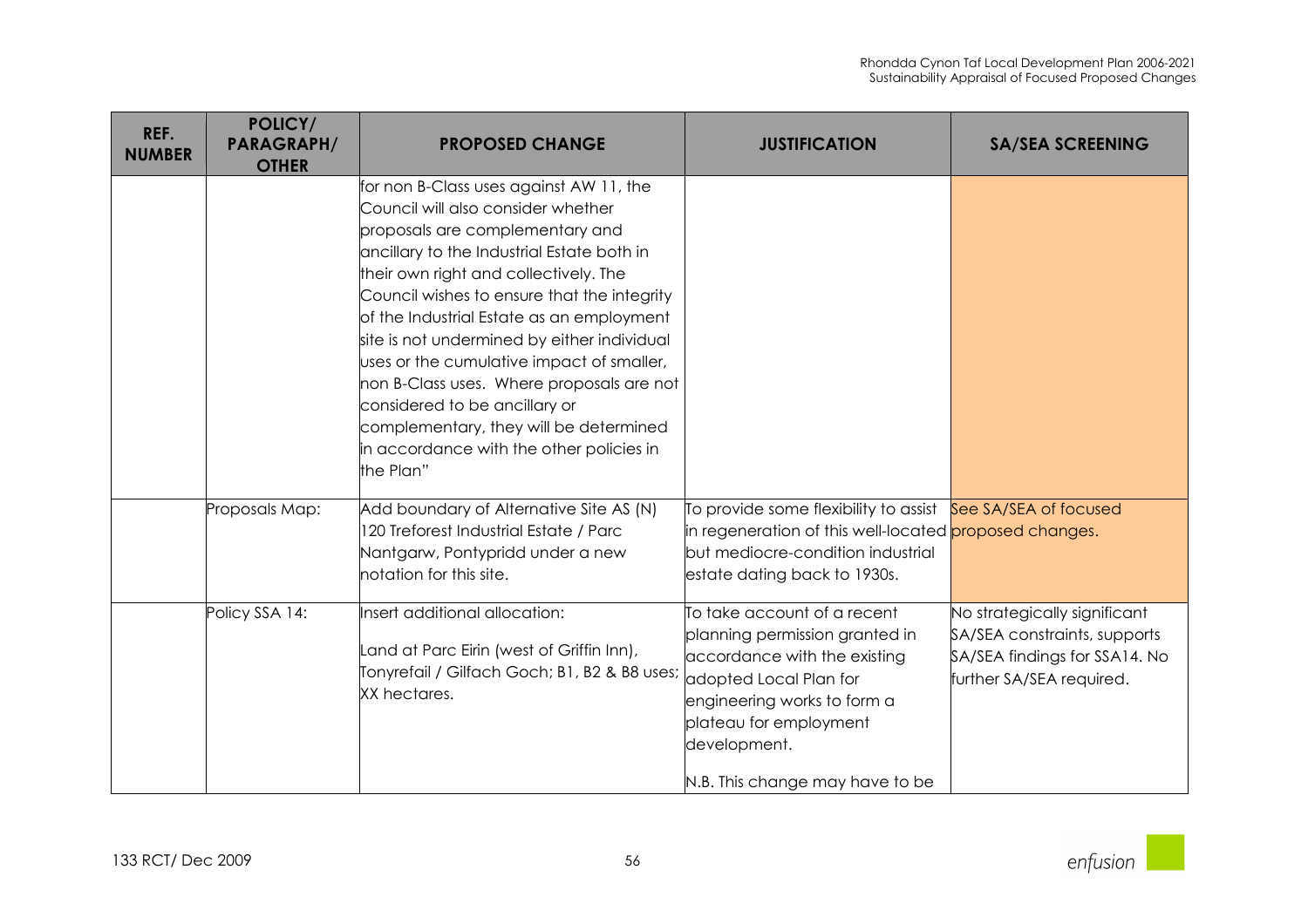| REF. NUMBER | POLICY/ PARAGRAPH/ OTHER | PROPOSED CHANGE | JUSTIFICATION | SA/SEA SCREENING |
|---|---|---|---|---|
| | | for non B-Class uses against AW 11, the Council will also consider whether proposals are complementary and ancillary to the Industrial Estate both in their own right and collectively. The Council wishes to ensure that the integrity of the Industrial Estate as an employment site is not undermined by either individual uses or the cumulative impact of smaller, non B-Class uses. Where proposals are not considered to be ancillary or complementary, they will be determined in accordance with the other policies in the Plan" | | |
| | Proposals Map: | Add boundary of Alternative Site AS (N) 120 Treforest Industrial Estate / Parc Nantgarw, Pontypridd under a new notation for this site. | To provide some flexibility to assist in regeneration of this well-located but mediocre-condition industrial estate dating back to 1930s. | See SA/SEA of focused proposed changes. |
| | Policy SSA 14: | Insert additional allocation:<br><br>Land at Parc Eirin (west of Griffin Inn), Tonyrefail / Gilfach Goch; B1, B2 & B8 uses; XX hectares. | To take account of a recent planning permission granted in accordance with the existing adopted Local Plan for engineering works to form a plateau for employment development.<br><br>N.B. This change may have to be | No strategically significant SA/SEA constraints, supports SA/SEA findings for SSA14. No further SA/SEA required. |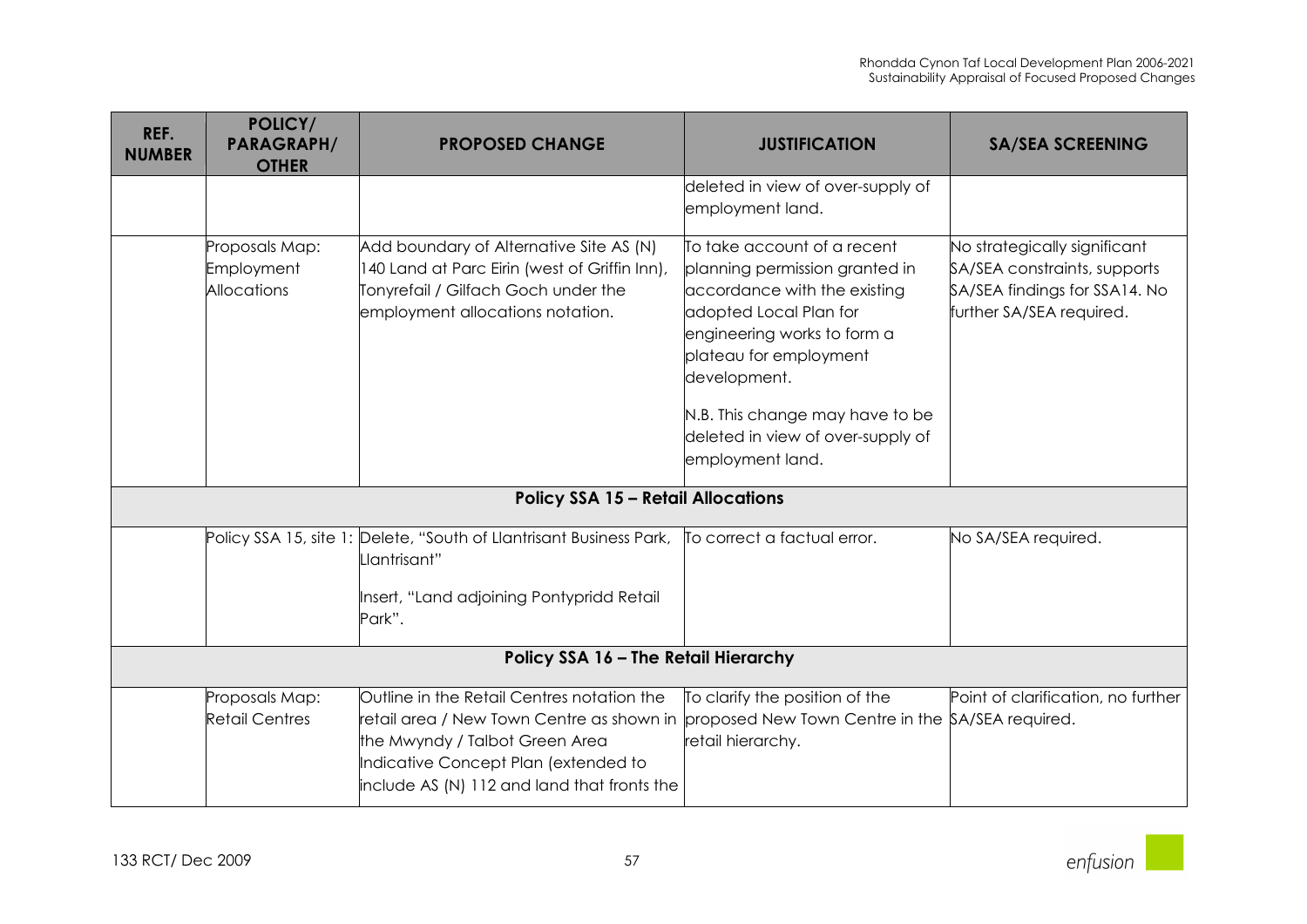| REF. NUMBER | POLICY/ PARAGRAPH/ OTHER | PROPOSED CHANGE | JUSTIFICATION | SA/SEA SCREENING |
|---|---|---|---|---|
| | | | deleted in view of over-supply of employment land. | |
| | Proposals Map: Employment Allocations | Add boundary of Alternative Site AS (N) 140 Land at Parc Eirin (west of Griffin Inn), Tonyrefail / Gilfach Goch under the employment allocations notation. | To take account of a recent planning permission granted in accordance with the existing adopted Local Plan for engineering works to form a plateau for employment development.<br><br>N.B. This change may have to be deleted in view of over-supply of employment land. | No strategically significant SA/SEA constraints, supports SA/SEA findings for SSA14. No further SA/SEA required. |
| **Policy SSA 15 – Retail Allocations** | | | | |
| | Policy SSA 15, site 1: | Delete, "South of Llantrisant Business Park, Llantrisant"<br><br>Insert, "Land adjoining Pontypridd Retail Park". | To correct a factual error. | No SA/SEA required. |
| **Policy SSA 16 – The Retail Hierarchy** | | | | |
| | Proposals Map: Retail Centres | Outline in the Retail Centres notation the retail area / New Town Centre as shown in the Mwyndy / Talbot Green Area Indicative Concept Plan (extended to include AS (N) 112 and land that fronts the | To clarify the position of the proposed New Town Centre in the retail hierarchy. | Point of clarification, no further SA/SEA required. |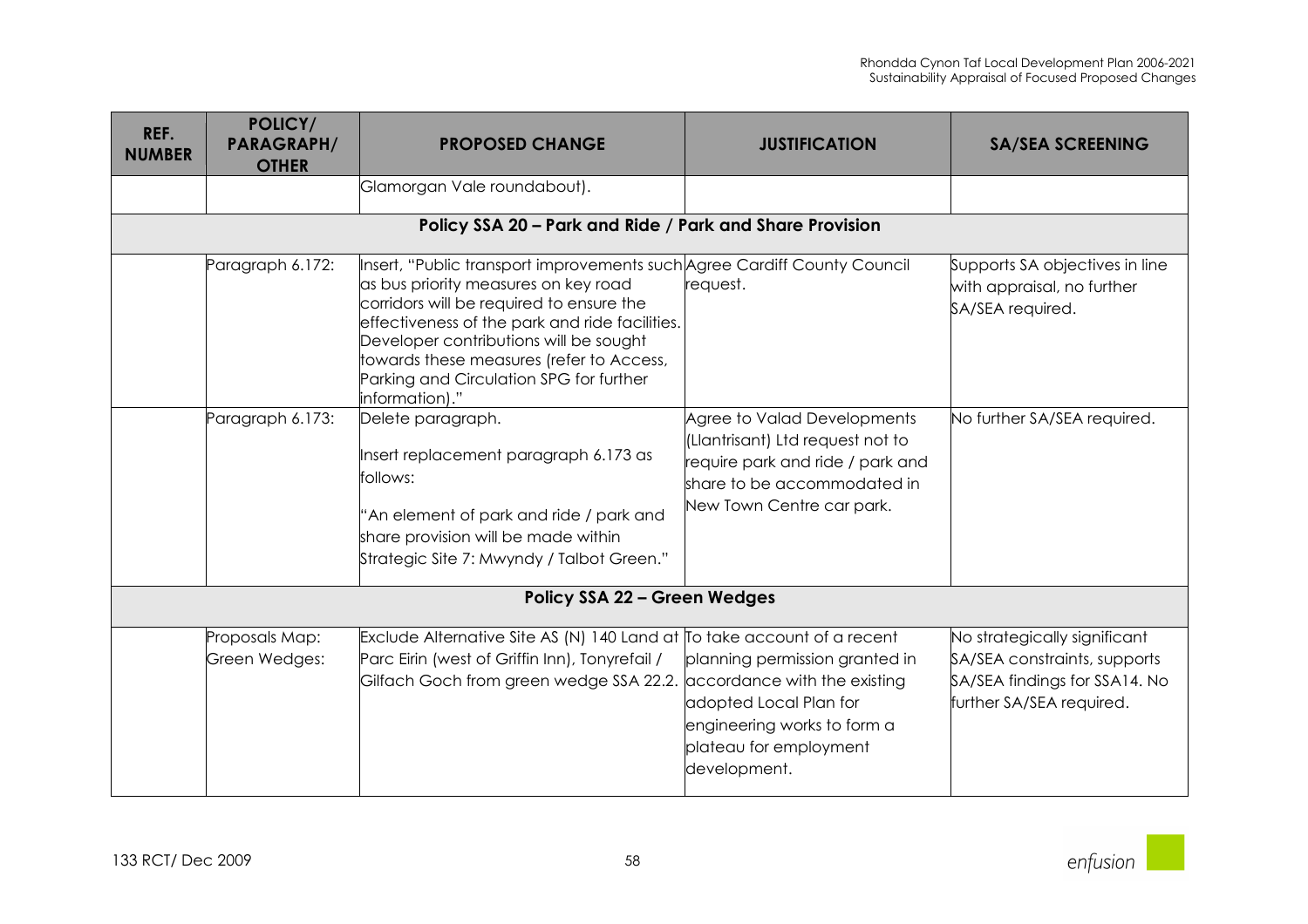| REF. NUMBER | POLICY/ PARAGRAPH/ OTHER | PROPOSED CHANGE | JUSTIFICATION | SA/SEA SCREENING |
|---|---|---|---|---|
| | | Glamorgan Vale roundabout). | | |
| **Policy SSA 20 – Park and Ride / Park and Share Provision** | | | | |
| | Paragraph 6.172: | Insert, "Public transport improvements such as bus priority measures on key road corridors will be required to ensure the effectiveness of the park and ride facilities. Developer contributions will be sought towards these measures (refer to Access, Parking and Circulation SPG for further information)." | Agree Cardiff County Council request. | Supports SA objectives in line with appraisal, no further SA/SEA required. |
| | Paragraph 6.173: | Delete paragraph.<br><br>Insert replacement paragraph 6.173 as follows:<br><br>"An element of park and ride / park and share provision will be made within Strategic Site 7: Mwyndy / Talbot Green." | Agree to Valad Developments (Llantrisant) Ltd request not to require park and ride / park and share to be accommodated in New Town Centre car park. | No further SA/SEA required. |
| **Policy SSA 22 – Green Wedges** | | | | |
| | Proposals Map: Green Wedges: | Exclude Alternative Site AS (N) 140 Land at Parc Eirin (west of Griffin Inn), Tonyrefail / Gilfach Goch from green wedge SSA 22.2. | To take account of a recent planning permission granted in accordance with the existing adopted Local Plan for engineering works to form a plateau for employment development. | No strategically significant SA/SEA constraints, supports SA/SEA findings for SSA14. No further SA/SEA required. |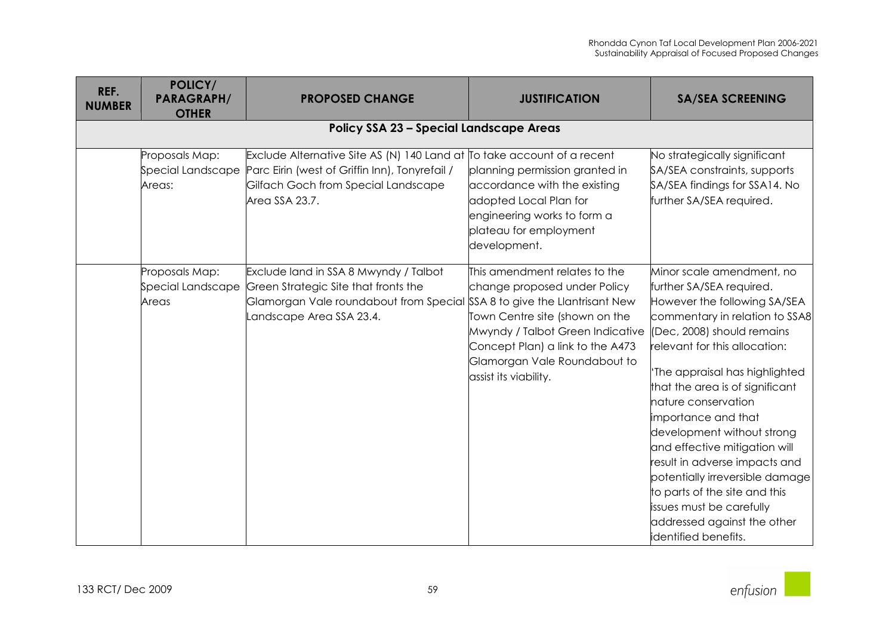| REF. NUMBER | POLICY/ PARAGRAPH/ OTHER | PROPOSED CHANGE | JUSTIFICATION | SA/SEA SCREENING |
|---|---|---|---|---|
| **Policy SSA 23 – Special Landscape Areas** | | | | |
| | Proposals Map: Special Landscape Areas: | Exclude Alternative Site AS (N) 140 Land at Parc Eirin (west of Griffin Inn), Tonyrefail / Gilfach Goch from Special Landscape Area SSA 23.7. | To take account of a recent planning permission granted in accordance with the existing adopted Local Plan for engineering works to form a plateau for employment development. | No strategically significant SA/SEA constraints, supports SA/SEA findings for SSA14. No further SA/SEA required. |
| | Proposals Map: Special Landscape Areas | Exclude land in SSA 8 Mwyndy / Talbot Green Strategic Site that fronts the Glamorgan Vale roundabout from Special Landscape Area SSA 23.4. | This amendment relates to the change proposed under Policy SSA 8 to give the Llantrisant New Town Centre site (shown on the Mwyndy / Talbot Green Indicative Concept Plan) a link to the A473 Glamorgan Vale Roundabout to assist its viability. | Minor scale amendment, no further SA/SEA required. However the following SA/SEA commentary in relation to SSA8 (Dec, 2008) should remains relevant for this allocation:<br><br>'The appraisal has highlighted that the area is of significant nature conservation importance and that development without strong and effective mitigation will result in adverse impacts and potentially irreversible damage to parts of the site and this issues must be carefully addressed against the other identified benefits. |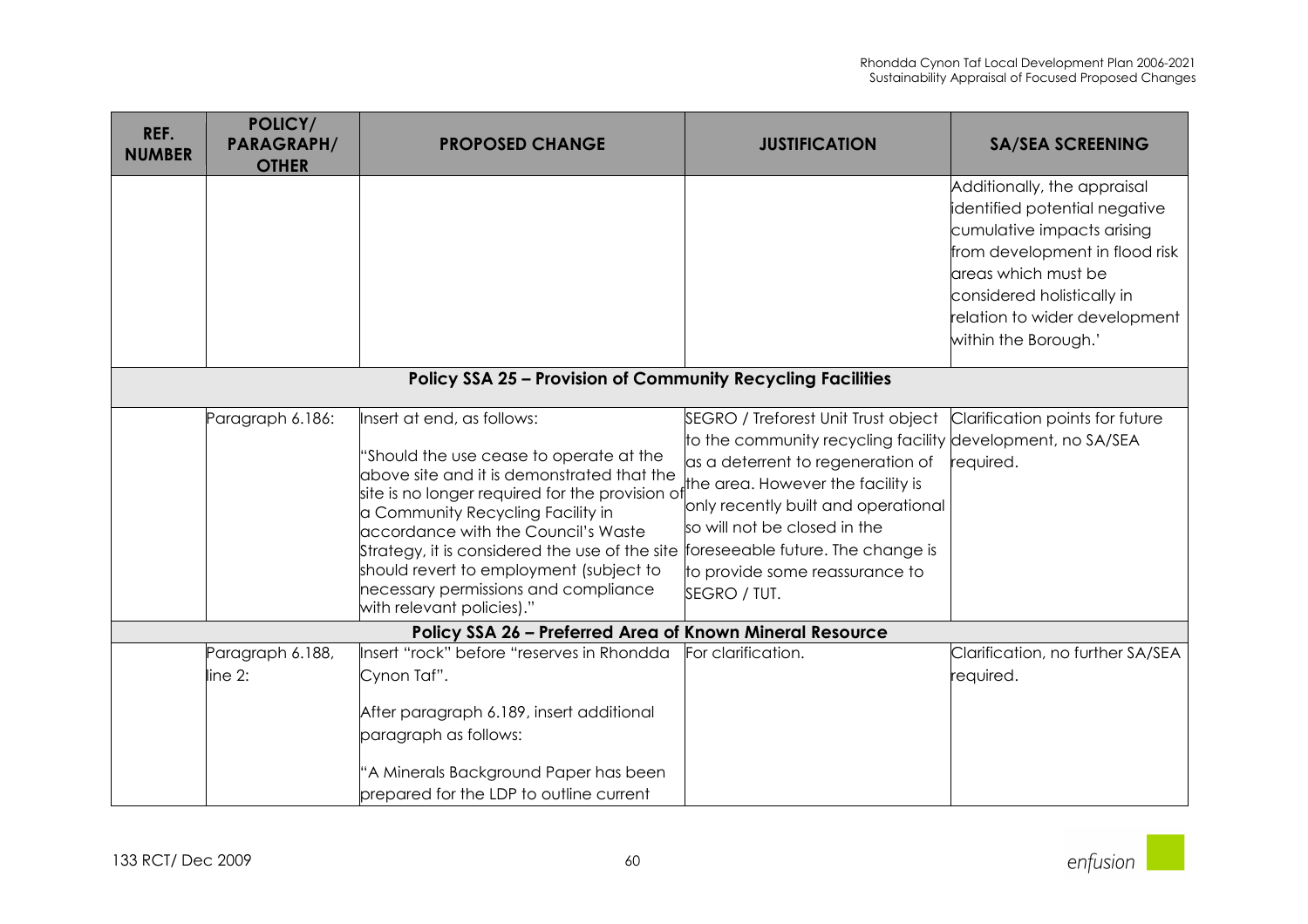| REF. NUMBER | POLICY/ PARAGRAPH/ OTHER | PROPOSED CHANGE | JUSTIFICATION | SA/SEA SCREENING |
|---|---|---|---|---|
| | | | | Additionally, the appraisal identified potential negative cumulative impacts arising from development in flood risk areas which must be considered holistically in relation to wider development within the Borough.' |
| **Policy SSA 25 – Provision of Community Recycling Facilities** | | | | |
| | Paragraph 6.186: | Insert at end, as follows:<br><br>"Should the use cease to operate at the above site and it is demonstrated that the site is no longer required for the provision of a Community Recycling Facility in accordance with the Council's Waste Strategy, it is considered the use of the site should revert to employment (subject to necessary permissions and compliance with relevant policies)." | SEGRO / Treforest Unit Trust object to the community recycling facility as a deterrent to regeneration of the area. However the facility is only recently built and operational so will not be closed in the foreseeable future. The change is to provide some reassurance to SEGRO / TUT. | Clarification points for future development, no SA/SEA required. |
| **Policy SSA 26 – Preferred Area of Known Mineral Resource** | | | | |
| | Paragraph 6.188, line 2: | Insert "rock" before "reserves in Rhondda Cynon Taf".<br><br>After paragraph 6.189, insert additional paragraph as follows:<br><br>"A Minerals Background Paper has been prepared for the LDP to outline current | For clarification. | Clarification, no further SA/SEA required. |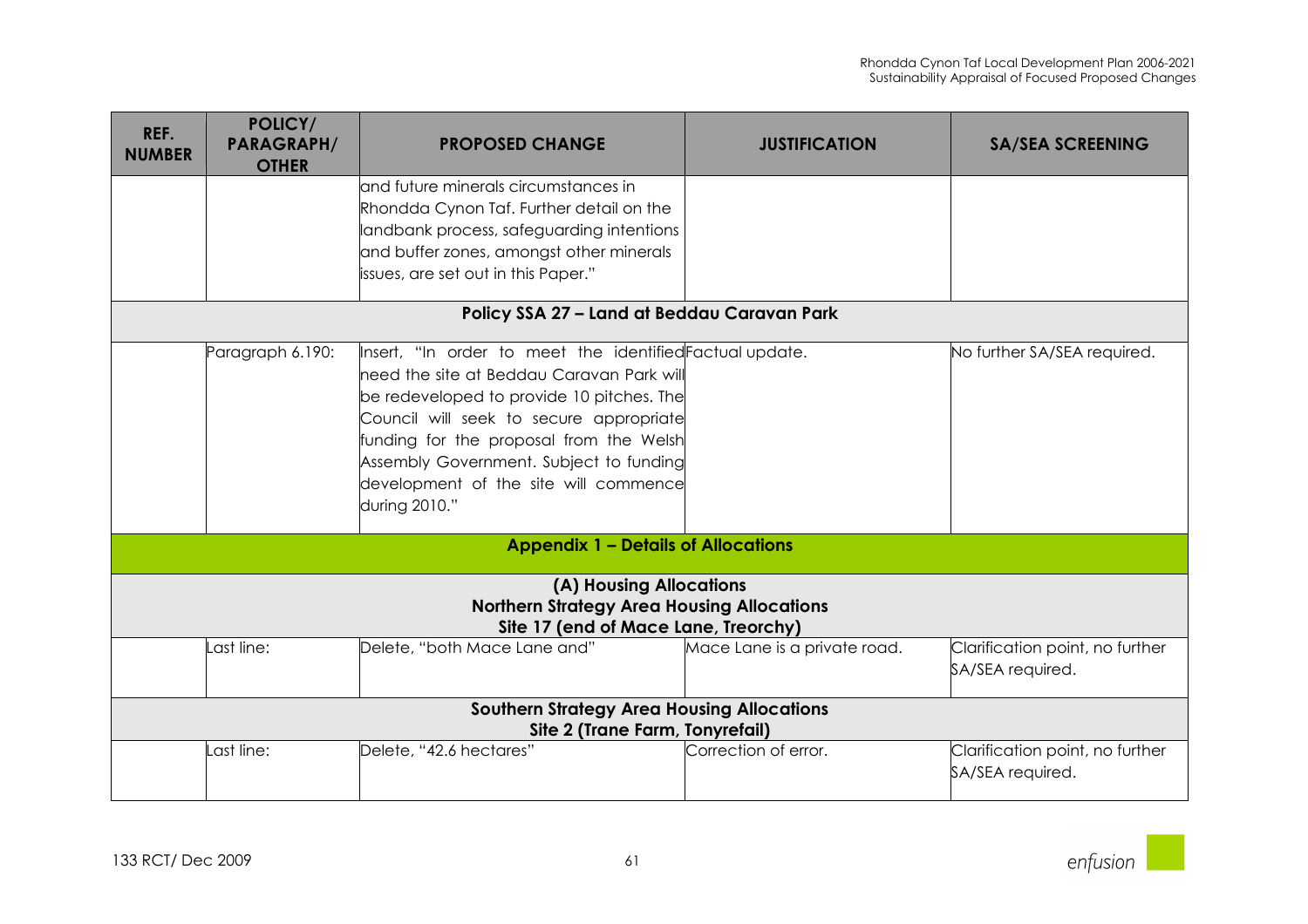| REF. NUMBER | POLICY/ PARAGRAPH/ OTHER | PROPOSED CHANGE | JUSTIFICATION | SA/SEA SCREENING |
|---|---|---|---|---|
| | | and future minerals circumstances in Rhondda Cynon Taf. Further detail on the landbank process, safeguarding intentions and buffer zones, amongst other minerals issues, are set out in this Paper." | | |
| **Policy SSA 27 – Land at Beddau Caravan Park** | | | | |
| | Paragraph 6.190: | Insert, "In order to meet the identified need the site at Beddau Caravan Park will be redeveloped to provide 10 pitches. The Council will seek to secure appropriate funding for the proposal from the Welsh Assembly Government. Subject to funding development of the site will commence during 2010." | Factual update. | No further SA/SEA required. |
| **Appendix 1 – Details of Allocations** | | | | |
| **(A) Housing Allocations Northern Strategy Area Housing Allocations Site 17 (end of Mace Lane, Treorchy)** | | | | |
| | Last line: | Delete, "both Mace Lane and" | Mace Lane is a private road. | Clarification point, no further SA/SEA required. |
| **Southern Strategy Area Housing Allocations Site 2 (Trane Farm, Tonyrefail)** | | | | |
| | Last line: | Delete, "42.6 hectares" | Correction of error. | Clarification point, no further SA/SEA required. |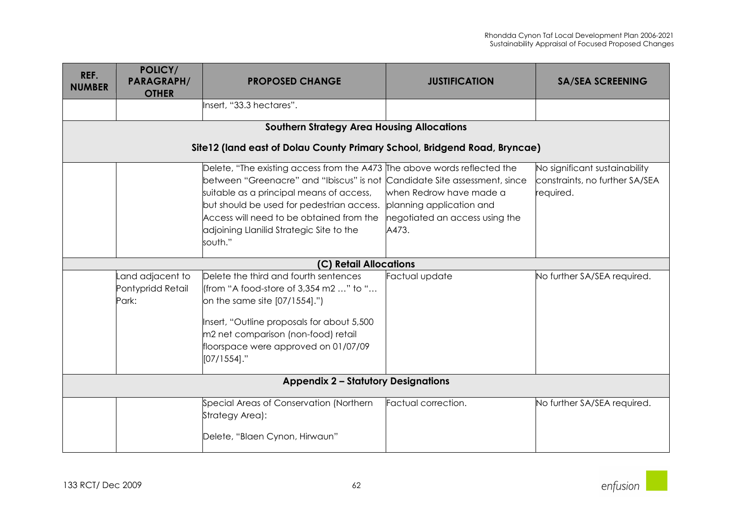| REF. NUMBER | POLICY/ PARAGRAPH/ OTHER | PROPOSED CHANGE | JUSTIFICATION | SA/SEA SCREENING |
|---|---|---|---|---|
| | | Insert, "33.3 hectares". | | |
| **Southern Strategy Area Housing Allocations** | | | | |
| **Site12 (land east of Dolau County Primary School, Bridgend Road, Bryncae)** | | | | |
| | | Delete, "The existing access from the A473 between "Greenacre" and "Ibiscus" is not suitable as a principal means of access, but should be used for pedestrian access. Access will need to be obtained from the adjoining Llanilid Strategic Site to the south." | The above words reflected the Candidate Site assessment, since when Redrow have made a planning application and negotiated an access using the A473. | No significant sustainability constraints, no further SA/SEA required. |
| **(C) Retail Allocations** | | | | |
| | Land adjacent to Pontypridd Retail Park: | Delete the third and fourth sentences (from "A food-store of 3,354 m2 …" to "… on the same site [07/1554].")<br><br>Insert, "Outline proposals for about 5,500 m2 net comparison (non-food) retail floorspace were approved on 01/07/09 [07/1554]." | Factual update | No further SA/SEA required. |
| **Appendix 2 – Statutory Designations** | | | | |
| | | Special Areas of Conservation (Northern Strategy Area):<br><br>Delete, "Blaen Cynon, Hirwaun" | Factual correction. | No further SA/SEA required. |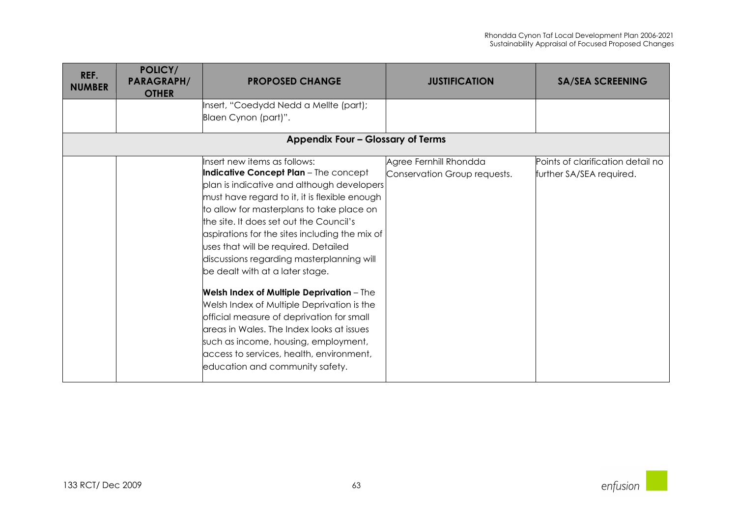| REF. NUMBER | POLICY/ PARAGRAPH/ OTHER | PROPOSED CHANGE | JUSTIFICATION | SA/SEA SCREENING |
|---|---|---|---|---|
| | | Insert, "Coedydd Nedd a Mellte (part); Blaen Cynon (part)". | | |
| **Appendix Four – Glossary of Terms** | | | | |
| | | Insert new items as follows:<br>**Indicative Concept Plan** – The concept plan is indicative and although developers must have regard to it, it is flexible enough to allow for masterplans to take place on the site. It does set out the Council's aspirations for the sites including the mix of uses that will be required. Detailed discussions regarding masterplanning will be dealt with at a later stage.<br><br>**Welsh Index of Multiple Deprivation** – The Welsh Index of Multiple Deprivation is the official measure of deprivation for small areas in Wales. The Index looks at issues such as income, housing, employment, access to services, health, environment, education and community safety. | Agree Fernhill Rhondda Conservation Group requests. | Points of clarification detail no further SA/SEA required. |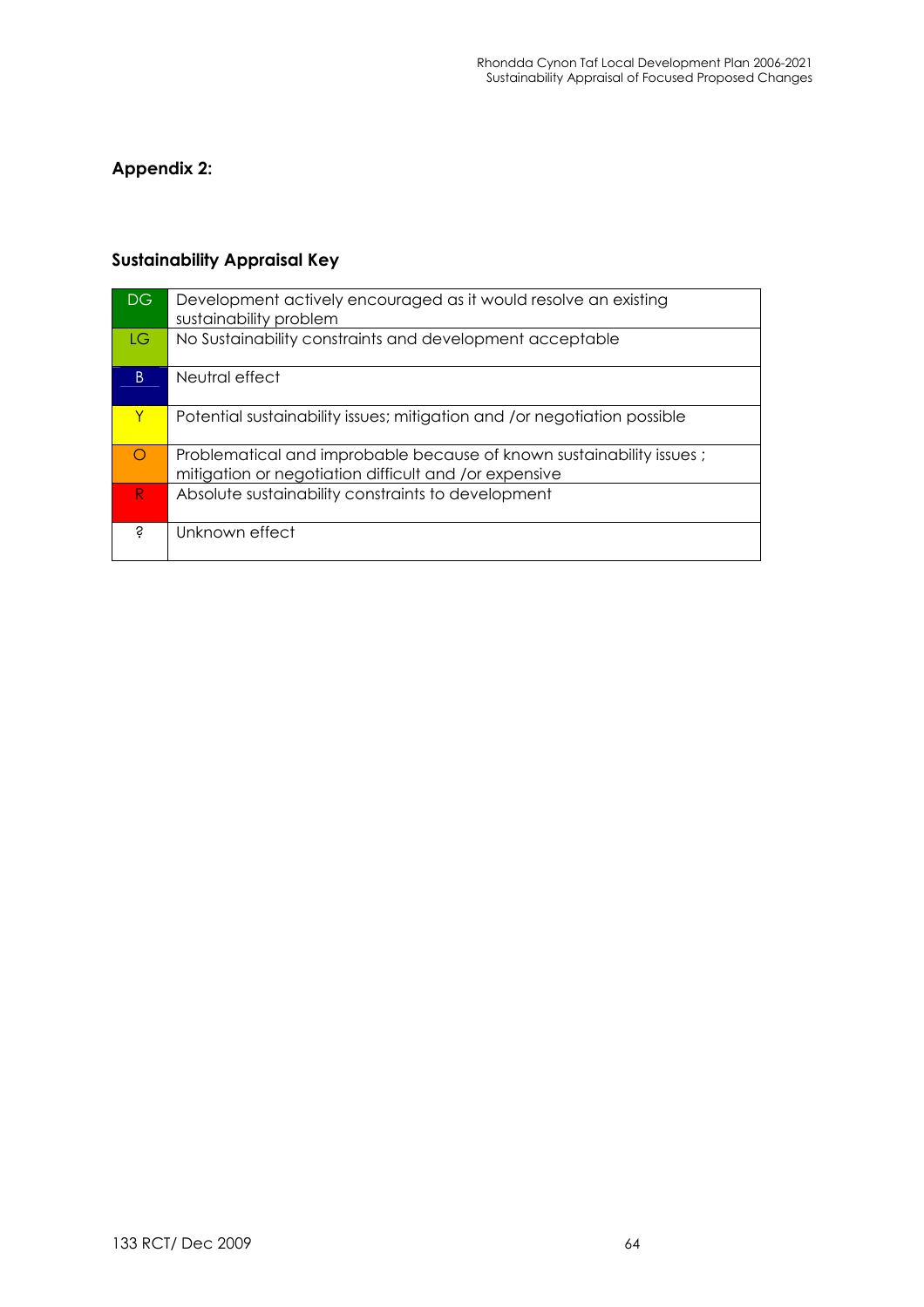## Appendix 2:

### Sustainability Appraisal Key

| | |
|---|---|
| DG | Development actively encouraged as it would resolve an existing sustainability problem |
| LG | No Sustainability constraints and development acceptable |
| B | Neutral effect |
| Y | Potential sustainability issues; mitigation and /or negotiation possible |
| O | Problematical and improbable because of known sustainability issues ; mitigation or negotiation difficult and /or expensive |
| R | Absolute sustainability constraints to development |
| ? | Unknown effect |

133 RCT/ Dec 2009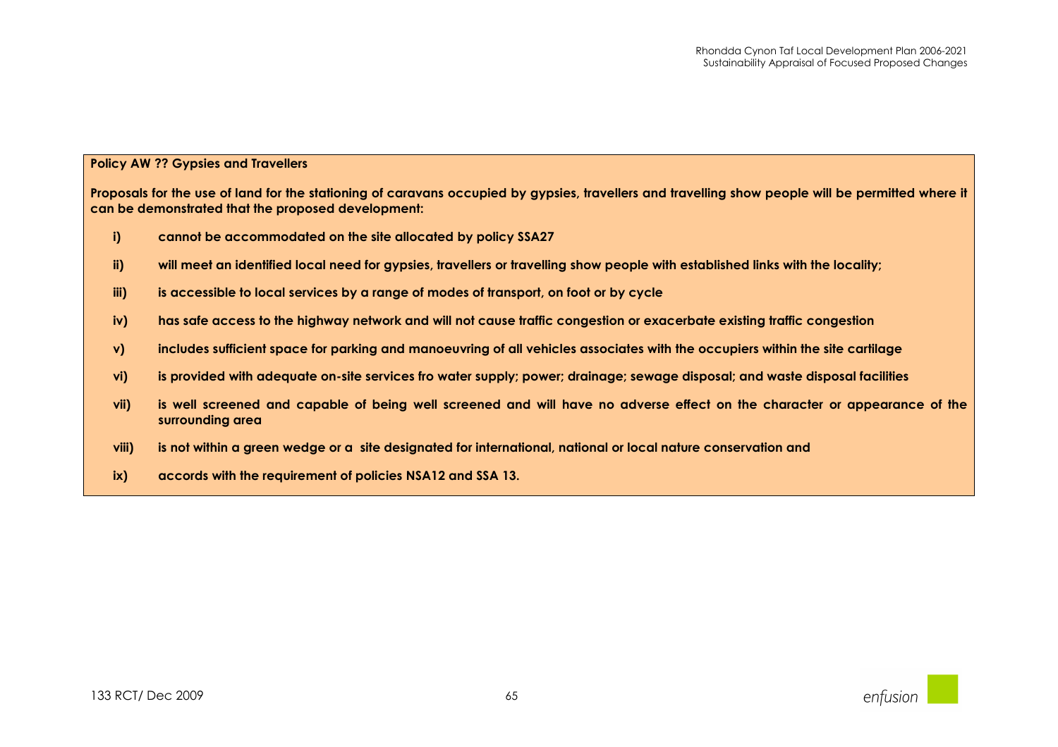**Policy AW ?? Gypsies and Travellers**

**Proposals for the use of land for the stationing of caravans occupied by gypsies, travellers and travelling show people will be permitted where it can be demonstrated that the proposed development:**

- **i) cannot be accommodated on the site allocated by policy SSA27**
- **ii) will meet an identified local need for gypsies, travellers or travelling show people with established links with the locality;**
- **iii) is accessible to local services by a range of modes of transport, on foot or by cycle**
- **iv) has safe access to the highway network and will not cause traffic congestion or exacerbate existing traffic congestion**
- **v) includes sufficient space for parking and manoeuvring of all vehicles associates with the occupiers within the site cartilage**
- **vi) is provided with adequate on-site services fro water supply; power; drainage; sewage disposal; and waste disposal facilities**
- **vii) is well screened and capable of being well screened and will have no adverse effect on the character or appearance of the surrounding area**
- **viii) is not within a green wedge or a site designated for international, national or local nature conservation and**
- **ix) accords with the requirement of policies NSA12 and SSA 13.**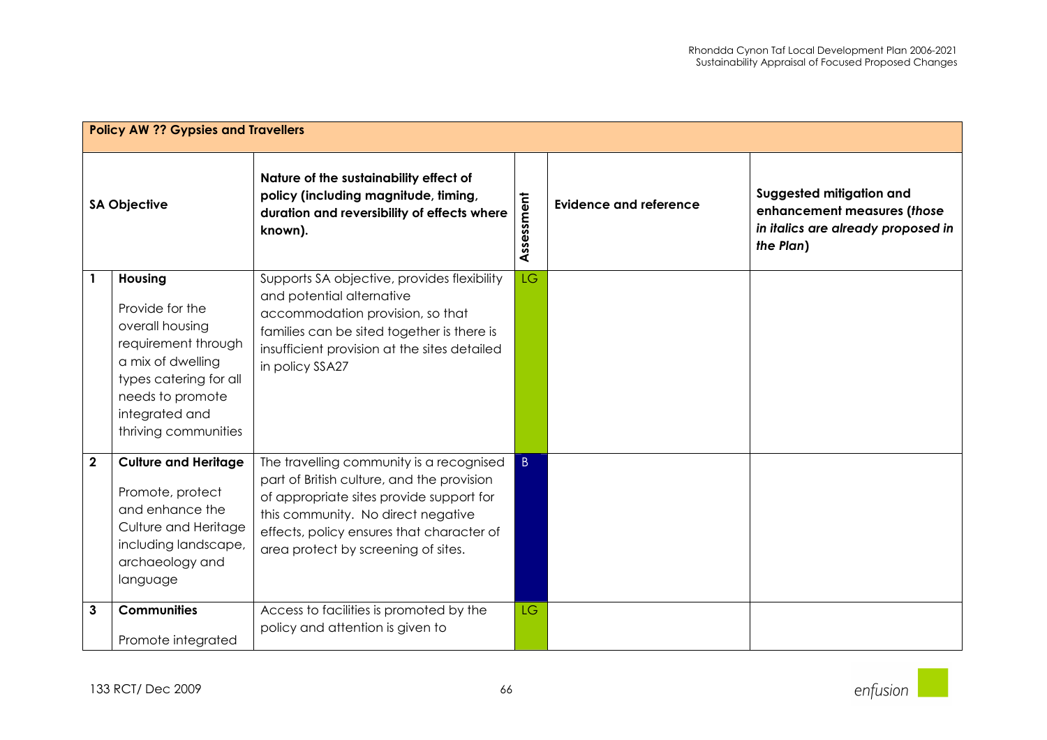| Policy AW ?? Gypsies and Travellers | | | | | |
|---|---|---|---|---|---|
| **SA Objective** | | **Nature of the sustainability effect of policy (including magnitude, timing, duration and reversibility of effects where known).** | **Assessment** | **Evidence and reference** | **Suggested mitigation and enhancement measures (*those in italics are already proposed in the Plan*)** |
| **1** | **Housing**<br>Provide for the overall housing requirement through a mix of dwelling types catering for all needs to promote integrated and thriving communities | Supports SA objective, provides flexibility and potential alternative accommodation provision, so that families can be sited together is there is insufficient provision at the sites detailed in policy SSA27 | LG | | |
| **2** | **Culture and Heritage**<br>Promote, protect and enhance the Culture and Heritage including landscape, archaeology and language | The travelling community is a recognised part of British culture, and the provision of appropriate sites provide support for this community. No direct negative effects, policy ensures that character of area protect by screening of sites. | B | | |
| **3** | **Communities**<br>Promote integrated | Access to facilities is promoted by the policy and attention is given to | LG | | |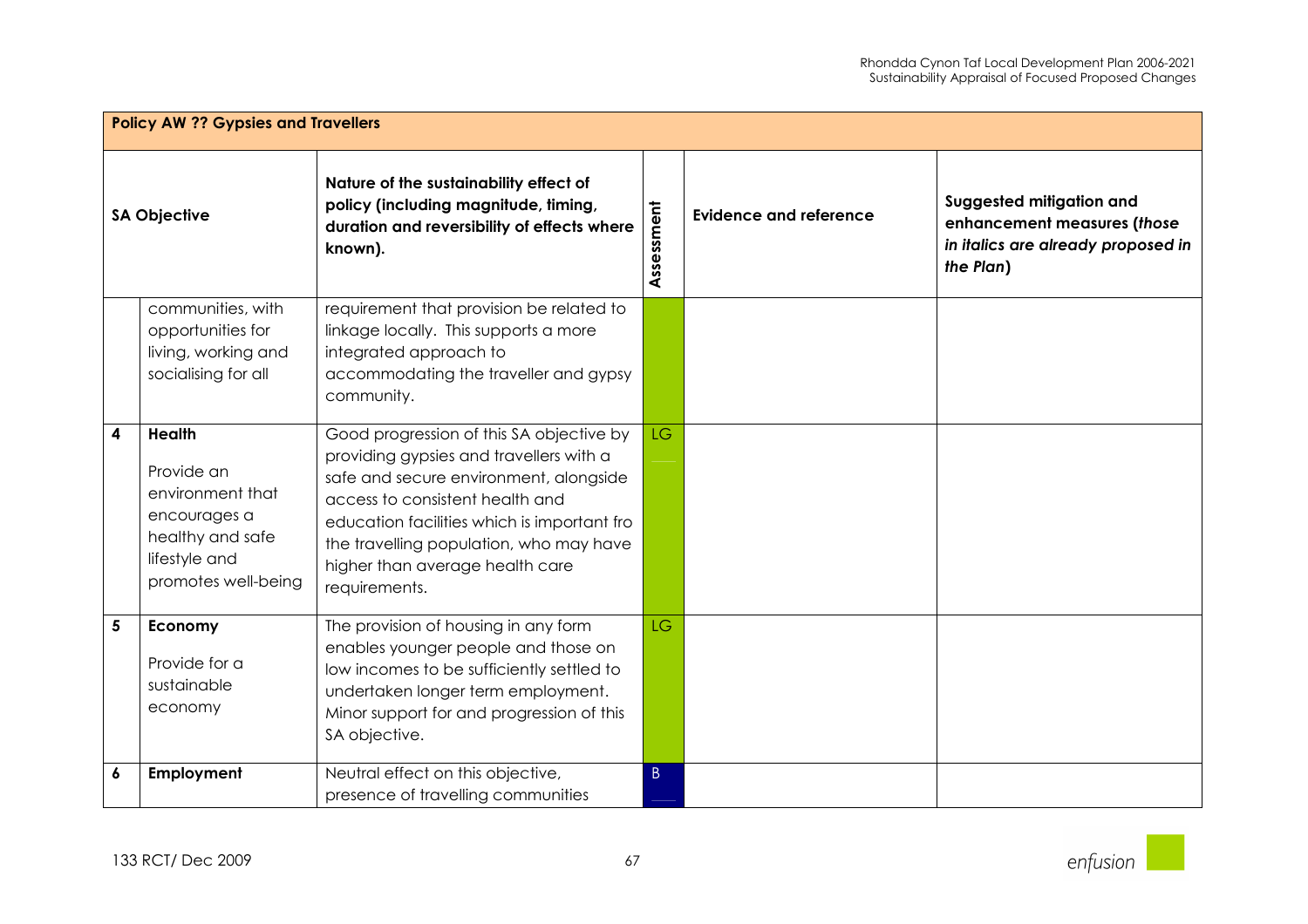| Policy AW ?? Gypsies and Travellers | | | | | |
|---|---|---|---|---|---|
| **SA Objective** | | **Nature of the sustainability effect of policy (including magnitude, timing, duration and reversibility of effects where known).** | **Assessment** | **Evidence and reference** | **Suggested mitigation and enhancement measures (*those in italics are already proposed in the Plan*)** |
| | communities, with opportunities for living, working and socialising for all | requirement that provision be related to linkage locally. This supports a more integrated approach to accommodating the traveller and gypsy community. | | | |
| **4** | **Health** Provide an environment that encourages a healthy and safe lifestyle and promotes well-being | Good progression of this SA objective by providing gypsies and travellers with a safe and secure environment, alongside access to consistent health and education facilities which is important fro the travelling population, who may have higher than average health care requirements. | LG | | |
| **5** | **Economy** Provide for a sustainable economy | The provision of housing in any form enables younger people and those on low incomes to be sufficiently settled to undertaken longer term employment. Minor support for and progression of this SA objective. | LG | | |
| **6** | **Employment** | Neutral effect on this objective, presence of travelling communities | B | | |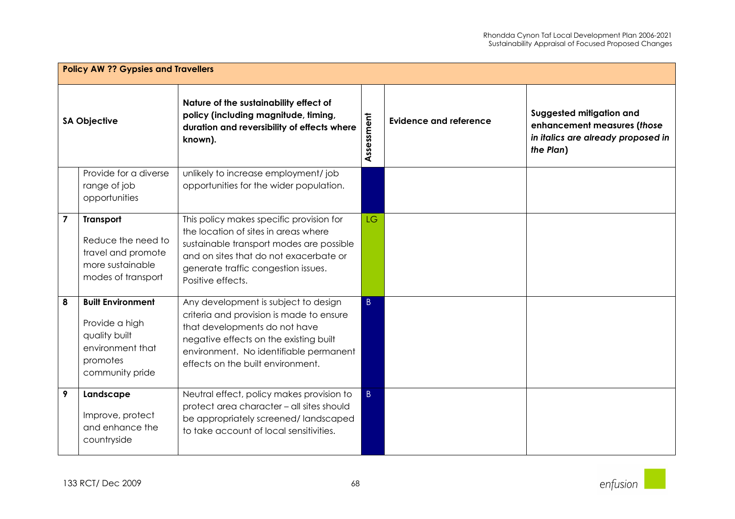| **Policy AW ?? Gypsies and Travellers** | | | | | |
|---|---|---|---|---|---|
| **SA Objective** | | **Nature of the sustainability effect of policy (including magnitude, timing, duration and reversibility of effects where known).** | **Assessment** | **Evidence and reference** | **Suggested mitigation and enhancement measures (*those in italics are already proposed in the Plan*)** |
| | Provide for a diverse range of job opportunities | unlikely to increase employment/ job opportunities for the wider population. | | | |
| **7** | **Transport** Reduce the need to travel and promote more sustainable modes of transport | This policy makes specific provision for the location of sites in areas where sustainable transport modes are possible and on sites that do not exacerbate or generate traffic congestion issues. Positive effects. | LG | | |
| **8** | **Built Environment** Provide a high quality built environment that promotes community pride | Any development is subject to design criteria and provision is made to ensure that developments do not have negative effects on the existing built environment. No identifiable permanent effects on the built environment. | B | | |
| **9** | **Landscape** Improve, protect and enhance the countryside | Neutral effect, policy makes provision to protect area character – all sites should be appropriately screened/ landscaped to take account of local sensitivities. | B | | |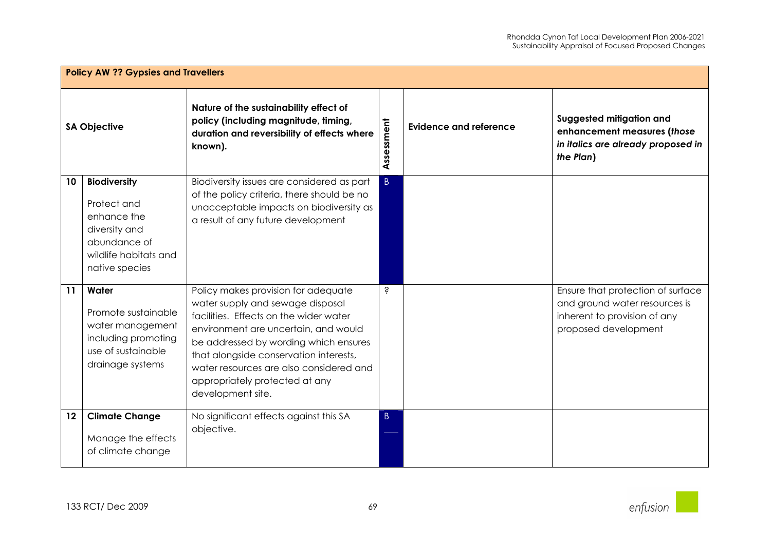| Policy AW ?? Gypsies and Travellers | | | | | |
|---|---|---|---|---|---|
| **SA Objective** | | **Nature of the sustainability effect of policy (including magnitude, timing, duration and reversibility of effects where known).** | **Assessment** | **Evidence and reference** | **Suggested mitigation and enhancement measures (*those in italics are already proposed in the Plan*)** |
| **10** | **Biodiversity**<br><br>Protect and enhance the diversity and abundance of wildlife habitats and native species | Biodiversity issues are considered as part of the policy criteria, there should be no unacceptable impacts on biodiversity as a result of any future development | B | | |
| **11** | **Water**<br><br>Promote sustainable water management including promoting use of sustainable drainage systems | Policy makes provision for adequate water supply and sewage disposal facilities. Effects on the wider water environment are uncertain, and would be addressed by wording which ensures that alongside conservation interests, water resources are also considered and appropriately protected at any development site. | ? | | Ensure that protection of surface and ground water resources is inherent to provision of any proposed development |
| **12** | **Climate Change**<br><br>Manage the effects of climate change | No significant effects against this SA objective. | B | | |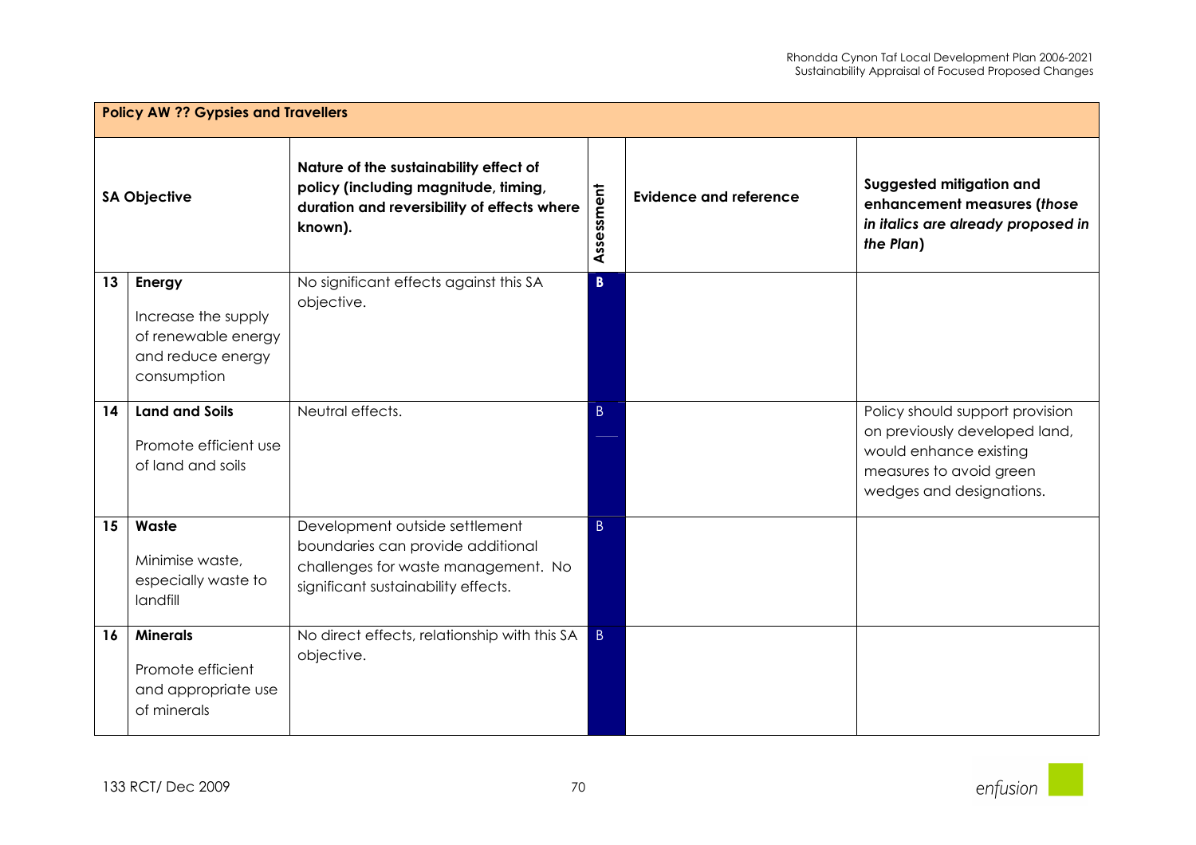| Policy AW ?? Gypsies and Travellers | | | | | |
|---|---|---|---|---|---|
| **SA Objective** | | **Nature of the sustainability effect of policy (including magnitude, timing, duration and reversibility of effects where known).** | **Assessment** | **Evidence and reference** | **Suggested mitigation and enhancement measures (*those in italics are already proposed in the Plan*)** |
| **13** | **Energy** Increase the supply of renewable energy and reduce energy consumption | No significant effects against this SA objective. | **B** | | |
| **14** | **Land and Soils** Promote efficient use of land and soils | Neutral effects. | B | | Policy should support provision on previously developed land, would enhance existing measures to avoid green wedges and designations. |
| **15** | **Waste** Minimise waste, especially waste to landfill | Development outside settlement boundaries can provide additional challenges for waste management. No significant sustainability effects. | B | | |
| **16** | **Minerals** Promote efficient and appropriate use of minerals | No direct effects, relationship with this SA objective. | B | | |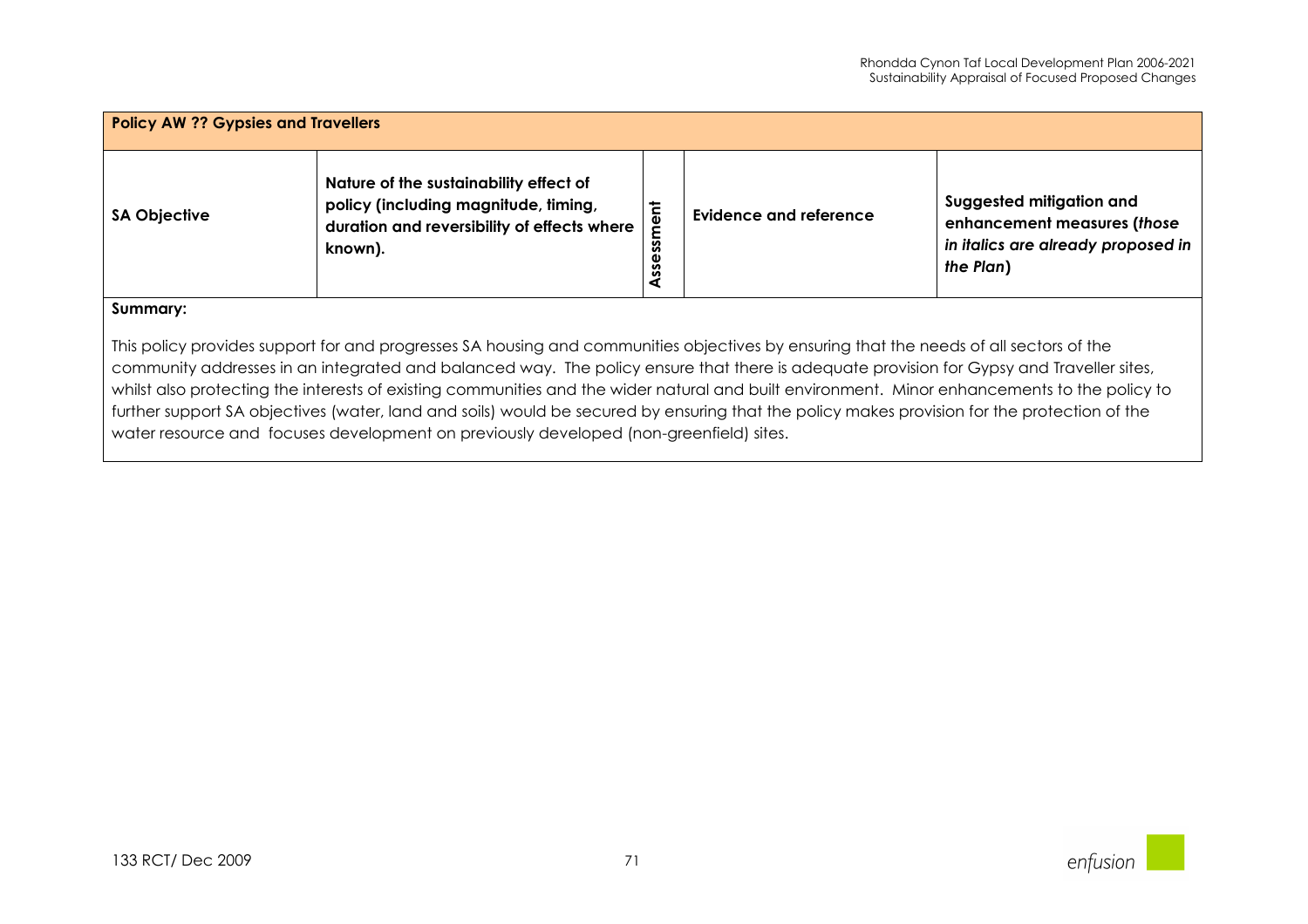| **Policy AW ?? Gypsies and Travellers** | | | | |
|---|---|---|---|---|
| **SA Objective** | **Nature of the sustainability effect of policy (including magnitude, timing, duration and reversibility of effects where known).** | **Assessment** | **Evidence and reference** | **Suggested mitigation and enhancement measures (*those in italics are already proposed in the Plan*)** |

**Summary:**

This policy provides support for and progresses SA housing and communities objectives by ensuring that the needs of all sectors of the community addresses in an integrated and balanced way. The policy ensure that there is adequate provision for Gypsy and Traveller sites, whilst also protecting the interests of existing communities and the wider natural and built environment. Minor enhancements to the policy to further support SA objectives (water, land and soils) would be secured by ensuring that the policy makes provision for the protection of the water resource and focuses development on previously developed (non-greenfield) sites.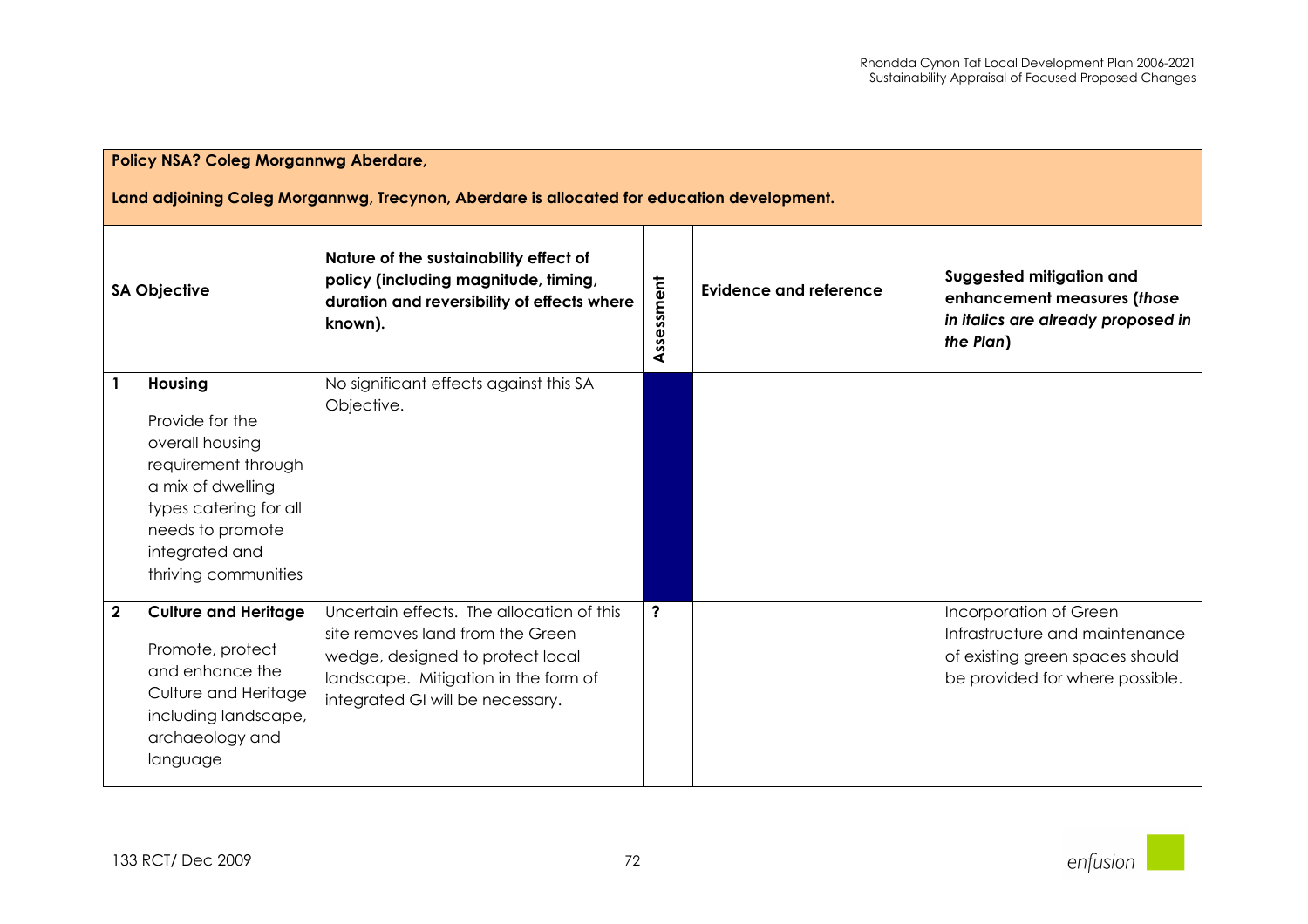| **Policy NSA? Coleg Morgannwg Aberdare,**<br><br>**Land adjoining Coleg Morgannwg, Trecynon, Aberdare is allocated for education development.** | | | | | |
|---|---|---|---|---|---|
| **SA Objective** | | **Nature of the sustainability effect of policy (including magnitude, timing, duration and reversibility of effects where known).** | **Assessment** | **Evidence and reference** | **Suggested mitigation and enhancement measures (*those in italics are already proposed in the Plan*)** |
| **1** | **Housing**<br><br>Provide for the overall housing requirement through a mix of dwelling types catering for all needs to promote integrated and thriving communities | No significant effects against this SA Objective. | | | |
| **2** | **Culture and Heritage**<br><br>Promote, protect and enhance the Culture and Heritage including landscape, archaeology and language | Uncertain effects. The allocation of this site removes land from the Green wedge, designed to protect local landscape. Mitigation in the form of integrated GI will be necessary. | ? | | Incorporation of Green Infrastructure and maintenance of existing green spaces should be provided for where possible. |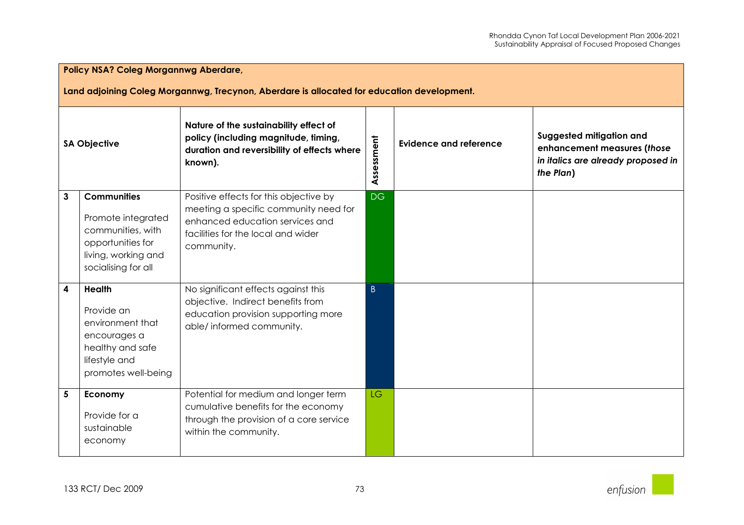**Policy NSA? Coleg Morgannwg Aberdare,**

**Land adjoining Coleg Morgannwg, Trecynon, Aberdare is allocated for education development.**

| | SA Objective | Nature of the sustainability effect of policy (including magnitude, timing, duration and reversibility of effects where known). | Assessment | Evidence and reference | Suggested mitigation and enhancement measures (*those in italics are already proposed in the Plan*) |
|---|---|---|---|---|---|
| 3 | **Communities** Promote integrated communities, with opportunities for living, working and socialising for all | Positive effects for this objective by meeting a specific community need for enhanced education services and facilities for the local and wider community. | DG | | |
| 4 | **Health** Provide an environment that encourages a healthy and safe lifestyle and promotes well-being | No significant effects against this objective. Indirect benefits from education provision supporting more able/ informed community. | B | | |
| 5 | **Economy** Provide for a sustainable economy | Potential for medium and longer term cumulative benefits for the economy through the provision of a core service within the community. | LG | | |

133 RCT/ Dec 2009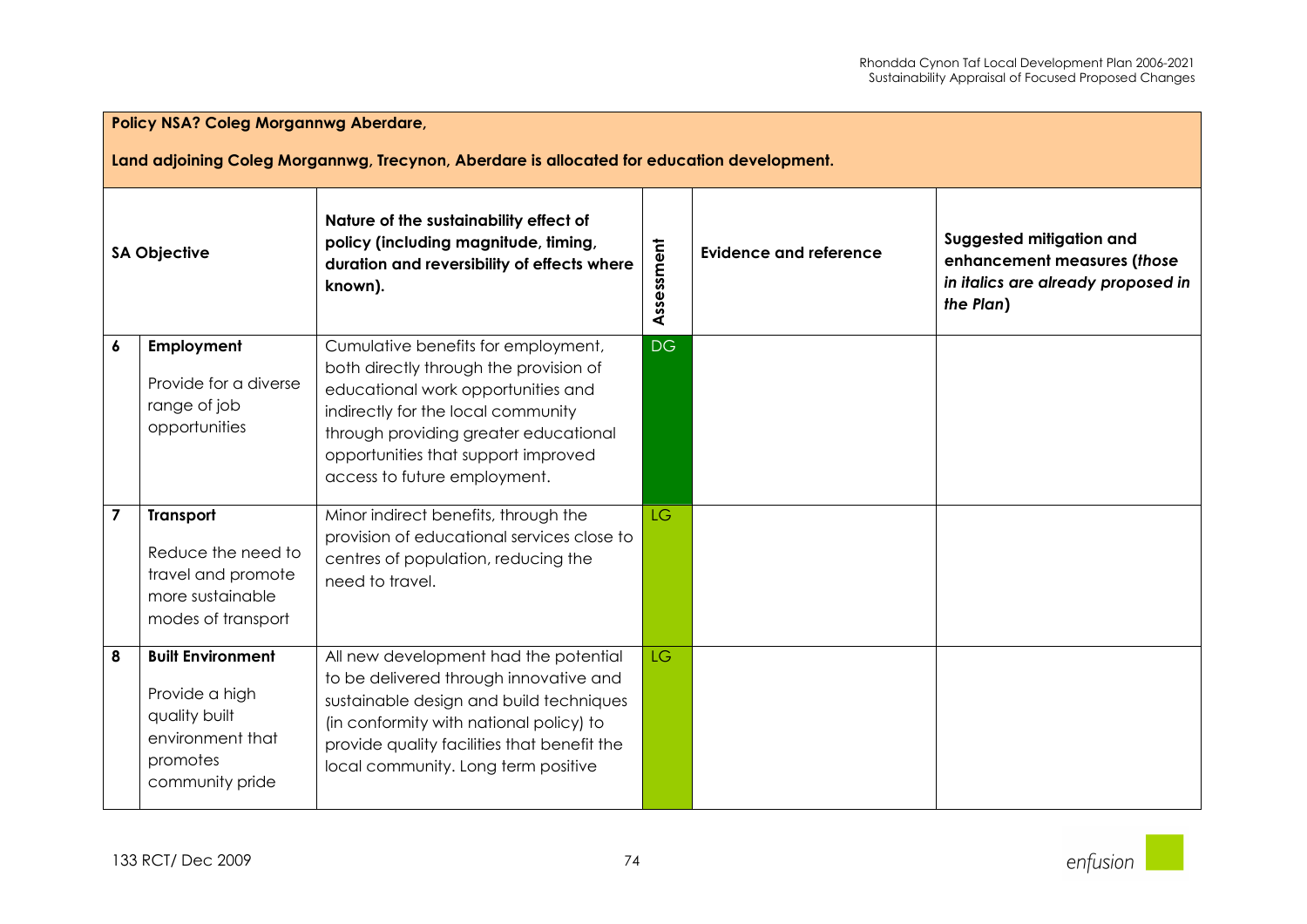**Policy NSA? Coleg Morgannwg Aberdare,**

**Land adjoining Coleg Morgannwg, Trecynon, Aberdare is allocated for education development.**

| | SA Objective | Nature of the sustainability effect of policy (including magnitude, timing, duration and reversibility of effects where known). | Assessment | Evidence and reference | Suggested mitigation and enhancement measures (*those in italics are already proposed in the Plan*) |
|---|---|---|---|---|---|
| 6 | **Employment** Provide for a diverse range of job opportunities | Cumulative benefits for employment, both directly through the provision of educational work opportunities and indirectly for the local community through providing greater educational opportunities that support improved access to future employment. | DG | | |
| 7 | **Transport** Reduce the need to travel and promote more sustainable modes of transport | Minor indirect benefits, through the provision of educational services close to centres of population, reducing the need to travel. | LG | | |
| 8 | **Built Environment** Provide a high quality built environment that promotes community pride | All new development had the potential to be delivered through innovative and sustainable design and build techniques (in conformity with national policy) to provide quality facilities that benefit the local community. Long term positive | LG | | |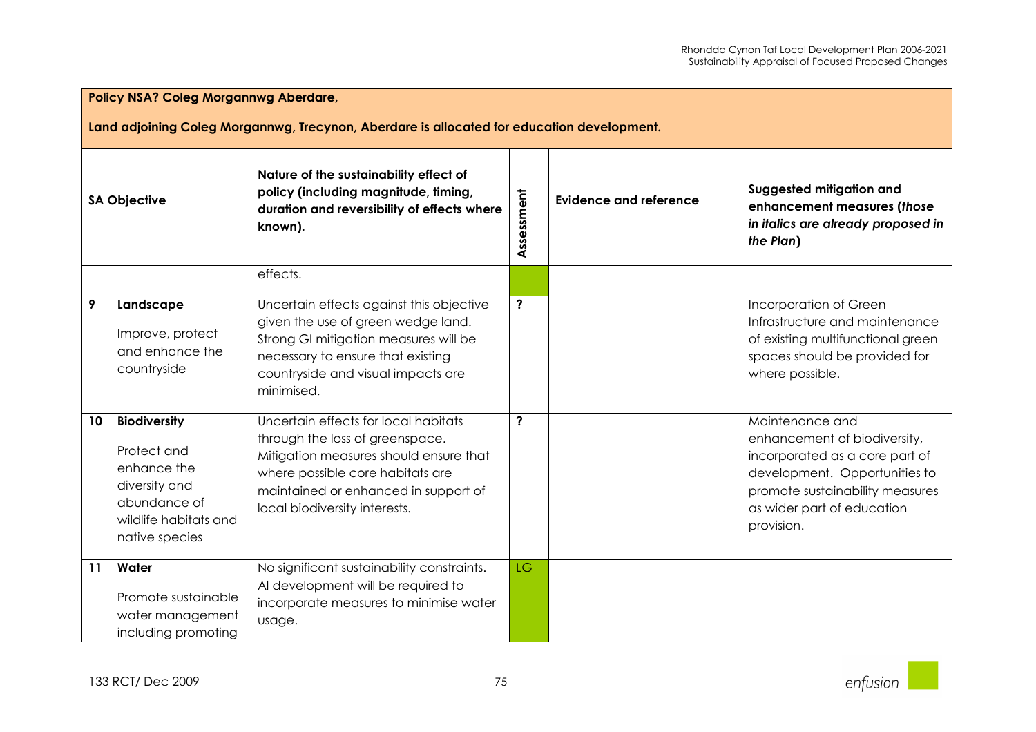**Policy NSA? Coleg Morgannwg Aberdare,**

**Land adjoining Coleg Morgannwg, Trecynon, Aberdare is allocated for education development.**

| SA Objective | | Nature of the sustainability effect of policy (including magnitude, timing, duration and reversibility of effects where known). | Assessment | Evidence and reference | Suggested mitigation and enhancement measures (*those in italics are already proposed in the Plan*) |
|---|---|---|---|---|---|
| | | effects. | | | |
| 9 | **Landscape**<br>Improve, protect and enhance the countryside | Uncertain effects against this objective given the use of green wedge land. Strong GI mitigation measures will be necessary to ensure that existing countryside and visual impacts are minimised. | ? | | Incorporation of Green Infrastructure and maintenance of existing multifunctional green spaces should be provided for where possible. |
| 10 | **Biodiversity**<br>Protect and enhance the diversity and abundance of wildlife habitats and native species | Uncertain effects for local habitats through the loss of greenspace. Mitigation measures should ensure that where possible core habitats are maintained or enhanced in support of local biodiversity interests. | ? | | Maintenance and enhancement of biodiversity, incorporated as a core part of development. Opportunities to promote sustainability measures as wider part of education provision. |
| 11 | **Water**<br>Promote sustainable water management including promoting | No significant sustainability constraints. Al development will be required to incorporate measures to minimise water usage. | LG | | |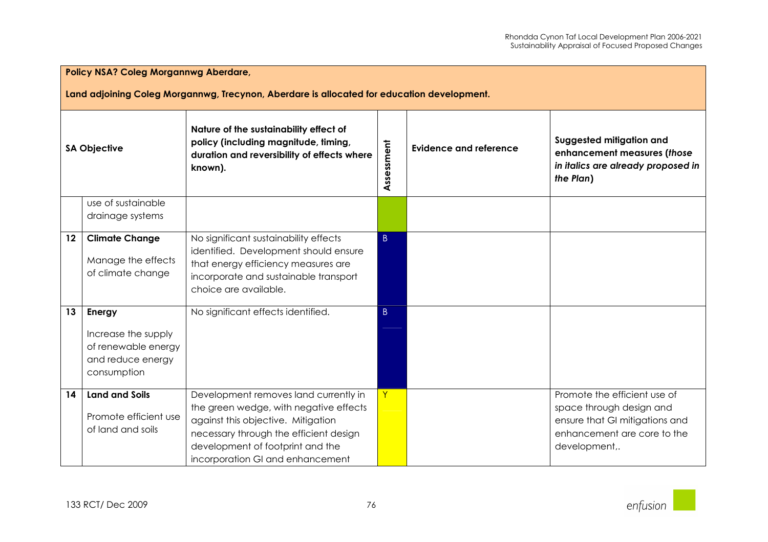**Policy NSA? Coleg Morgannwg Aberdare,**

**Land adjoining Coleg Morgannwg, Trecynon, Aberdare is allocated for education development.**

| | SA Objective | Nature of the sustainability effect of policy (including magnitude, timing, duration and reversibility of effects where known). | Assessment | Evidence and reference | Suggested mitigation and enhancement measures (*those in italics are already proposed in the Plan*) |
|---|---|---|---|---|---|
| | use of sustainable drainage systems | | | | |
| 12 | **Climate Change** Manage the effects of climate change | No significant sustainability effects identified. Development should ensure that energy efficiency measures are incorporate and sustainable transport choice are available. | B | | |
| 13 | **Energy** Increase the supply of renewable energy and reduce energy consumption | No significant effects identified. | B | | |
| 14 | **Land and Soils** Promote efficient use of land and soils | Development removes land currently in the green wedge, with negative effects against this objective. Mitigation necessary through the efficient design development of footprint and the incorporation GI and enhancement | Y | | Promote the efficient use of space through design and ensure that GI mitigations and enhancement are core to the development,. |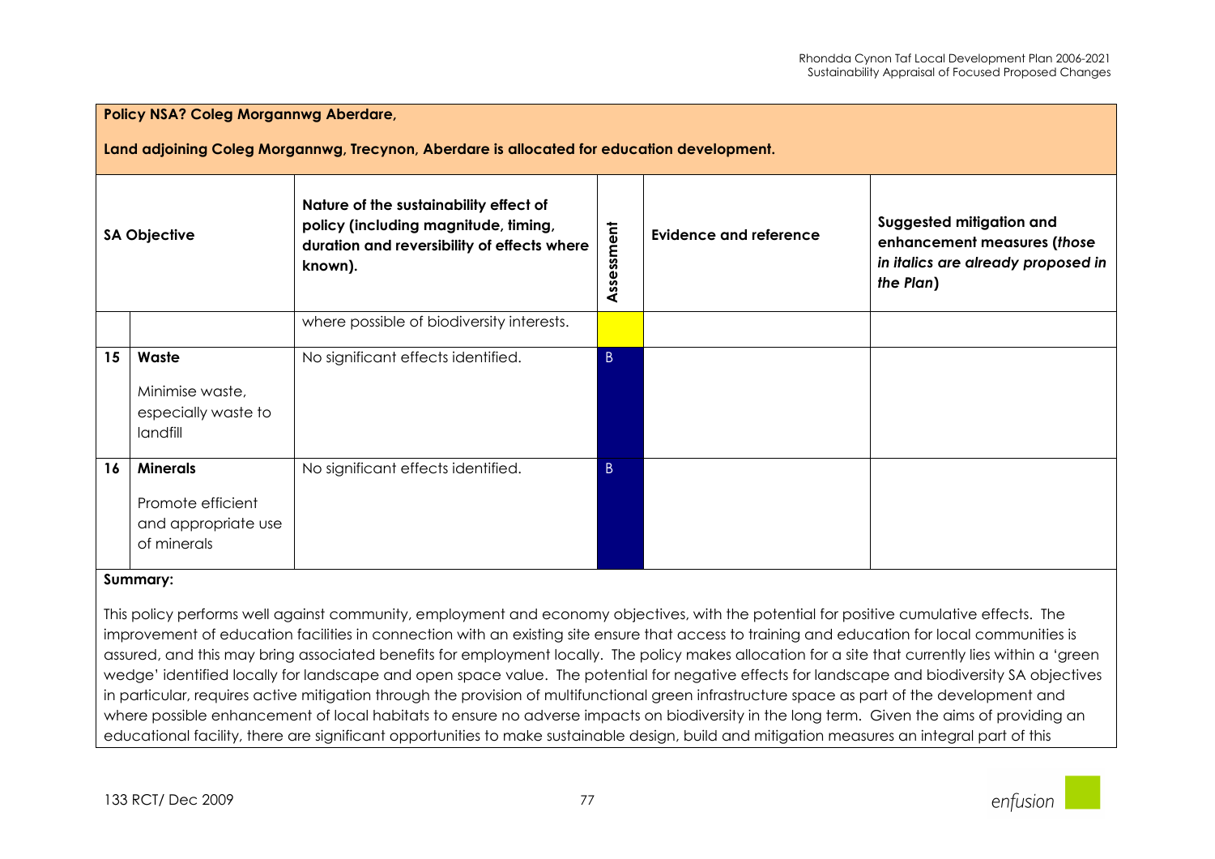**Policy NSA? Coleg Morgannwg Aberdare,**

**Land adjoining Coleg Morgannwg, Trecynon, Aberdare is allocated for education development.**

| SA Objective | | Nature of the sustainability effect of policy (including magnitude, timing, duration and reversibility of effects where known). | Assessment | Evidence and reference | Suggested mitigation and enhancement measures (*those in italics are already proposed in the Plan*) |
|---|---|---|---|---|---|
| | | where possible of biodiversity interests. | | | |
| 15 | **Waste**<br><br>Minimise waste, especially waste to landfill | No significant effects identified. | B | | |
| 16 | **Minerals**<br><br>Promote efficient and appropriate use of minerals | No significant effects identified. | B | | |

**Summary:**

This policy performs well against community, employment and economy objectives, with the potential for positive cumulative effects. The improvement of education facilities in connection with an existing site ensure that access to training and education for local communities is assured, and this may bring associated benefits for employment locally. The policy makes allocation for a site that currently lies within a 'green wedge' identified locally for landscape and open space value. The potential for negative effects for landscape and biodiversity SA objectives in particular, requires active mitigation through the provision of multifunctional green infrastructure space as part of the development and where possible enhancement of local habitats to ensure no adverse impacts on biodiversity in the long term. Given the aims of providing an educational facility, there are significant opportunities to make sustainable design, build and mitigation measures an integral part of this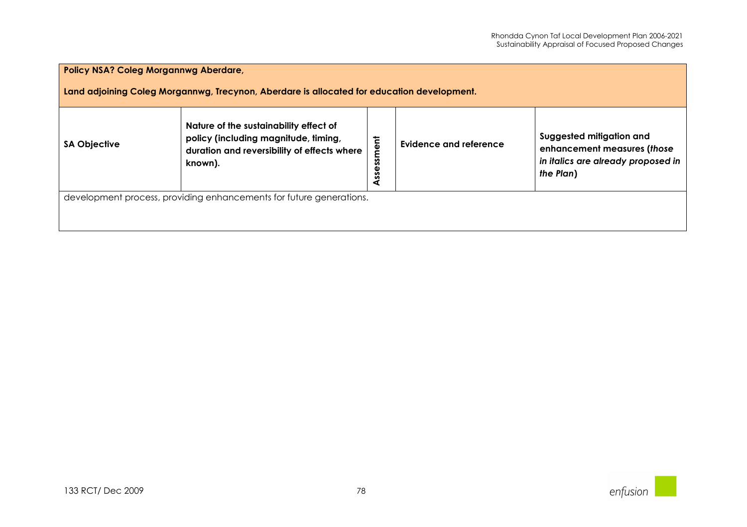| **Policy NSA? Coleg Morgannwg Aberdare,**<br><br>**Land adjoining Coleg Morgannwg, Trecynon, Aberdare is allocated for education development.** | | | | |
|---|---|---|---|---|
| **SA Objective** | **Nature of the sustainability effect of policy (including magnitude, timing, duration and reversibility of effects where known).** | **Assessment** | **Evidence and reference** | **Suggested mitigation and enhancement measures (*those in italics are already proposed in the Plan*)** |
| development process, providing enhancements for future generations. | | | | |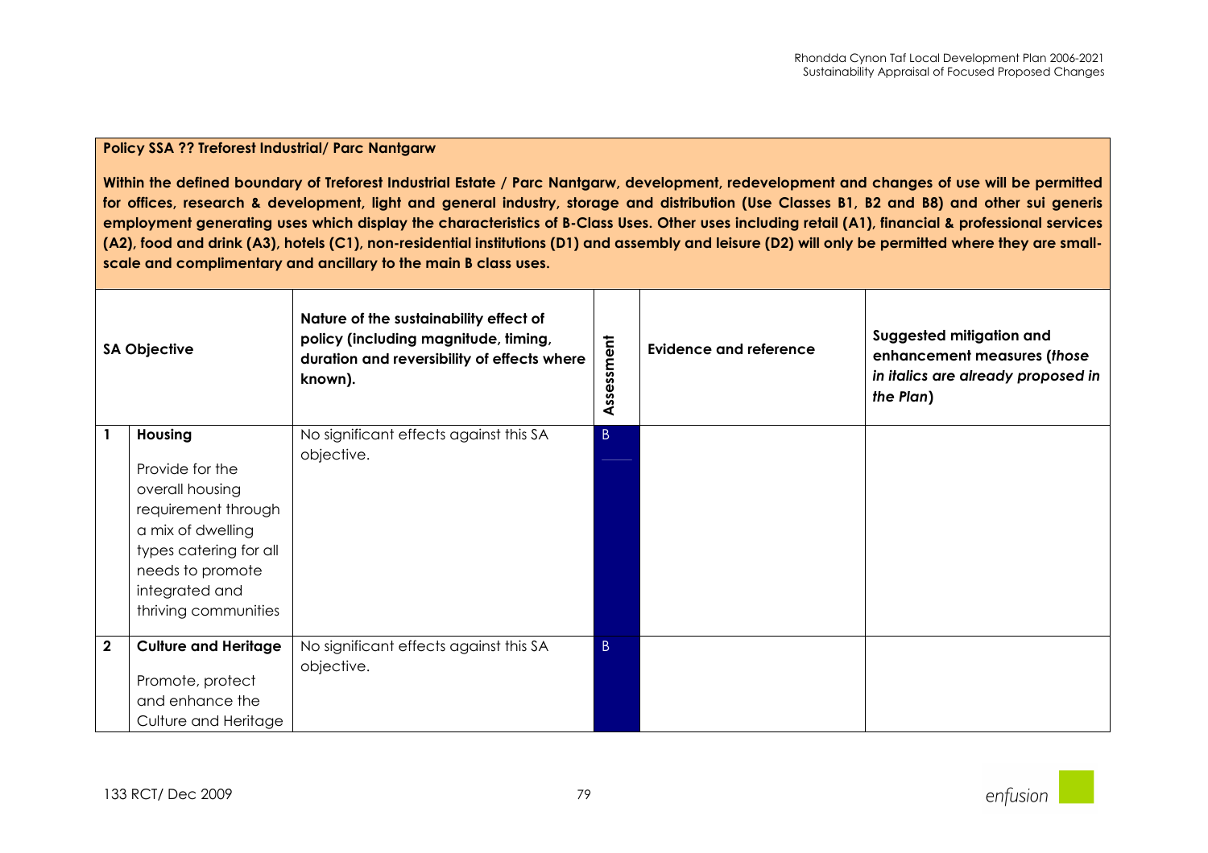**Policy SSA ?? Treforest Industrial/ Parc Nantgarw**

**Within the defined boundary of Treforest Industrial Estate / Parc Nantgarw, development, redevelopment and changes of use will be permitted for offices, research & development, light and general industry, storage and distribution (Use Classes B1, B2 and B8) and other sui generis employment generating uses which display the characteristics of B-Class Uses. Other uses including retail (A1), financial & professional services (A2), food and drink (A3), hotels (C1), non-residential institutions (D1) and assembly and leisure (D2) will only be permitted where they are small-scale and complimentary and ancillary to the main B class uses.**

| SA Objective | | Nature of the sustainability effect of policy (including magnitude, timing, duration and reversibility of effects where known). | Assessment | Evidence and reference | Suggested mitigation and enhancement measures (*those in italics are already proposed in the Plan*) |
|---|---|---|---|---|---|
| **1** | **Housing**<br><br>Provide for the overall housing requirement through a mix of dwelling types catering for all needs to promote integrated and thriving communities | No significant effects against this SA objective. | B | | |
| **2** | **Culture and Heritage**<br><br>Promote, protect and enhance the Culture and Heritage | No significant effects against this SA objective. | B | | |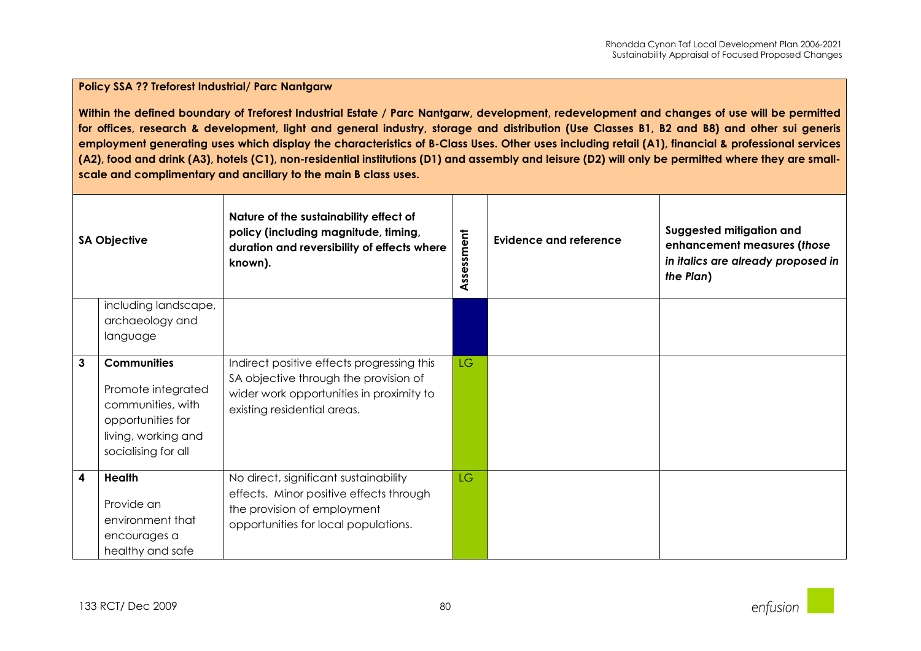**Policy SSA ?? Treforest Industrial/ Parc Nantgarw**

**Within the defined boundary of Treforest Industrial Estate / Parc Nantgarw, development, redevelopment and changes of use will be permitted for offices, research & development, light and general industry, storage and distribution (Use Classes B1, B2 and B8) and other sui generis employment generating uses which display the characteristics of B-Class Uses. Other uses including retail (A1), financial & professional services (A2), food and drink (A3), hotels (C1), non-residential institutions (D1) and assembly and leisure (D2) will only be permitted where they are small-scale and complimentary and ancillary to the main B class uses.**

| | SA Objective | Nature of the sustainability effect of policy (including magnitude, timing, duration and reversibility of effects where known). | Assessment | Evidence and reference | Suggested mitigation and enhancement measures (*those in italics are already proposed in the Plan*) |
|---|---|---|---|---|---|
| | including landscape, archaeology and language | | | | |
| **3** | **Communities**<br><br>Promote integrated communities, with opportunities for living, working and socialising for all | Indirect positive effects progressing this SA objective through the provision of wider work opportunities in proximity to existing residential areas. | LG | | |
| **4** | **Health**<br><br>Provide an environment that encourages a healthy and safe | No direct, significant sustainability effects. Minor positive effects through the provision of employment opportunities for local populations. | LG | | |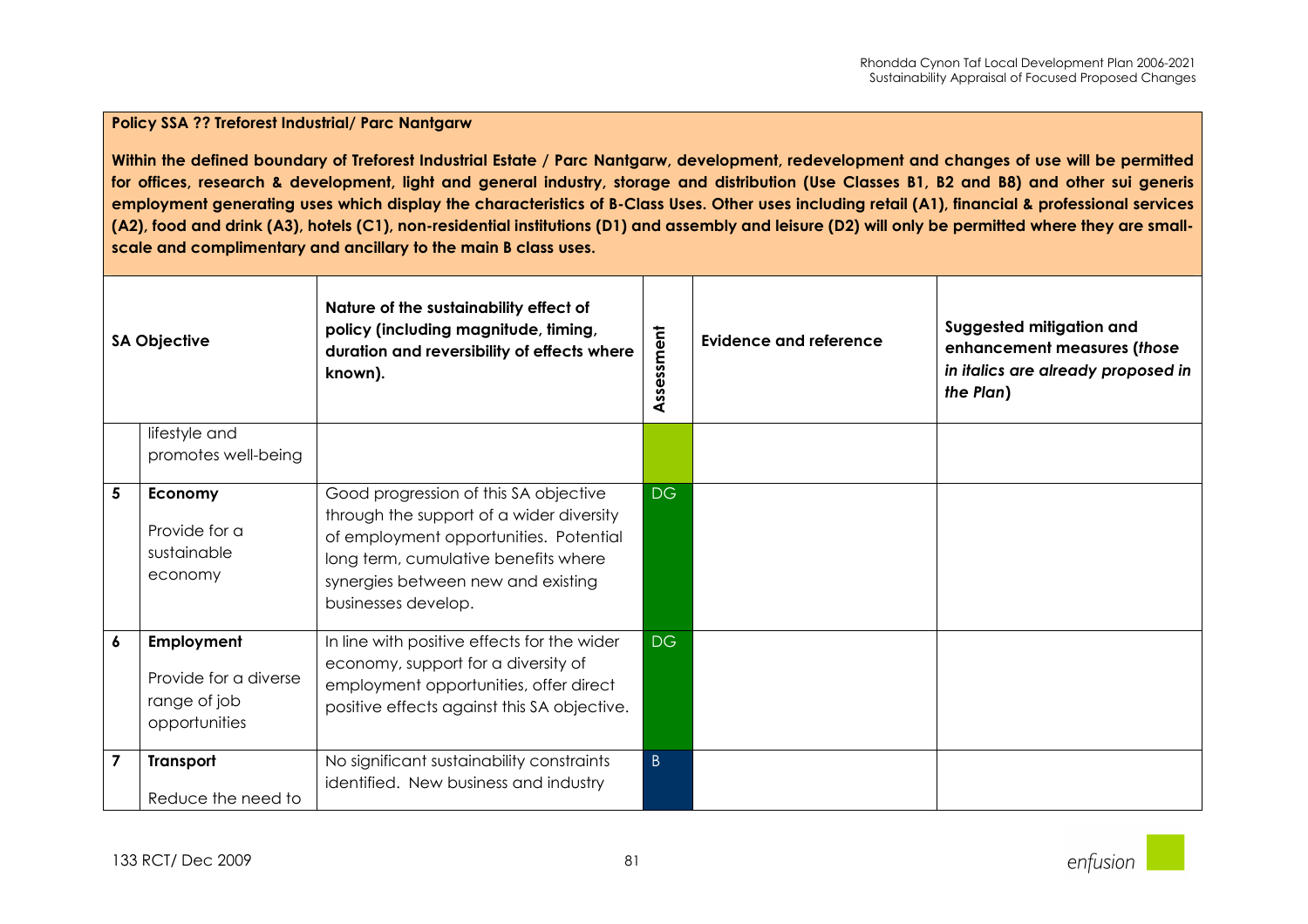**Policy SSA ?? Treforest Industrial/ Parc Nantgarw**

**Within the defined boundary of Treforest Industrial Estate / Parc Nantgarw, development, redevelopment and changes of use will be permitted for offices, research & development, light and general industry, storage and distribution (Use Classes B1, B2 and B8) and other sui generis employment generating uses which display the characteristics of B-Class Uses. Other uses including retail (A1), financial & professional services (A2), food and drink (A3), hotels (C1), non-residential institutions (D1) and assembly and leisure (D2) will only be permitted where they are small-scale and complimentary and ancillary to the main B class uses.**

| | SA Objective | Nature of the sustainability effect of policy (including magnitude, timing, duration and reversibility of effects where known). | Assessment | Evidence and reference | Suggested mitigation and enhancement measures (*those in italics are already proposed in the Plan*) |
|---|---|---|---|---|---|
| | lifestyle and promotes well-being | | | | |
| 5 | **Economy** Provide for a sustainable economy | Good progression of this SA objective through the support of a wider diversity of employment opportunities. Potential long term, cumulative benefits where synergies between new and existing businesses develop. | DG | | |
| 6 | **Employment** Provide for a diverse range of job opportunities | In line with positive effects for the wider economy, support for a diversity of employment opportunities, offer direct positive effects against this SA objective. | DG | | |
| 7 | **Transport** Reduce the need to | No significant sustainability constraints identified. New business and industry | B | | |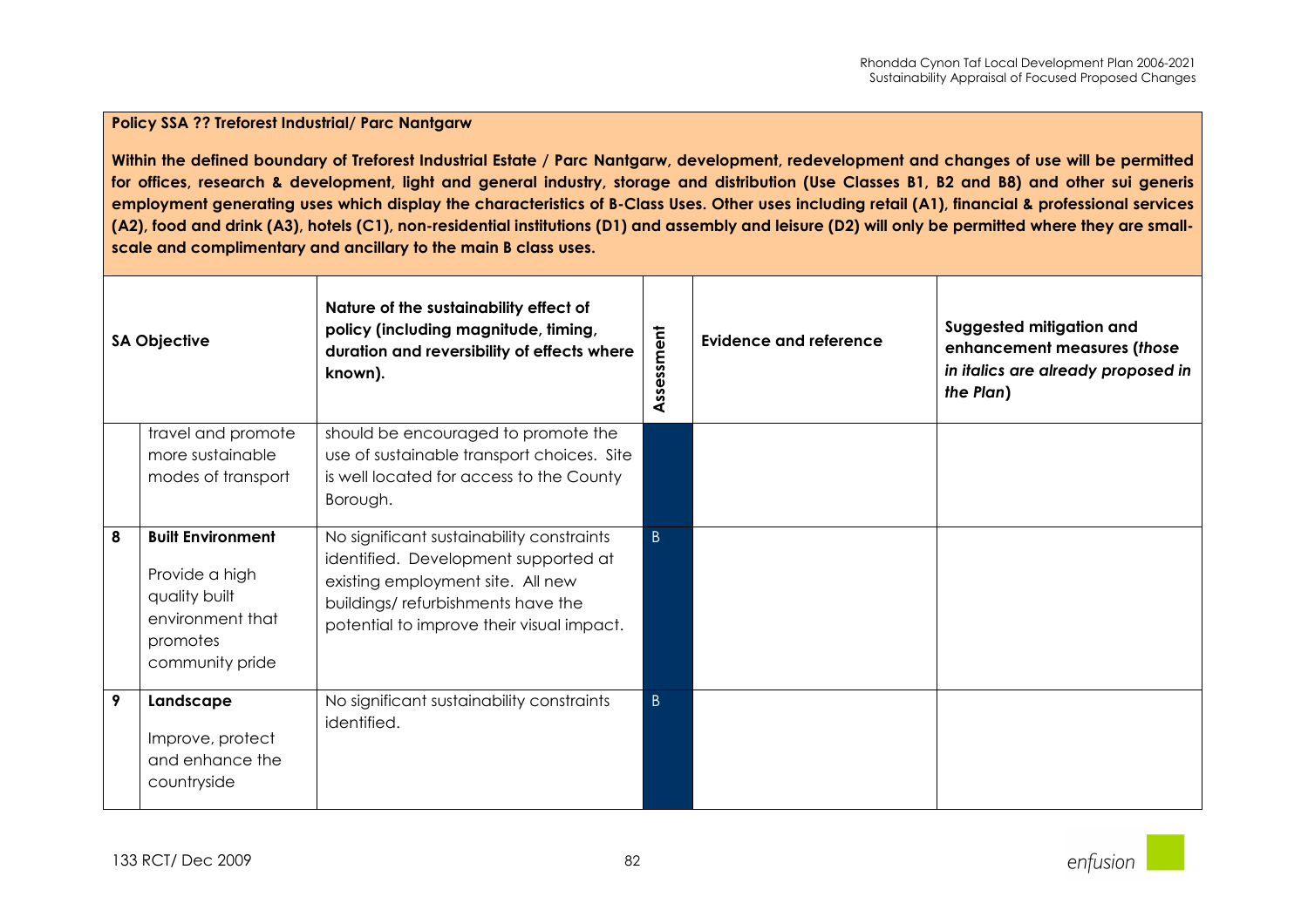**Policy SSA ?? Treforest Industrial/ Parc Nantgarw**

**Within the defined boundary of Treforest Industrial Estate / Parc Nantgarw, development, redevelopment and changes of use will be permitted for offices, research & development, light and general industry, storage and distribution (Use Classes B1, B2 and B8) and other sui generis employment generating uses which display the characteristics of B-Class Uses. Other uses including retail (A1), financial & professional services (A2), food and drink (A3), hotels (C1), non-residential institutions (D1) and assembly and leisure (D2) will only be permitted where they are small-scale and complimentary and ancillary to the main B class uses.**

| SA Objective | | Nature of the sustainability effect of policy (including magnitude, timing, duration and reversibility of effects where known). | Assessment | Evidence and reference | Suggested mitigation and enhancement measures (*those in italics are already proposed in the Plan*) |
|---|---|---|---|---|---|
| | travel and promote more sustainable modes of transport | should be encouraged to promote the use of sustainable transport choices. Site is well located for access to the County Borough. | | | |
| **8** | **Built Environment** Provide a high quality built environment that promotes community pride | No significant sustainability constraints identified. Development supported at existing employment site. All new buildings/ refurbishments have the potential to improve their visual impact. | B | | |
| **9** | **Landscape** Improve, protect and enhance the countryside | No significant sustainability constraints identified. | B | | |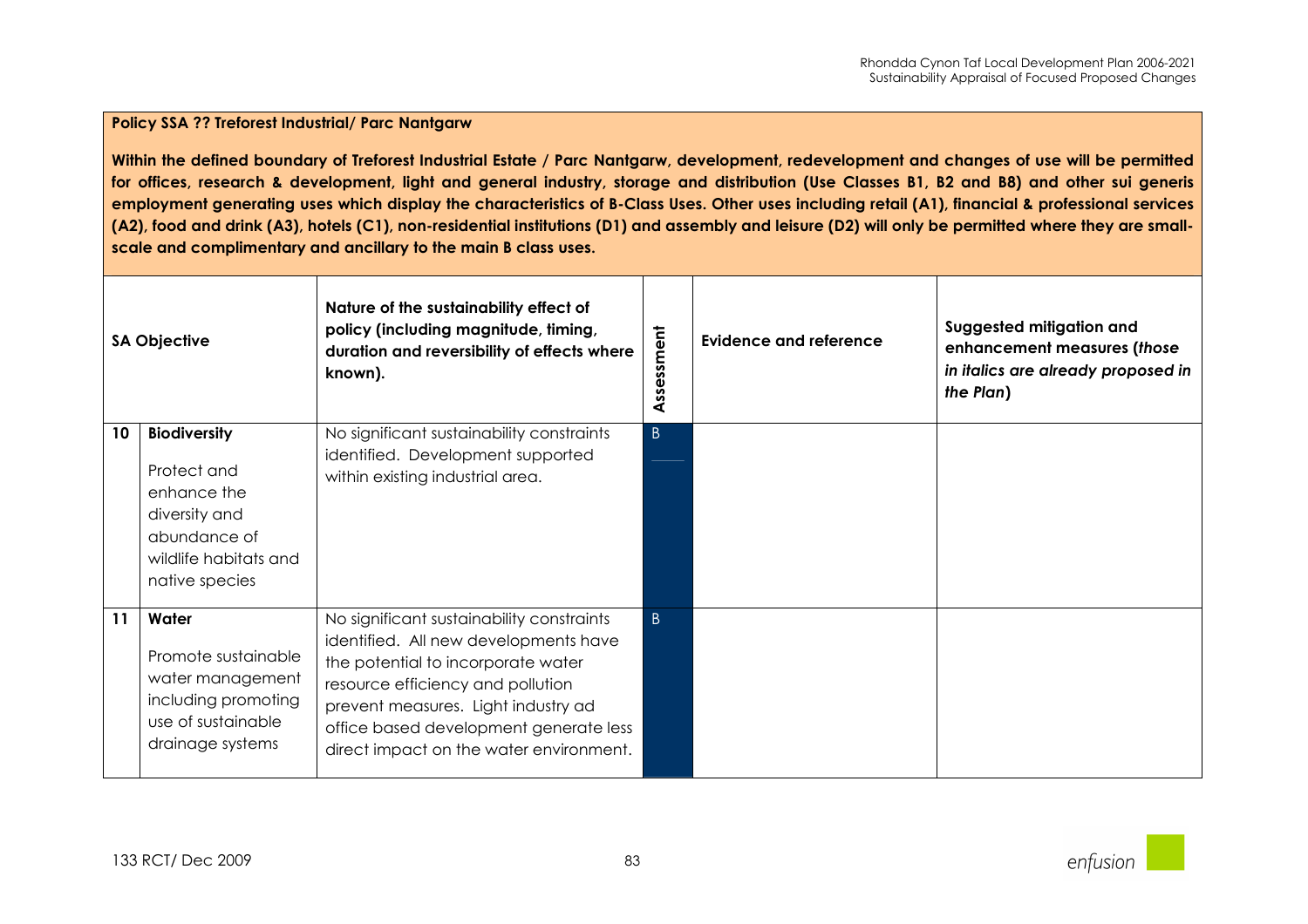**Policy SSA ?? Treforest Industrial/ Parc Nantgarw**

**Within the defined boundary of Treforest Industrial Estate / Parc Nantgarw, development, redevelopment and changes of use will be permitted for offices, research & development, light and general industry, storage and distribution (Use Classes B1, B2 and B8) and other sui generis employment generating uses which display the characteristics of B-Class Uses. Other uses including retail (A1), financial & professional services (A2), food and drink (A3), hotels (C1), non-residential institutions (D1) and assembly and leisure (D2) will only be permitted where they are small-scale and complimentary and ancillary to the main B class uses.**

| | SA Objective | Nature of the sustainability effect of policy (including magnitude, timing, duration and reversibility of effects where known). | Assessment | Evidence and reference | Suggested mitigation and enhancement measures (*those in italics are already proposed in the Plan*) |
|---|---|---|---|---|---|
| 10 | **Biodiversity**<br>Protect and enhance the diversity and abundance of wildlife habitats and native species | No significant sustainability constraints identified. Development supported within existing industrial area. | B | | |
| 11 | **Water**<br>Promote sustainable water management including promoting use of sustainable drainage systems | No significant sustainability constraints identified. All new developments have the potential to incorporate water resource efficiency and pollution prevent measures. Light industry ad office based development generate less direct impact on the water environment. | B | | |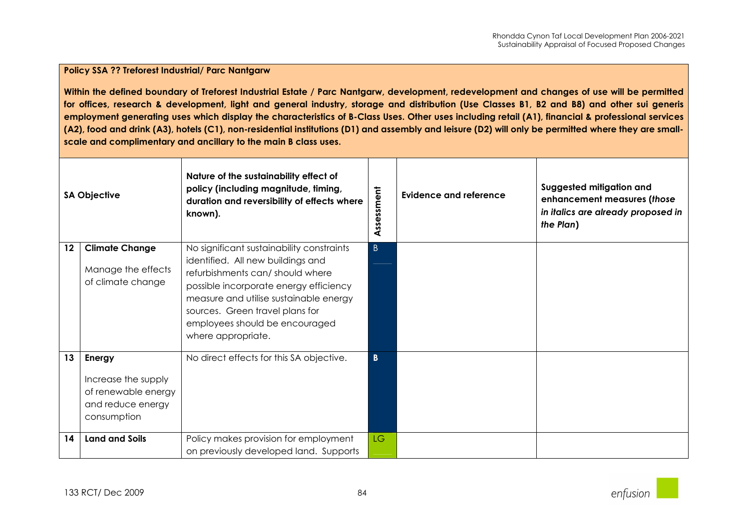**Policy SSA ?? Treforest Industrial/ Parc Nantgarw**

**Within the defined boundary of Treforest Industrial Estate / Parc Nantgarw, development, redevelopment and changes of use will be permitted for offices, research & development, light and general industry, storage and distribution (Use Classes B1, B2 and B8) and other sui generis employment generating uses which display the characteristics of B-Class Uses. Other uses including retail (A1), financial & professional services (A2), food and drink (A3), hotels (C1), non-residential institutions (D1) and assembly and leisure (D2) will only be permitted where they are small-scale and complimentary and ancillary to the main B class uses.**

| | SA Objective | Nature of the sustainability effect of policy (including magnitude, timing, duration and reversibility of effects where known). | Assessment | Evidence and reference | Suggested mitigation and enhancement measures (*those in italics are already proposed in the Plan*) |
|---|---|---|---|---|---|
| 12 | **Climate Change**<br><br>Manage the effects of climate change | No significant sustainability constraints identified. All new buildings and refurbishments can/ should where possible incorporate energy efficiency measure and utilise sustainable energy sources. Green travel plans for employees should be encouraged where appropriate. | B | | |
| 13 | **Energy**<br><br>Increase the supply of renewable energy and reduce energy consumption | No direct effects for this SA objective. | **B** | | |
| 14 | **Land and Soils** | Policy makes provision for employment on previously developed land. Supports | LG | | |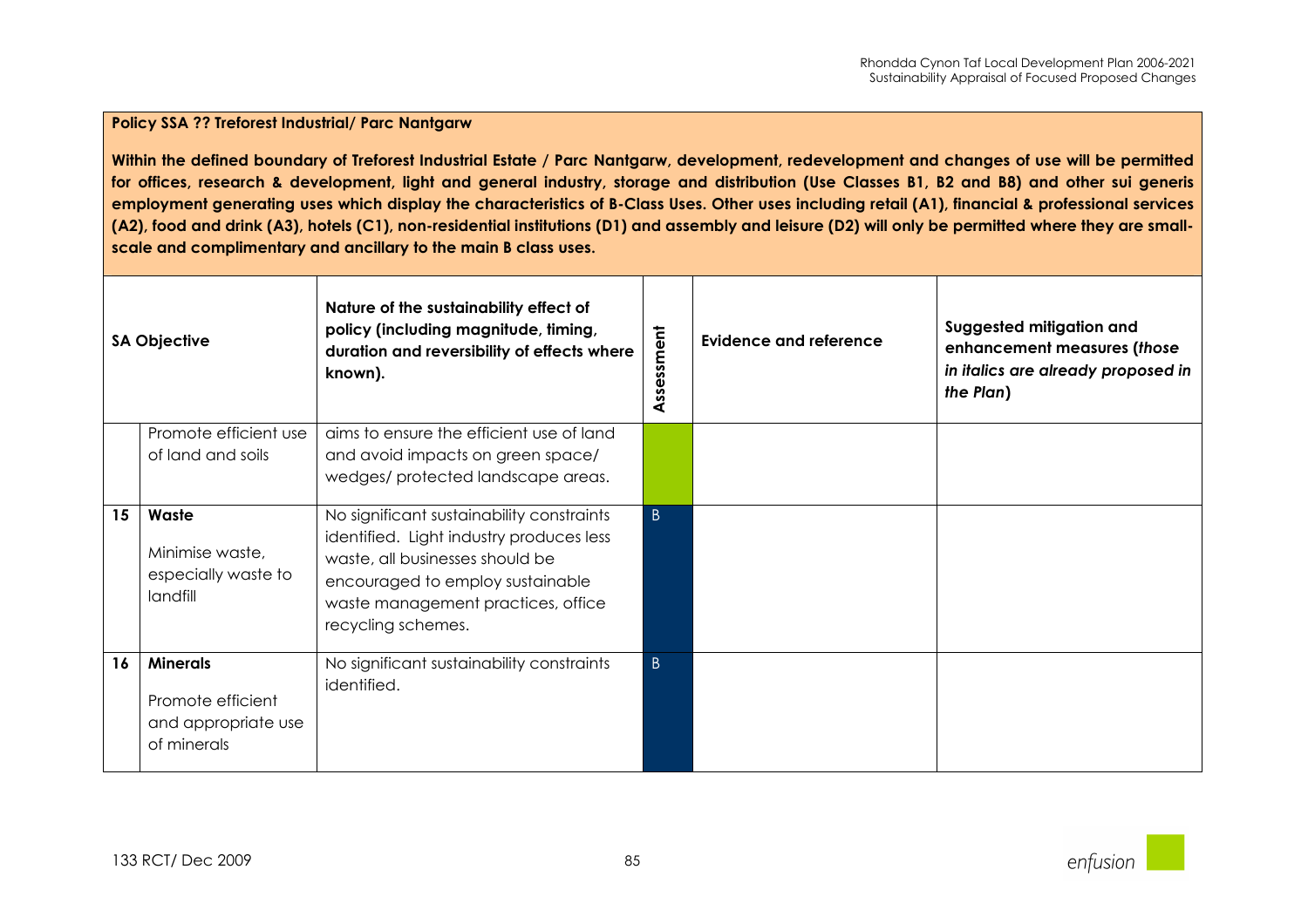**Policy SSA ?? Treforest Industrial/ Parc Nantgarw**

**Within the defined boundary of Treforest Industrial Estate / Parc Nantgarw, development, redevelopment and changes of use will be permitted for offices, research & development, light and general industry, storage and distribution (Use Classes B1, B2 and B8) and other sui generis employment generating uses which display the characteristics of B-Class Uses. Other uses including retail (A1), financial & professional services (A2), food and drink (A3), hotels (C1), non-residential institutions (D1) and assembly and leisure (D2) will only be permitted where they are small-scale and complimentary and ancillary to the main B class uses.**

| | SA Objective | Nature of the sustainability effect of policy (including magnitude, timing, duration and reversibility of effects where known). | Assessment | Evidence and reference | Suggested mitigation and enhancement measures (*those in italics are already proposed in the Plan*) |
|---|---|---|---|---|---|
| | Promote efficient use of land and soils | aims to ensure the efficient use of land and avoid impacts on green space/ wedges/ protected landscape areas. | | | |
| 15 | **Waste**<br>Minimise waste, especially waste to landfill | No significant sustainability constraints identified. Light industry produces less waste, all businesses should be encouraged to employ sustainable waste management practices, office recycling schemes. | B | | |
| 16 | **Minerals**<br>Promote efficient and appropriate use of minerals | No significant sustainability constraints identified. | B | | |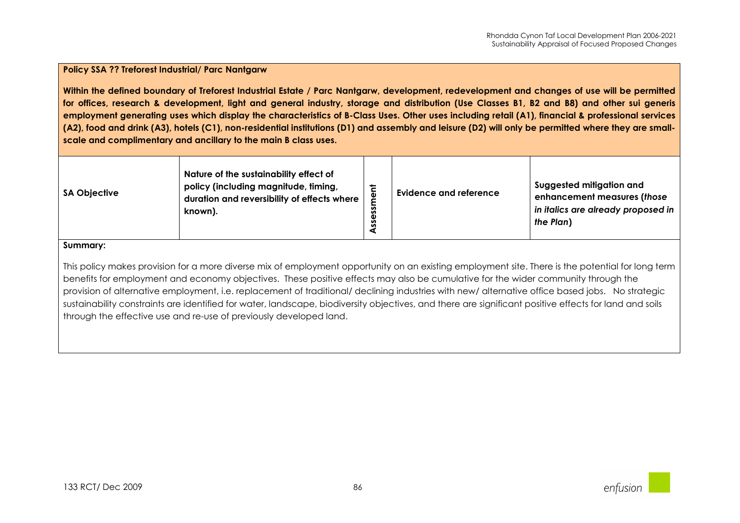**Policy SSA ?? Treforest Industrial/ Parc Nantgarw**

**Within the defined boundary of Treforest Industrial Estate / Parc Nantgarw, development, redevelopment and changes of use will be permitted for offices, research & development, light and general industry, storage and distribution (Use Classes B1, B2 and B8) and other sui generis employment generating uses which display the characteristics of B-Class Uses. Other uses including retail (A1), financial & professional services (A2), food and drink (A3), hotels (C1), non-residential institutions (D1) and assembly and leisure (D2) will only be permitted where they are small-scale and complimentary and ancillary to the main B class uses.**

| SA Objective | Nature of the sustainability effect of policy (including magnitude, timing, duration and reversibility of effects where known). | Assessment | Evidence and reference | Suggested mitigation and enhancement measures (*those in italics are already proposed in the Plan*) |
|---|---|---|---|---|

**Summary:**

This policy makes provision for a more diverse mix of employment opportunity on an existing employment site. There is the potential for long term benefits for employment and economy objectives. These positive effects may also be cumulative for the wider community through the provision of alternative employment, i.e. replacement of traditional/ declining industries with new/ alternative office based jobs. No strategic sustainability constraints are identified for water, landscape, biodiversity objectives, and there are significant positive effects for land and soils through the effective use and re-use of previously developed land.